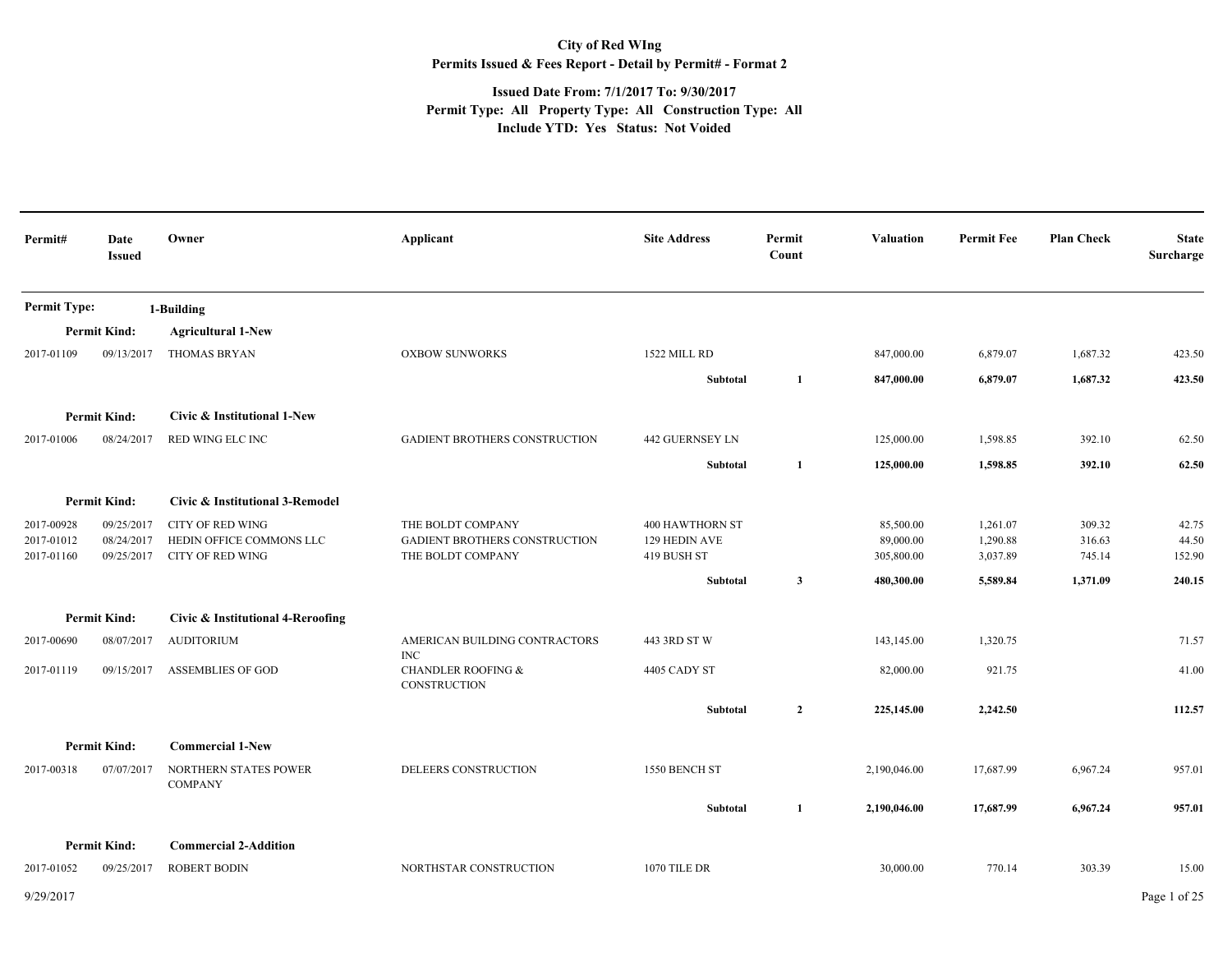# City of Red WIng

## Permits Issued & Fees Report - Detail by Permit# - Format 2

**Issued Date From: 7/1/2017 To: 9/30/2017**
**Permit Type: All Property Type: All Construction Type: All**
**Include YTD: Yes Status: Not Voided**

| Permit# | Date Issued | Owner | Applicant | Site Address | Permit Count | Valuation | Permit Fee | Plan Check | State Surcharge |
|---|---|---|---|---|---|---|---|---|---|
| **Permit Type:** | | **1-Building** | | | | | | | |
| **Permit Kind:** | | **Agricultural 1-New** | | | | | | | |
| 2017-01109 | 09/13/2017 | THOMAS BRYAN | OXBOW SUNWORKS | 1522 MILL RD | | 847,000.00 | 6,879.07 | 1,687.32 | 423.50 |
| | | | | **Subtotal** | **1** | **847,000.00** | **6,879.07** | **1,687.32** | **423.50** |
| **Permit Kind:** | | **Civic & Institutional 1-New** | | | | | | | |
| 2017-01006 | 08/24/2017 | RED WING ELC INC | GADIENT BROTHERS CONSTRUCTION | 442 GUERNSEY LN | | 125,000.00 | 1,598.85 | 392.10 | 62.50 |
| | | | | **Subtotal** | **1** | **125,000.00** | **1,598.85** | **392.10** | **62.50** |
| **Permit Kind:** | | **Civic & Institutional 3-Remodel** | | | | | | | |
| 2017-00928 | 09/25/2017 | CITY OF RED WING | THE BOLDT COMPANY | 400 HAWTHORN ST | | 85,500.00 | 1,261.07 | 309.32 | 42.75 |
| 2017-01012 | 08/24/2017 | HEDIN OFFICE COMMONS LLC | GADIENT BROTHERS CONSTRUCTION | 129 HEDIN AVE | | 89,000.00 | 1,290.88 | 316.63 | 44.50 |
| 2017-01160 | 09/25/2017 | CITY OF RED WING | THE BOLDT COMPANY | 419 BUSH ST | | 305,800.00 | 3,037.89 | 745.14 | 152.90 |
| | | | | **Subtotal** | **3** | **480,300.00** | **5,589.84** | **1,371.09** | **240.15** |
| **Permit Kind:** | | **Civic & Institutional 4-Reroofing** | | | | | | | |
| 2017-00690 | 08/07/2017 | AUDITORIUM | AMERICAN BUILDING CONTRACTORS INC | 443 3RD ST W | | 143,145.00 | 1,320.75 | | 71.57 |
| 2017-01119 | 09/15/2017 | ASSEMBLIES OF GOD | CHANDLER ROOFING & CONSTRUCTION | 4405 CADY ST | | 82,000.00 | 921.75 | | 41.00 |
| | | | | **Subtotal** | **2** | **225,145.00** | **2,242.50** | | **112.57** |
| **Permit Kind:** | | **Commercial 1-New** | | | | | | | |
| 2017-00318 | 07/07/2017 | NORTHERN STATES POWER COMPANY | DELEERS CONSTRUCTION | 1550 BENCH ST | | 2,190,046.00 | 17,687.99 | 6,967.24 | 957.01 |
| | | | | **Subtotal** | **1** | **2,190,046.00** | **17,687.99** | **6,967.24** | **957.01** |
| **Permit Kind:** | | **Commercial 2-Addition** | | | | | | | |
| 2017-01052 | 09/25/2017 | ROBERT BODIN | NORTHSTAR CONSTRUCTION | 1070 TILE DR | | 30,000.00 | 770.14 | 303.39 | 15.00 |

9/29/2017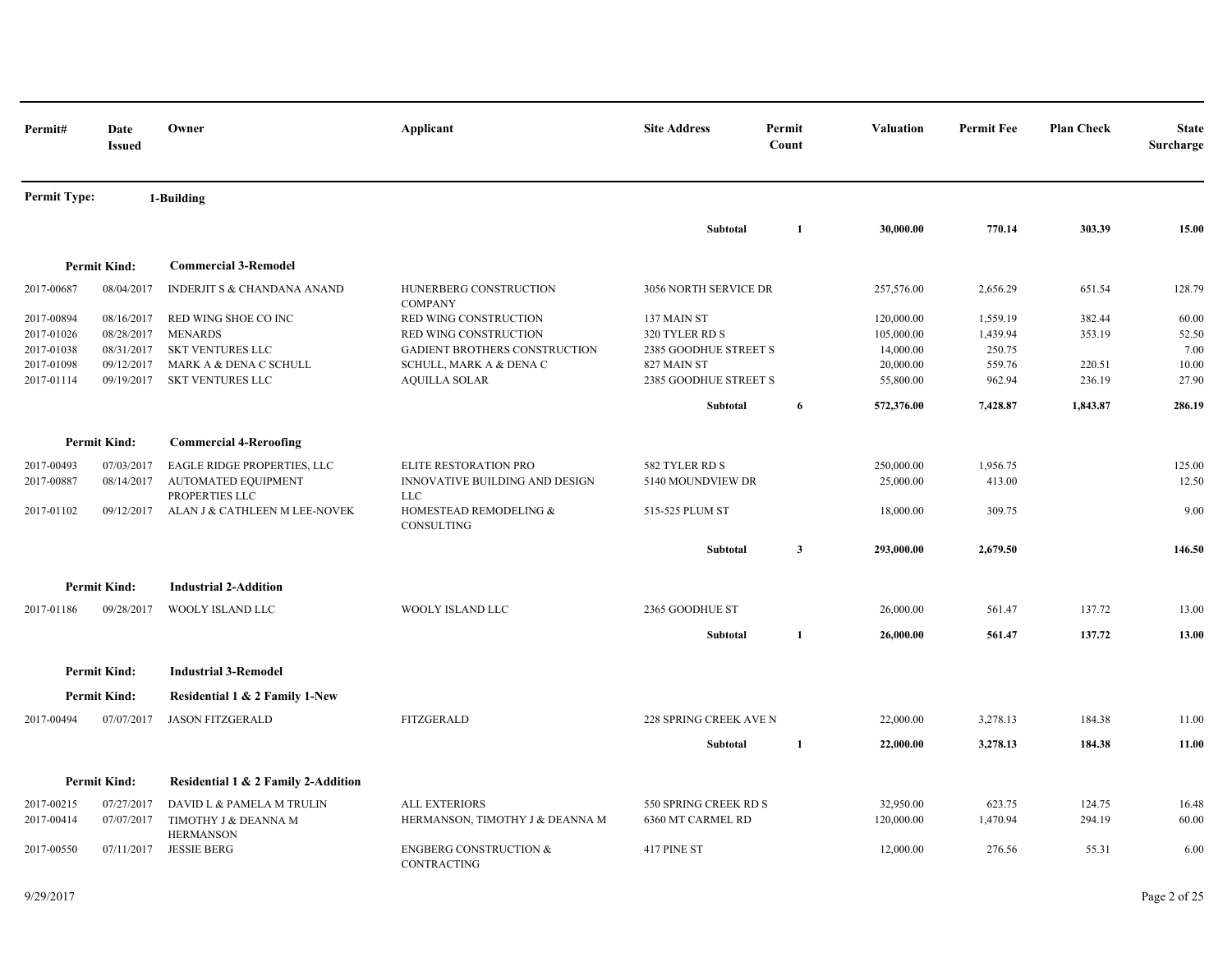| Permit# | Date Issued | Owner | Applicant | Site Address | Permit Count | Valuation | Permit Fee | Plan Check | State Surcharge |
|---|---|---|---|---|---|---|---|---|---|
| **Permit Type:** | | **1-Building** | | | | | | | |
| | | | | **Subtotal** | **1** | **30,000.00** | **770.14** | **303.39** | **15.00** |
| **Permit Kind:** | | **Commercial 3-Remodel** | | | | | | | |
| 2017-00687 | 08/04/2017 | INDERJIT S & CHANDANA ANAND | HUNERBERG CONSTRUCTION COMPANY | 3056 NORTH SERVICE DR | | 257,576.00 | 2,656.29 | 651.54 | 128.79 |
| 2017-00894 | 08/16/2017 | RED WING SHOE CO INC | RED WING CONSTRUCTION | 137 MAIN ST | | 120,000.00 | 1,559.19 | 382.44 | 60.00 |
| 2017-01026 | 08/28/2017 | MENARDS | RED WING CONSTRUCTION | 320 TYLER RD S | | 105,000.00 | 1,439.94 | 353.19 | 52.50 |
| 2017-01038 | 08/31/2017 | SKT VENTURES LLC | GADIENT BROTHERS CONSTRUCTION | 2385 GOODHUE STREET S | | 14,000.00 | 250.75 | | 7.00 |
| 2017-01098 | 09/12/2017 | MARK A & DENA C SCHULL | SCHULL, MARK A & DENA C | 827 MAIN ST | | 20,000.00 | 559.76 | 220.51 | 10.00 |
| 2017-01114 | 09/19/2017 | SKT VENTURES LLC | AQUILLA SOLAR | 2385 GOODHUE STREET S | | 55,800.00 | 962.94 | 236.19 | 27.90 |
| | | | | **Subtotal** | **6** | **572,376.00** | **7,428.87** | **1,843.87** | **286.19** |
| **Permit Kind:** | | **Commercial 4-Reroofing** | | | | | | | |
| 2017-00493 | 07/03/2017 | EAGLE RIDGE PROPERTIES, LLC | ELITE RESTORATION PRO | 582 TYLER RD S | | 250,000.00 | 1,956.75 | | 125.00 |
| 2017-00887 | 08/14/2017 | AUTOMATED EQUIPMENT PROPERTIES LLC | INNOVATIVE BUILDING AND DESIGN LLC | 5140 MOUNDVIEW DR | | 25,000.00 | 413.00 | | 12.50 |
| 2017-01102 | 09/12/2017 | ALAN J & CATHLEEN M LEE-NOVEK | HOMESTEAD REMODELING & CONSULTING | 515-525 PLUM ST | | 18,000.00 | 309.75 | | 9.00 |
| | | | | **Subtotal** | **3** | **293,000.00** | **2,679.50** | | **146.50** |
| **Permit Kind:** | | **Industrial 2-Addition** | | | | | | | |
| 2017-01186 | 09/28/2017 | WOOLY ISLAND LLC | WOOLY ISLAND LLC | 2365 GOODHUE ST | | 26,000.00 | 561.47 | 137.72 | 13.00 |
| | | | | **Subtotal** | **1** | **26,000.00** | **561.47** | **137.72** | **13.00** |
| **Permit Kind:** | | **Industrial 3-Remodel** | | | | | | | |
| **Permit Kind:** | | **Residential 1 & 2 Family 1-New** | | | | | | | |
| 2017-00494 | 07/07/2017 | JASON FITZGERALD | FITZGERALD | 228 SPRING CREEK AVE N | | 22,000.00 | 3,278.13 | 184.38 | 11.00 |
| | | | | **Subtotal** | **1** | **22,000.00** | **3,278.13** | **184.38** | **11.00** |
| **Permit Kind:** | | **Residential 1 & 2 Family 2-Addition** | | | | | | | |
| 2017-00215 | 07/27/2017 | DAVID L & PAMELA M TRULIN | ALL EXTERIORS | 550 SPRING CREEK RD S | | 32,950.00 | 623.75 | 124.75 | 16.48 |
| 2017-00414 | 07/07/2017 | TIMOTHY J & DEANNA M HERMANSON | HERMANSON, TIMOTHY J & DEANNA M | 6360 MT CARMEL RD | | 120,000.00 | 1,470.94 | 294.19 | 60.00 |
| 2017-00550 | 07/11/2017 | JESSIE BERG | ENGBERG CONSTRUCTION & CONTRACTING | 417 PINE ST | | 12,000.00 | 276.56 | 55.31 | 6.00 |

9/29/2017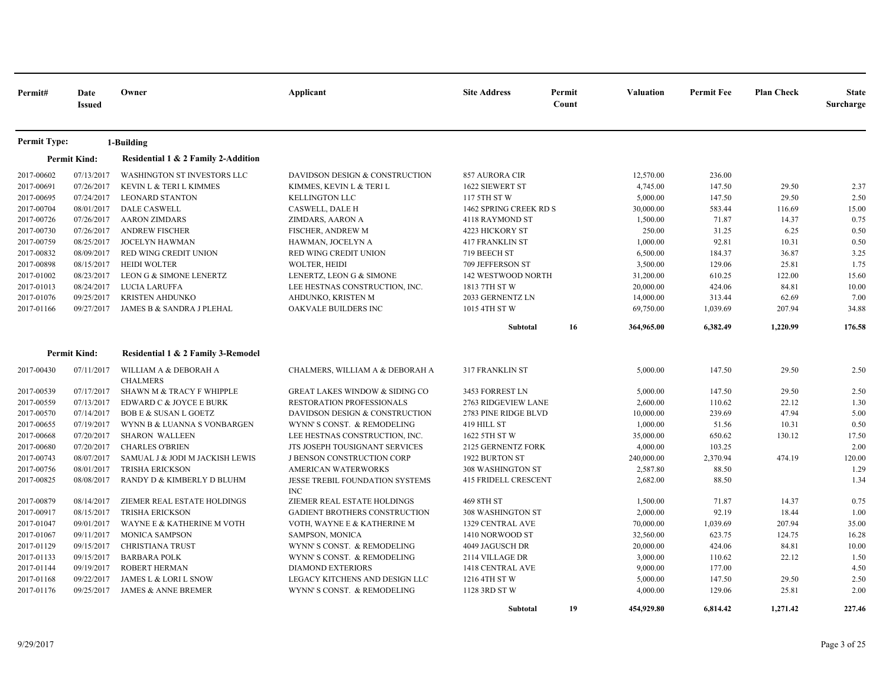| Permit# | Date Issued | Owner | Applicant | Site Address | Permit Count | Valuation | Permit Fee | Plan Check | State Surcharge |
|---|---|---|---|---|---|---|---|---|---|
| **Permit Type:** | | **1-Building** | | | | | | | |
| **Permit Kind:** | | **Residential 1 & 2 Family 2-Addition** | | | | | | | |
| 2017-00602 | 07/13/2017 | WASHINGTON ST INVESTORS LLC | DAVIDSON DESIGN & CONSTRUCTION | 857 AURORA CIR | | 12,570.00 | 236.00 | | |
| 2017-00691 | 07/26/2017 | KEVIN L & TERI L KIMMES | KIMMES, KEVIN L & TERI L | 1622 SIEWERT ST | | 4,745.00 | 147.50 | 29.50 | 2.37 |
| 2017-00695 | 07/24/2017 | LEONARD STANTON | KELLINGTON LLC | 117 5TH ST W | | 5,000.00 | 147.50 | 29.50 | 2.50 |
| 2017-00704 | 08/01/2017 | DALE CASWELL | CASWELL, DALE H | 1462 SPRING CREEK RD S | | 30,000.00 | 583.44 | 116.69 | 15.00 |
| 2017-00726 | 07/26/2017 | AARON ZIMDARS | ZIMDARS, AARON A | 4118 RAYMOND ST | | 1,500.00 | 71.87 | 14.37 | 0.75 |
| 2017-00730 | 07/26/2017 | ANDREW FISCHER | FISCHER, ANDREW M | 4223 HICKORY ST | | 250.00 | 31.25 | 6.25 | 0.50 |
| 2017-00759 | 08/25/2017 | JOCELYN HAWMAN | HAWMAN, JOCELYN A | 417 FRANKLIN ST | | 1,000.00 | 92.81 | 10.31 | 0.50 |
| 2017-00832 | 08/09/2017 | RED WING CREDIT UNION | RED WING CREDIT UNION | 719 BEECH ST | | 6,500.00 | 184.37 | 36.87 | 3.25 |
| 2017-00898 | 08/15/2017 | HEIDI WOLTER | WOLTER, HEIDI | 709 JEFFERSON ST | | 3,500.00 | 129.06 | 25.81 | 1.75 |
| 2017-01002 | 08/23/2017 | LEON G & SIMONE LENERTZ | LENERTZ, LEON G & SIMONE | 142 WESTWOOD NORTH | | 31,200.00 | 610.25 | 122.00 | 15.60 |
| 2017-01013 | 08/24/2017 | LUCIA LARUFFA | LEE HESTNAS CONSTRUCTION, INC. | 1813 7TH ST W | | 20,000.00 | 424.06 | 84.81 | 10.00 |
| 2017-01076 | 09/25/2017 | KRISTEN AHDUNKO | AHDUNKO, KRISTEN M | 2033 GERNENTZ LN | | 14,000.00 | 313.44 | 62.69 | 7.00 |
| 2017-01166 | 09/27/2017 | JAMES B & SANDRA J PLEHAL | OAKVALE BUILDERS INC | 1015 4TH ST W | | 69,750.00 | 1,039.69 | 207.94 | 34.88 |
| | | | | **Subtotal** | **16** | **364,965.00** | **6,382.49** | **1,220.99** | **176.58** |
| **Permit Kind:** | | **Residential 1 & 2 Family 3-Remodel** | | | | | | | |
| 2017-00430 | 07/11/2017 | WILLIAM A & DEBORAH A CHALMERS | CHALMERS, WILLIAM A & DEBORAH A | 317 FRANKLIN ST | | 5,000.00 | 147.50 | 29.50 | 2.50 |
| 2017-00539 | 07/17/2017 | SHAWN M & TRACY F WHIPPLE | GREAT LAKES WINDOW & SIDING CO | 3453 FORREST LN | | 5,000.00 | 147.50 | 29.50 | 2.50 |
| 2017-00559 | 07/13/2017 | EDWARD C & JOYCE E BURK | RESTORATION PROFESSIONALS | 2763 RIDGEVIEW LANE | | 2,600.00 | 110.62 | 22.12 | 1.30 |
| 2017-00570 | 07/14/2017 | BOB E & SUSAN L GOETZ | DAVIDSON DESIGN & CONSTRUCTION | 2783 PINE RIDGE BLVD | | 10,000.00 | 239.69 | 47.94 | 5.00 |
| 2017-00655 | 07/19/2017 | WYNN B & LUANNA S VONBARGEN | WYNN' S CONST. & REMODELING | 419 HILL ST | | 1,000.00 | 51.56 | 10.31 | 0.50 |
| 2017-00668 | 07/20/2017 | SHARON WALLEEN | LEE HESTNAS CONSTRUCTION, INC. | 1622 5TH ST W | | 35,000.00 | 650.62 | 130.12 | 17.50 |
| 2017-00680 | 07/20/2017 | CHARLES O'BRIEN | JTS JOSEPH TOUSIGNANT SERVICES | 2125 GERNENTZ FORK | | 4,000.00 | 103.25 | | 2.00 |
| 2017-00743 | 08/07/2017 | SAMUAL J & JODI M JACKISH LEWIS | J BENSON CONSTRUCTION CORP | 1922 BURTON ST | | 240,000.00 | 2,370.94 | 474.19 | 120.00 |
| 2017-00756 | 08/01/2017 | TRISHA ERICKSON | AMERICAN WATERWORKS | 308 WASHINGTON ST | | 2,587.80 | 88.50 | | 1.29 |
| 2017-00825 | 08/08/2017 | RANDY D & KIMBERLY D BLUHM | JESSE TREBIL FOUNDATION SYSTEMS INC | 415 FRIDELL CRESCENT | | 2,682.00 | 88.50 | | 1.34 |
| 2017-00879 | 08/14/2017 | ZIEMER REAL ESTATE HOLDINGS | ZIEMER REAL ESTATE HOLDINGS | 469 8TH ST | | 1,500.00 | 71.87 | 14.37 | 0.75 |
| 2017-00917 | 08/15/2017 | TRISHA ERICKSON | GADIENT BROTHERS CONSTRUCTION | 308 WASHINGTON ST | | 2,000.00 | 92.19 | 18.44 | 1.00 |
| 2017-01047 | 09/01/2017 | WAYNE E & KATHERINE M VOTH | VOTH, WAYNE E & KATHERINE M | 1329 CENTRAL AVE | | 70,000.00 | 1,039.69 | 207.94 | 35.00 |
| 2017-01067 | 09/11/2017 | MONICA SAMPSON | SAMPSON, MONICA | 1410 NORWOOD ST | | 32,560.00 | 623.75 | 124.75 | 16.28 |
| 2017-01129 | 09/15/2017 | CHRISTIANA TRUST | WYNN' S CONST. & REMODELING | 4049 JAGUSCH DR | | 20,000.00 | 424.06 | 84.81 | 10.00 |
| 2017-01133 | 09/15/2017 | BARBARA POLK | WYNN' S CONST. & REMODELING | 2114 VILLAGE DR | | 3,000.00 | 110.62 | 22.12 | 1.50 |
| 2017-01144 | 09/19/2017 | ROBERT HERMAN | DIAMOND EXTERIORS | 1418 CENTRAL AVE | | 9,000.00 | 177.00 | | 4.50 |
| 2017-01168 | 09/22/2017 | JAMES L & LORI L SNOW | LEGACY KITCHENS AND DESIGN LLC | 1216 4TH ST W | | 5,000.00 | 147.50 | 29.50 | 2.50 |
| 2017-01176 | 09/25/2017 | JAMES & ANNE BREMER | WYNN' S CONST. & REMODELING | 1128 3RD ST W | | 4,000.00 | 129.06 | 25.81 | 2.00 |
| | | | | **Subtotal** | **19** | **454,929.80** | **6,814.42** | **1,271.42** | **227.46** |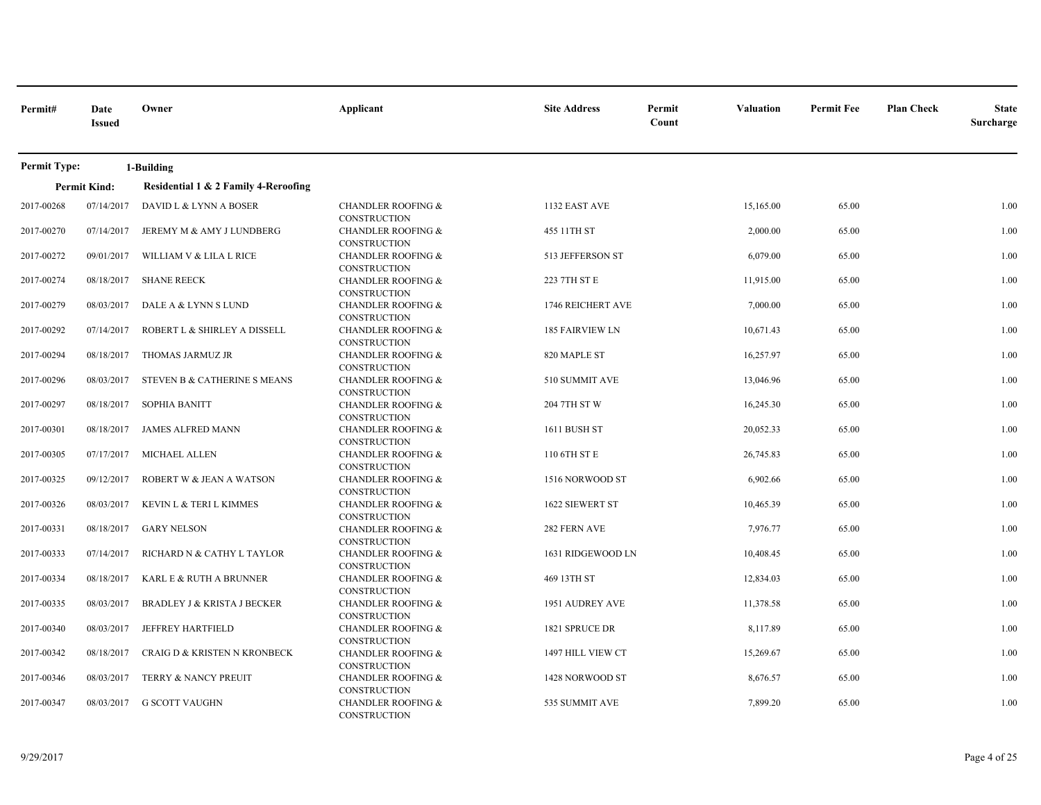| Permit# | Date Issued | Owner | Applicant | Site Address | Permit Count | Valuation | Permit Fee | Plan Check | State Surcharge |
|---|---|---|---|---|---|---|---|---|---|
| **Permit Type:** | | **1-Building** | | | | | | | |
| **Permit Kind:** | | **Residential 1 & 2 Family 4-Reroofing** | | | | | | | |
| 2017-00268 | 07/14/2017 | DAVID L & LYNN A BOSER | CHANDLER ROOFING & CONSTRUCTION | 1132 EAST AVE | | 15,165.00 | 65.00 | | 1.00 |
| 2017-00270 | 07/14/2017 | JEREMY M & AMY J LUNDBERG | CHANDLER ROOFING & CONSTRUCTION | 455 11TH ST | | 2,000.00 | 65.00 | | 1.00 |
| 2017-00272 | 09/01/2017 | WILLIAM V & LILA L RICE | CHANDLER ROOFING & CONSTRUCTION | 513 JEFFERSON ST | | 6,079.00 | 65.00 | | 1.00 |
| 2017-00274 | 08/18/2017 | SHANE REECK | CHANDLER ROOFING & CONSTRUCTION | 223 7TH ST E | | 11,915.00 | 65.00 | | 1.00 |
| 2017-00279 | 08/03/2017 | DALE A & LYNN S LUND | CHANDLER ROOFING & CONSTRUCTION | 1746 REICHERT AVE | | 7,000.00 | 65.00 | | 1.00 |
| 2017-00292 | 07/14/2017 | ROBERT L & SHIRLEY A DISSELL | CHANDLER ROOFING & CONSTRUCTION | 185 FAIRVIEW LN | | 10,671.43 | 65.00 | | 1.00 |
| 2017-00294 | 08/18/2017 | THOMAS JARMUZ JR | CHANDLER ROOFING & CONSTRUCTION | 820 MAPLE ST | | 16,257.97 | 65.00 | | 1.00 |
| 2017-00296 | 08/03/2017 | STEVEN B & CATHERINE S MEANS | CHANDLER ROOFING & CONSTRUCTION | 510 SUMMIT AVE | | 13,046.96 | 65.00 | | 1.00 |
| 2017-00297 | 08/18/2017 | SOPHIA BANITT | CHANDLER ROOFING & CONSTRUCTION | 204 7TH ST W | | 16,245.30 | 65.00 | | 1.00 |
| 2017-00301 | 08/18/2017 | JAMES ALFRED MANN | CHANDLER ROOFING & CONSTRUCTION | 1611 BUSH ST | | 20,052.33 | 65.00 | | 1.00 |
| 2017-00305 | 07/17/2017 | MICHAEL ALLEN | CHANDLER ROOFING & CONSTRUCTION | 110 6TH ST E | | 26,745.83 | 65.00 | | 1.00 |
| 2017-00325 | 09/12/2017 | ROBERT W & JEAN A WATSON | CHANDLER ROOFING & CONSTRUCTION | 1516 NORWOOD ST | | 6,902.66 | 65.00 | | 1.00 |
| 2017-00326 | 08/03/2017 | KEVIN L & TERI L KIMMES | CHANDLER ROOFING & CONSTRUCTION | 1622 SIEWERT ST | | 10,465.39 | 65.00 | | 1.00 |
| 2017-00331 | 08/18/2017 | GARY NELSON | CHANDLER ROOFING & CONSTRUCTION | 282 FERN AVE | | 7,976.77 | 65.00 | | 1.00 |
| 2017-00333 | 07/14/2017 | RICHARD N & CATHY L TAYLOR | CHANDLER ROOFING & CONSTRUCTION | 1631 RIDGEWOOD LN | | 10,408.45 | 65.00 | | 1.00 |
| 2017-00334 | 08/18/2017 | KARL E & RUTH A BRUNNER | CHANDLER ROOFING & CONSTRUCTION | 469 13TH ST | | 12,834.03 | 65.00 | | 1.00 |
| 2017-00335 | 08/03/2017 | BRADLEY J & KRISTA J BECKER | CHANDLER ROOFING & CONSTRUCTION | 1951 AUDREY AVE | | 11,378.58 | 65.00 | | 1.00 |
| 2017-00340 | 08/03/2017 | JEFFREY HARTFIELD | CHANDLER ROOFING & CONSTRUCTION | 1821 SPRUCE DR | | 8,117.89 | 65.00 | | 1.00 |
| 2017-00342 | 08/18/2017 | CRAIG D & KRISTEN N KRONBECK | CHANDLER ROOFING & CONSTRUCTION | 1497 HILL VIEW CT | | 15,269.67 | 65.00 | | 1.00 |
| 2017-00346 | 08/03/2017 | TERRY & NANCY PREUIT | CHANDLER ROOFING & CONSTRUCTION | 1428 NORWOOD ST | | 8,676.57 | 65.00 | | 1.00 |
| 2017-00347 | 08/03/2017 | G SCOTT VAUGHN | CHANDLER ROOFING & CONSTRUCTION | 535 SUMMIT AVE | | 7,899.20 | 65.00 | | 1.00 |

9/29/2017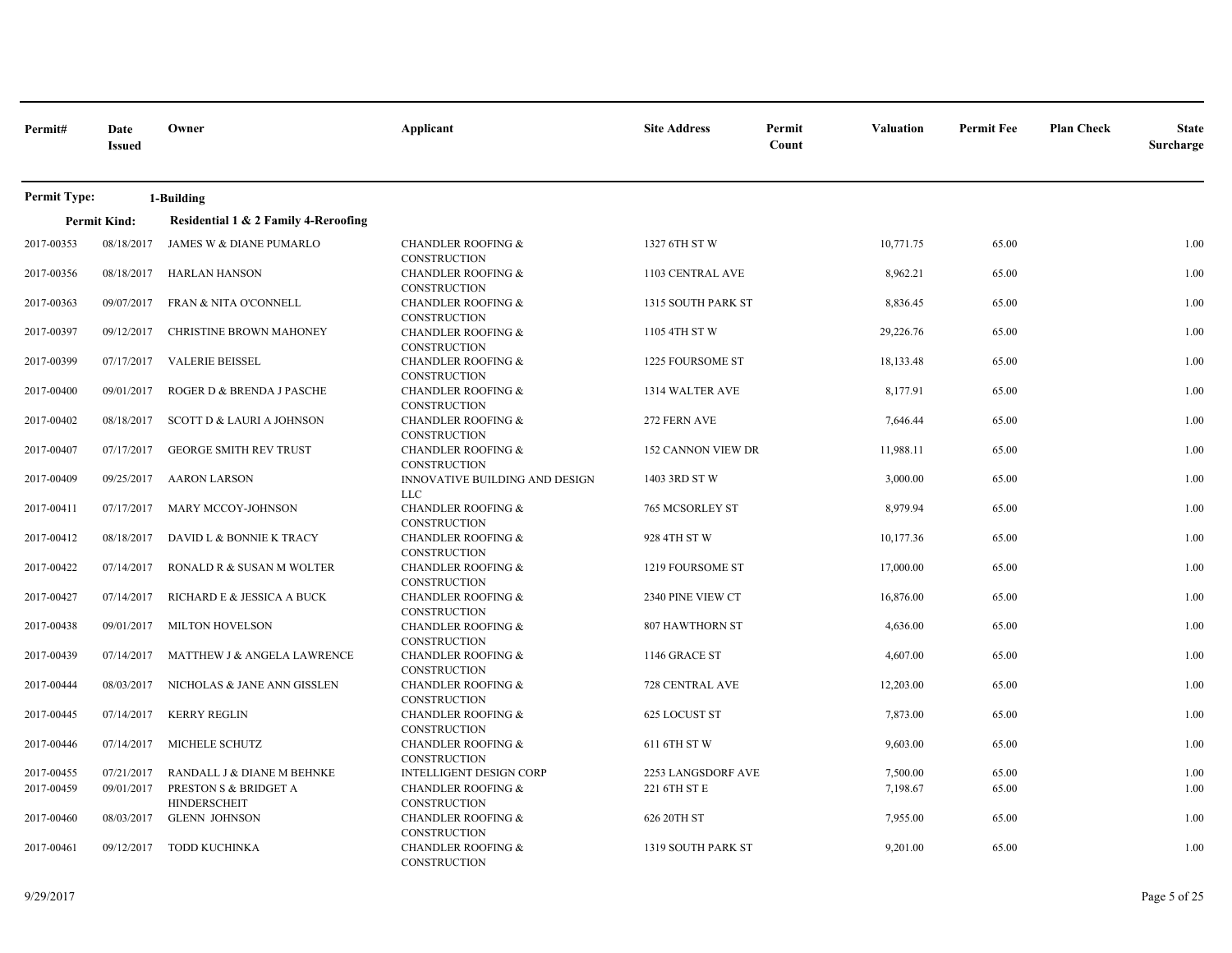| Permit# | Date Issued | Owner | Applicant | Site Address | Permit Count | Valuation | Permit Fee | Plan Check | State Surcharge |
|---|---|---|---|---|---|---|---|---|---|
| **Permit Type:** | | **1-Building** | | | | | | | |
| **Permit Kind:** | | **Residential 1 & 2 Family 4-Reroofing** | | | | | | | |
| 2017-00353 | 08/18/2017 | JAMES W & DIANE PUMARLO | CHANDLER ROOFING & CONSTRUCTION | 1327 6TH ST W | | 10,771.75 | 65.00 | | 1.00 |
| 2017-00356 | 08/18/2017 | HARLAN HANSON | CHANDLER ROOFING & CONSTRUCTION | 1103 CENTRAL AVE | | 8,962.21 | 65.00 | | 1.00 |
| 2017-00363 | 09/07/2017 | FRAN & NITA O'CONNELL | CHANDLER ROOFING & CONSTRUCTION | 1315 SOUTH PARK ST | | 8,836.45 | 65.00 | | 1.00 |
| 2017-00397 | 09/12/2017 | CHRISTINE BROWN MAHONEY | CHANDLER ROOFING & CONSTRUCTION | 1105 4TH ST W | | 29,226.76 | 65.00 | | 1.00 |
| 2017-00399 | 07/17/2017 | VALERIE BEISSEL | CHANDLER ROOFING & CONSTRUCTION | 1225 FOURSOME ST | | 18,133.48 | 65.00 | | 1.00 |
| 2017-00400 | 09/01/2017 | ROGER D & BRENDA J PASCHE | CHANDLER ROOFING & CONSTRUCTION | 1314 WALTER AVE | | 8,177.91 | 65.00 | | 1.00 |
| 2017-00402 | 08/18/2017 | SCOTT D & LAURI A JOHNSON | CHANDLER ROOFING & CONSTRUCTION | 272 FERN AVE | | 7,646.44 | 65.00 | | 1.00 |
| 2017-00407 | 07/17/2017 | GEORGE SMITH REV TRUST | CHANDLER ROOFING & CONSTRUCTION | 152 CANNON VIEW DR | | 11,988.11 | 65.00 | | 1.00 |
| 2017-00409 | 09/25/2017 | AARON LARSON | INNOVATIVE BUILDING AND DESIGN LLC | 1403 3RD ST W | | 3,000.00 | 65.00 | | 1.00 |
| 2017-00411 | 07/17/2017 | MARY MCCOY-JOHNSON | CHANDLER ROOFING & CONSTRUCTION | 765 MCSORLEY ST | | 8,979.94 | 65.00 | | 1.00 |
| 2017-00412 | 08/18/2017 | DAVID L & BONNIE K TRACY | CHANDLER ROOFING & CONSTRUCTION | 928 4TH ST W | | 10,177.36 | 65.00 | | 1.00 |
| 2017-00422 | 07/14/2017 | RONALD R & SUSAN M WOLTER | CHANDLER ROOFING & CONSTRUCTION | 1219 FOURSOME ST | | 17,000.00 | 65.00 | | 1.00 |
| 2017-00427 | 07/14/2017 | RICHARD E & JESSICA A BUCK | CHANDLER ROOFING & CONSTRUCTION | 2340 PINE VIEW CT | | 16,876.00 | 65.00 | | 1.00 |
| 2017-00438 | 09/01/2017 | MILTON HOVELSON | CHANDLER ROOFING & CONSTRUCTION | 807 HAWTHORN ST | | 4,636.00 | 65.00 | | 1.00 |
| 2017-00439 | 07/14/2017 | MATTHEW J & ANGELA LAWRENCE | CHANDLER ROOFING & CONSTRUCTION | 1146 GRACE ST | | 4,607.00 | 65.00 | | 1.00 |
| 2017-00444 | 08/03/2017 | NICHOLAS & JANE ANN GISSLEN | CHANDLER ROOFING & CONSTRUCTION | 728 CENTRAL AVE | | 12,203.00 | 65.00 | | 1.00 |
| 2017-00445 | 07/14/2017 | KERRY REGLIN | CHANDLER ROOFING & CONSTRUCTION | 625 LOCUST ST | | 7,873.00 | 65.00 | | 1.00 |
| 2017-00446 | 07/14/2017 | MICHELE SCHUTZ | CHANDLER ROOFING & CONSTRUCTION | 611 6TH ST W | | 9,603.00 | 65.00 | | 1.00 |
| 2017-00455 | 07/21/2017 | RANDALL J & DIANE M BEHNKE | INTELLIGENT DESIGN CORP | 2253 LANGSDORF AVE | | 7,500.00 | 65.00 | | 1.00 |
| 2017-00459 | 09/01/2017 | PRESTON S & BRIDGET A HINDERSCHEIT | CHANDLER ROOFING & CONSTRUCTION | 221 6TH ST E | | 7,198.67 | 65.00 | | 1.00 |
| 2017-00460 | 08/03/2017 | GLENN JOHNSON | CHANDLER ROOFING & CONSTRUCTION | 626 20TH ST | | 7,955.00 | 65.00 | | 1.00 |
| 2017-00461 | 09/12/2017 | TODD KUCHINKA | CHANDLER ROOFING & CONSTRUCTION | 1319 SOUTH PARK ST | | 9,201.00 | 65.00 | | 1.00 |

9/29/2017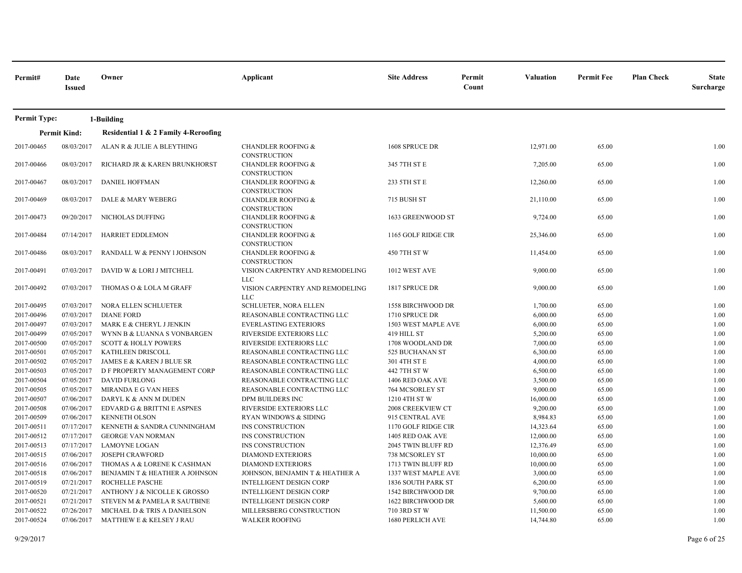| Permit# | Date Issued | Owner | Applicant | Site Address | Permit Count | Valuation | Permit Fee | Plan Check | State Surcharge |
|---|---|---|---|---|---|---|---|---|---|
| **Permit Type:** | | **1-Building** | | | | | | | |
| **Permit Kind:** | | **Residential 1 & 2 Family 4-Reroofing** | | | | | | | |
| 2017-00465 | 08/03/2017 | ALAN R & JULIE A BLEYTHING | CHANDLER ROOFING & CONSTRUCTION | 1608 SPRUCE DR | | 12,971.00 | 65.00 | | 1.00 |
| 2017-00466 | 08/03/2017 | RICHARD JR & KAREN BRUNKHORST | CHANDLER ROOFING & CONSTRUCTION | 345 7TH ST E | | 7,205.00 | 65.00 | | 1.00 |
| 2017-00467 | 08/03/2017 | DANIEL HOFFMAN | CHANDLER ROOFING & CONSTRUCTION | 233 5TH ST E | | 12,260.00 | 65.00 | | 1.00 |
| 2017-00469 | 08/03/2017 | DALE & MARY WEBERG | CHANDLER ROOFING & CONSTRUCTION | 715 BUSH ST | | 21,110.00 | 65.00 | | 1.00 |
| 2017-00473 | 09/20/2017 | NICHOLAS DUFFING | CHANDLER ROOFING & CONSTRUCTION | 1633 GREENWOOD ST | | 9,724.00 | 65.00 | | 1.00 |
| 2017-00484 | 07/14/2017 | HARRIET EDDLEMON | CHANDLER ROOFING & CONSTRUCTION | 1165 GOLF RIDGE CIR | | 25,346.00 | 65.00 | | 1.00 |
| 2017-00486 | 08/03/2017 | RANDALL W & PENNY l JOHNSON | CHANDLER ROOFING & CONSTRUCTION | 450 7TH ST W | | 11,454.00 | 65.00 | | 1.00 |
| 2017-00491 | 07/03/2017 | DAVID W & LORI J MITCHELL | VISION CARPENTRY AND REMODELING LLC | 1012 WEST AVE | | 9,000.00 | 65.00 | | 1.00 |
| 2017-00492 | 07/03/2017 | THOMAS O & LOLA M GRAFF | VISION CARPENTRY AND REMODELING LLC | 1817 SPRUCE DR | | 9,000.00 | 65.00 | | 1.00 |
| 2017-00495 | 07/03/2017 | NORA ELLEN SCHLUETER | SCHLUETER, NORA ELLEN | 1558 BIRCHWOOD DR | | 1,700.00 | 65.00 | | 1.00 |
| 2017-00496 | 07/03/2017 | DIANE FORD | REASONABLE CONTRACTING LLC | 1710 SPRUCE DR | | 6,000.00 | 65.00 | | 1.00 |
| 2017-00497 | 07/03/2017 | MARK E & CHERYL J JENKIN | EVERLASTING EXTERIORS | 1503 WEST MAPLE AVE | | 6,000.00 | 65.00 | | 1.00 |
| 2017-00499 | 07/05/2017 | WYNN B & LUANNA S VONBARGEN | RIVERSIDE EXTERIORS LLC | 419 HILL ST | | 5,200.00 | 65.00 | | 1.00 |
| 2017-00500 | 07/05/2017 | SCOTT & HOLLY POWERS | RIVERSIDE EXTERIORS LLC | 1708 WOODLAND DR | | 7,000.00 | 65.00 | | 1.00 |
| 2017-00501 | 07/05/2017 | KATHLEEN DRISCOLL | REASONABLE CONTRACTING LLC | 525 BUCHANAN ST | | 6,300.00 | 65.00 | | 1.00 |
| 2017-00502 | 07/05/2017 | JAMES E & KAREN J BLUE SR | REASONABLE CONTRACTING LLC | 301 4TH ST E | | 4,000.00 | 65.00 | | 1.00 |
| 2017-00503 | 07/05/2017 | D F PROPERTY MANAGEMENT CORP | REASONABLE CONTRACTING LLC | 442 7TH ST W | | 6,500.00 | 65.00 | | 1.00 |
| 2017-00504 | 07/05/2017 | DAVID FURLONG | REASONABLE CONTRACTING LLC | 1406 RED OAK AVE | | 3,500.00 | 65.00 | | 1.00 |
| 2017-00505 | 07/05/2017 | MIRANDA E G VAN HEES | REASONABLE CONTRACTING LLC | 764 MCSORLEY ST | | 9,000.00 | 65.00 | | 1.00 |
| 2017-00507 | 07/06/2017 | DARYL K & ANN M DUDEN | DPM BUILDERS INC | 1210 4TH ST W | | 16,000.00 | 65.00 | | 1.00 |
| 2017-00508 | 07/06/2017 | EDVARD G & BRITTNI E ASPNES | RIVERSIDE EXTERIORS LLC | 2008 CREEKVIEW CT | | 9,200.00 | 65.00 | | 1.00 |
| 2017-00509 | 07/06/2017 | KENNETH OLSON | RYAN WINDOWS & SIDING | 915 CENTRAL AVE | | 8,984.83 | 65.00 | | 1.00 |
| 2017-00511 | 07/17/2017 | KENNETH & SANDRA CUNNINGHAM | INS CONSTRUCTION | 1170 GOLF RIDGE CIR | | 14,323.64 | 65.00 | | 1.00 |
| 2017-00512 | 07/17/2017 | GEORGE VAN NORMAN | INS CONSTRUCTION | 1405 RED OAK AVE | | 12,000.00 | 65.00 | | 1.00 |
| 2017-00513 | 07/17/2017 | LAMOYNE LOGAN | INS CONSTRUCTION | 2045 TWIN BLUFF RD | | 12,376.49 | 65.00 | | 1.00 |
| 2017-00515 | 07/06/2017 | JOSEPH CRAWFORD | DIAMOND EXTERIORS | 738 MCSORLEY ST | | 10,000.00 | 65.00 | | 1.00 |
| 2017-00516 | 07/06/2017 | THOMAS A & LORENE K CASHMAN | DIAMOND EXTERIORS | 1713 TWIN BLUFF RD | | 10,000.00 | 65.00 | | 1.00 |
| 2017-00518 | 07/06/2017 | BENJAMIN T & HEATHER A JOHNSON | JOHNSON, BENJAMIN T & HEATHER A | 1337 WEST MAPLE AVE | | 3,000.00 | 65.00 | | 1.00 |
| 2017-00519 | 07/21/2017 | ROCHELLE PASCHE | INTELLIGENT DESIGN CORP | 1836 SOUTH PARK ST | | 6,200.00 | 65.00 | | 1.00 |
| 2017-00520 | 07/21/2017 | ANTHONY J & NICOLLE K GROSSO | INTELLIGENT DESIGN CORP | 1542 BIRCHWOOD DR | | 9,700.00 | 65.00 | | 1.00 |
| 2017-00521 | 07/21/2017 | STEVEN M & PAMELA R SAUTBINE | INTELLIGENT DESIGN CORP | 1622 BIRCHWOOD DR | | 5,600.00 | 65.00 | | 1.00 |
| 2017-00522 | 07/26/2017 | MICHAEL D & TRIS A DANIELSON | MILLERSBERG CONSTRUCTION | 710 3RD ST W | | 11,500.00 | 65.00 | | 1.00 |
| 2017-00524 | 07/06/2017 | MATTHEW E & KELSEY J RAU | WALKER ROOFING | 1680 PERLICH AVE | | 14,744.80 | 65.00 | | 1.00 |

9/29/2017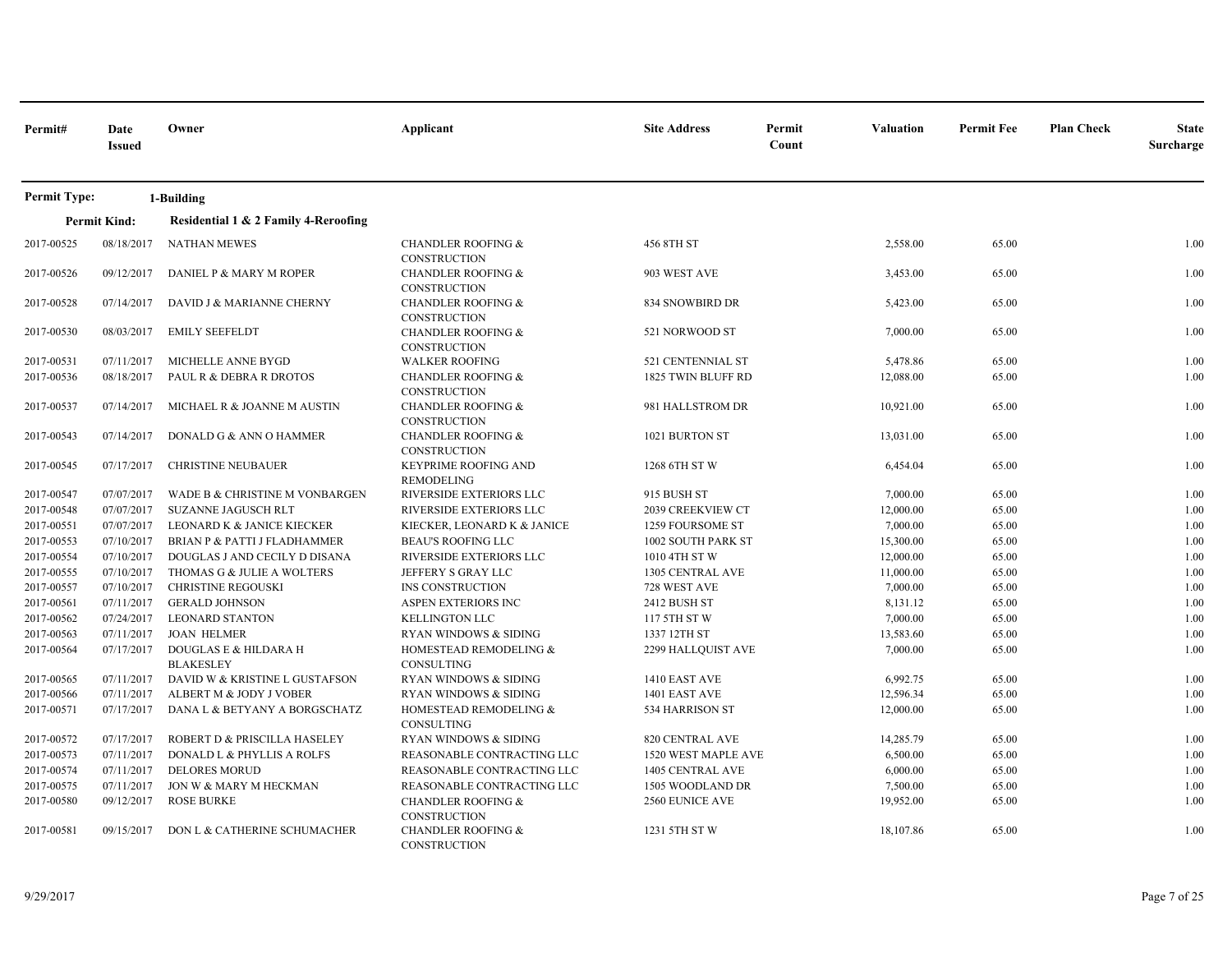| Permit# | Date Issued | Owner | Applicant | Site Address | Permit Count | Valuation | Permit Fee | Plan Check | State Surcharge |
|---|---|---|---|---|---|---|---|---|---|
| **Permit Type:** | | **1-Building** | | | | | | | |
| **Permit Kind:** | | **Residential 1 & 2 Family 4-Reroofing** | | | | | | | |
| 2017-00525 | 08/18/2017 | NATHAN MEWES | CHANDLER ROOFING & CONSTRUCTION | 456 8TH ST | | 2,558.00 | 65.00 | | 1.00 |
| 2017-00526 | 09/12/2017 | DANIEL P & MARY M ROPER | CHANDLER ROOFING & CONSTRUCTION | 903 WEST AVE | | 3,453.00 | 65.00 | | 1.00 |
| 2017-00528 | 07/14/2017 | DAVID J & MARIANNE CHERNY | CHANDLER ROOFING & CONSTRUCTION | 834 SNOWBIRD DR | | 5,423.00 | 65.00 | | 1.00 |
| 2017-00530 | 08/03/2017 | EMILY SEEFELDT | CHANDLER ROOFING & CONSTRUCTION | 521 NORWOOD ST | | 7,000.00 | 65.00 | | 1.00 |
| 2017-00531 | 07/11/2017 | MICHELLE ANNE BYGD | WALKER ROOFING | 521 CENTENNIAL ST | | 5,478.86 | 65.00 | | 1.00 |
| 2017-00536 | 08/18/2017 | PAUL R & DEBRA R DROTOS | CHANDLER ROOFING & CONSTRUCTION | 1825 TWIN BLUFF RD | | 12,088.00 | 65.00 | | 1.00 |
| 2017-00537 | 07/14/2017 | MICHAEL R & JOANNE M AUSTIN | CHANDLER ROOFING & CONSTRUCTION | 981 HALLSTROM DR | | 10,921.00 | 65.00 | | 1.00 |
| 2017-00543 | 07/14/2017 | DONALD G & ANN O HAMMER | CHANDLER ROOFING & CONSTRUCTION | 1021 BURTON ST | | 13,031.00 | 65.00 | | 1.00 |
| 2017-00545 | 07/17/2017 | CHRISTINE NEUBAUER | KEYPRIME ROOFING AND REMODELING | 1268 6TH ST W | | 6,454.04 | 65.00 | | 1.00 |
| 2017-00547 | 07/07/2017 | WADE B & CHRISTINE M VONBARGEN | RIVERSIDE EXTERIORS LLC | 915 BUSH ST | | 7,000.00 | 65.00 | | 1.00 |
| 2017-00548 | 07/07/2017 | SUZANNE JAGUSCH RLT | RIVERSIDE EXTERIORS LLC | 2039 CREEKVIEW CT | | 12,000.00 | 65.00 | | 1.00 |
| 2017-00551 | 07/07/2017 | LEONARD K & JANICE KIECKER | KIECKER, LEONARD K & JANICE | 1259 FOURSOME ST | | 7,000.00 | 65.00 | | 1.00 |
| 2017-00553 | 07/10/2017 | BRIAN P & PATTI J FLADHAMMER | BEAU'S ROOFING LLC | 1002 SOUTH PARK ST | | 15,300.00 | 65.00 | | 1.00 |
| 2017-00554 | 07/10/2017 | DOUGLAS J AND CECILY D DISANA | RIVERSIDE EXTERIORS LLC | 1010 4TH ST W | | 12,000.00 | 65.00 | | 1.00 |
| 2017-00555 | 07/10/2017 | THOMAS G & JULIE A WOLTERS | JEFFERY S GRAY LLC | 1305 CENTRAL AVE | | 11,000.00 | 65.00 | | 1.00 |
| 2017-00557 | 07/10/2017 | CHRISTINE REGOUSKI | INS CONSTRUCTION | 728 WEST AVE | | 7,000.00 | 65.00 | | 1.00 |
| 2017-00561 | 07/11/2017 | GERALD JOHNSON | ASPEN EXTERIORS INC | 2412 BUSH ST | | 8,131.12 | 65.00 | | 1.00 |
| 2017-00562 | 07/24/2017 | LEONARD STANTON | KELLINGTON LLC | 117 5TH ST W | | 7,000.00 | 65.00 | | 1.00 |
| 2017-00563 | 07/11/2017 | JOAN HELMER | RYAN WINDOWS & SIDING | 1337 12TH ST | | 13,583.60 | 65.00 | | 1.00 |
| 2017-00564 | 07/17/2017 | DOUGLAS E & HILDARA H BLAKESLEY | HOMESTEAD REMODELING & CONSULTING | 2299 HALLQUIST AVE | | 7,000.00 | 65.00 | | 1.00 |
| 2017-00565 | 07/11/2017 | DAVID W & KRISTINE L GUSTAFSON | RYAN WINDOWS & SIDING | 1410 EAST AVE | | 6,992.75 | 65.00 | | 1.00 |
| 2017-00566 | 07/11/2017 | ALBERT M & JODY J VOBER | RYAN WINDOWS & SIDING | 1401 EAST AVE | | 12,596.34 | 65.00 | | 1.00 |
| 2017-00571 | 07/17/2017 | DANA L & BETYANY A BORGSCHATZ | HOMESTEAD REMODELING & CONSULTING | 534 HARRISON ST | | 12,000.00 | 65.00 | | 1.00 |
| 2017-00572 | 07/17/2017 | ROBERT D & PRISCILLA HASELEY | RYAN WINDOWS & SIDING | 820 CENTRAL AVE | | 14,285.79 | 65.00 | | 1.00 |
| 2017-00573 | 07/11/2017 | DONALD L & PHYLLIS A ROLFS | REASONABLE CONTRACTING LLC | 1520 WEST MAPLE AVE | | 6,500.00 | 65.00 | | 1.00 |
| 2017-00574 | 07/11/2017 | DELORES MORUD | REASONABLE CONTRACTING LLC | 1405 CENTRAL AVE | | 6,000.00 | 65.00 | | 1.00 |
| 2017-00575 | 07/11/2017 | JON W & MARY M HECKMAN | REASONABLE CONTRACTING LLC | 1505 WOODLAND DR | | 7,500.00 | 65.00 | | 1.00 |
| 2017-00580 | 09/12/2017 | ROSE BURKE | CHANDLER ROOFING & CONSTRUCTION | 2560 EUNICE AVE | | 19,952.00 | 65.00 | | 1.00 |
| 2017-00581 | 09/15/2017 | DON L & CATHERINE SCHUMACHER | CHANDLER ROOFING & CONSTRUCTION | 1231 5TH ST W | | 18,107.86 | 65.00 | | 1.00 |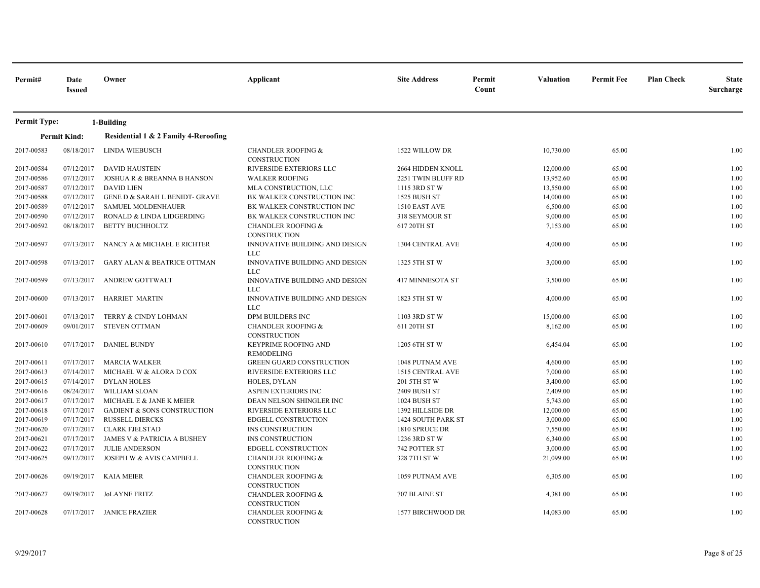| Permit# | Date Issued | Owner | Applicant | Site Address | Permit Count | Valuation | Permit Fee | Plan Check | State Surcharge |
|---|---|---|---|---|---|---|---|---|---|
| **Permit Type:** | | **1-Building** | | | | | | | |
| **Permit Kind:** | | **Residential 1 & 2 Family 4-Reroofing** | | | | | | | |
| 2017-00583 | 08/18/2017 | LINDA WIEBUSCH | CHANDLER ROOFING & CONSTRUCTION | 1522 WILLOW DR | | 10,730.00 | 65.00 | | 1.00 |
| 2017-00584 | 07/12/2017 | DAVID HAUSTEIN | RIVERSIDE EXTERIORS LLC | 2664 HIDDEN KNOLL | | 12,000.00 | 65.00 | | 1.00 |
| 2017-00586 | 07/12/2017 | JOSHUA R & BREANNA B HANSON | WALKER ROOFING | 2251 TWIN BLUFF RD | | 13,952.60 | 65.00 | | 1.00 |
| 2017-00587 | 07/12/2017 | DAVID LIEN | MLA CONSTRUCTION, LLC | 1115 3RD ST W | | 13,550.00 | 65.00 | | 1.00 |
| 2017-00588 | 07/12/2017 | GENE D & SARAH L BENIDT- GRAVE | BK WALKER CONSTRUCTION INC | 1525 BUSH ST | | 14,000.00 | 65.00 | | 1.00 |
| 2017-00589 | 07/12/2017 | SAMUEL MOLDENHAUER | BK WALKER CONSTRUCTION INC | 1510 EAST AVE | | 6,500.00 | 65.00 | | 1.00 |
| 2017-00590 | 07/12/2017 | RONALD & LINDA LIDGERDING | BK WALKER CONSTRUCTION INC | 318 SEYMOUR ST | | 9,000.00 | 65.00 | | 1.00 |
| 2017-00592 | 08/18/2017 | BETTY BUCHHOLTZ | CHANDLER ROOFING & CONSTRUCTION | 617 20TH ST | | 7,153.00 | 65.00 | | 1.00 |
| 2017-00597 | 07/13/2017 | NANCY A & MICHAEL E RICHTER | INNOVATIVE BUILDING AND DESIGN LLC | 1304 CENTRAL AVE | | 4,000.00 | 65.00 | | 1.00 |
| 2017-00598 | 07/13/2017 | GARY ALAN & BEATRICE OTTMAN | INNOVATIVE BUILDING AND DESIGN LLC | 1325 5TH ST W | | 3,000.00 | 65.00 | | 1.00 |
| 2017-00599 | 07/13/2017 | ANDREW GOTTWALT | INNOVATIVE BUILDING AND DESIGN LLC | 417 MINNESOTA ST | | 3,500.00 | 65.00 | | 1.00 |
| 2017-00600 | 07/13/2017 | HARRIET MARTIN | INNOVATIVE BUILDING AND DESIGN LLC | 1823 5TH ST W | | 4,000.00 | 65.00 | | 1.00 |
| 2017-00601 | 07/13/2017 | TERRY & CINDY LOHMAN | DPM BUILDERS INC | 1103 3RD ST W | | 15,000.00 | 65.00 | | 1.00 |
| 2017-00609 | 09/01/2017 | STEVEN OTTMAN | CHANDLER ROOFING & CONSTRUCTION | 611 20TH ST | | 8,162.00 | 65.00 | | 1.00 |
| 2017-00610 | 07/17/2017 | DANIEL BUNDY | KEYPRIME ROOFING AND REMODELING | 1205 6TH ST W | | 6,454.04 | 65.00 | | 1.00 |
| 2017-00611 | 07/17/2017 | MARCIA WALKER | GREEN GUARD CONSTRUCTION | 1048 PUTNAM AVE | | 4,600.00 | 65.00 | | 1.00 |
| 2017-00613 | 07/14/2017 | MICHAEL W & ALORA D COX | RIVERSIDE EXTERIORS LLC | 1515 CENTRAL AVE | | 7,000.00 | 65.00 | | 1.00 |
| 2017-00615 | 07/14/2017 | DYLAN HOLES | HOLES, DYLAN | 201 5TH ST W | | 3,400.00 | 65.00 | | 1.00 |
| 2017-00616 | 08/24/2017 | WILLIAM SLOAN | ASPEN EXTERIORS INC | 2409 BUSH ST | | 2,409.00 | 65.00 | | 1.00 |
| 2017-00617 | 07/17/2017 | MICHAEL E & JANE K MEIER | DEAN NELSON SHINGLER INC | 1024 BUSH ST | | 5,743.00 | 65.00 | | 1.00 |
| 2017-00618 | 07/17/2017 | GADIENT & SONS CONSTRUCTION | RIVERSIDE EXTERIORS LLC | 1392 HILLSIDE DR | | 12,000.00 | 65.00 | | 1.00 |
| 2017-00619 | 07/17/2017 | RUSSELL DIERCKS | EDGELL CONSTRUCTION | 1424 SOUTH PARK ST | | 3,000.00 | 65.00 | | 1.00 |
| 2017-00620 | 07/17/2017 | CLARK FJELSTAD | INS CONSTRUCTION | 1810 SPRUCE DR | | 7,550.00 | 65.00 | | 1.00 |
| 2017-00621 | 07/17/2017 | JAMES V & PATRICIA A BUSHEY | INS CONSTRUCTION | 1236 3RD ST W | | 6,340.00 | 65.00 | | 1.00 |
| 2017-00622 | 07/17/2017 | JULIE ANDERSON | EDGELL CONSTRUCTION | 742 POTTER ST | | 3,000.00 | 65.00 | | 1.00 |
| 2017-00625 | 09/12/2017 | JOSEPH W & AVIS CAMPBELL | CHANDLER ROOFING & CONSTRUCTION | 328 7TH ST W | | 21,099.00 | 65.00 | | 1.00 |
| 2017-00626 | 09/19/2017 | KAIA MEIER | CHANDLER ROOFING & CONSTRUCTION | 1059 PUTNAM AVE | | 6,305.00 | 65.00 | | 1.00 |
| 2017-00627 | 09/19/2017 | JoLAYNE FRITZ | CHANDLER ROOFING & CONSTRUCTION | 707 BLAINE ST | | 4,381.00 | 65.00 | | 1.00 |
| 2017-00628 | 07/17/2017 | JANICE FRAZIER | CHANDLER ROOFING & CONSTRUCTION | 1577 BIRCHWOOD DR | | 14,083.00 | 65.00 | | 1.00 |

9/29/2017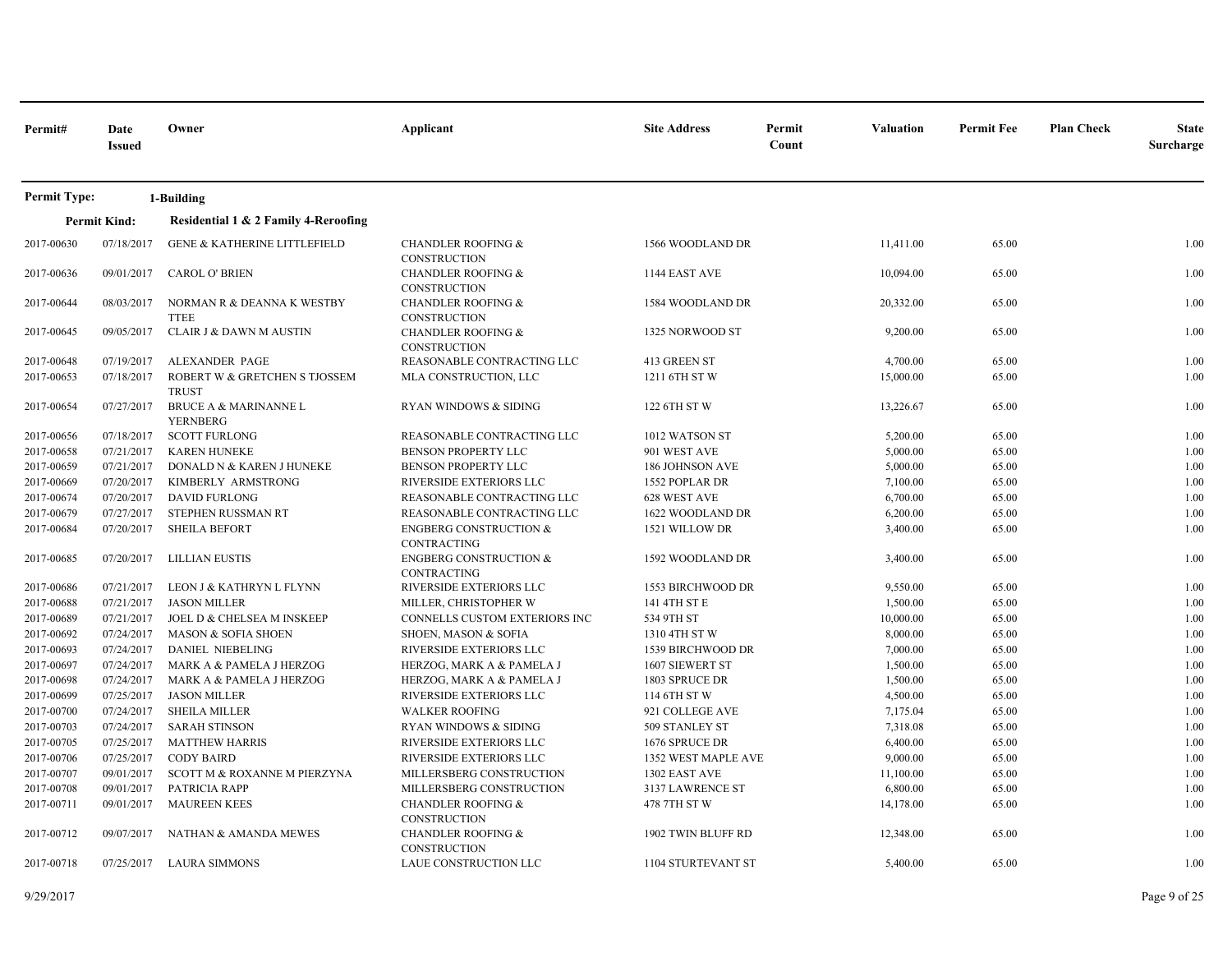| Permit# | Date Issued | Owner | Applicant | Site Address | Permit Count | Valuation | Permit Fee | Plan Check | State Surcharge |
|---|---|---|---|---|---|---|---|---|---|
| **Permit Type:** | | **1-Building** | | | | | | | |
| **Permit Kind:** | | **Residential 1 & 2 Family 4-Reroofing** | | | | | | | |
| 2017-00630 | 07/18/2017 | GENE & KATHERINE LITTLEFIELD | CHANDLER ROOFING & CONSTRUCTION | 1566 WOODLAND DR | | 11,411.00 | 65.00 | | 1.00 |
| 2017-00636 | 09/01/2017 | CAROL O' BRIEN | CHANDLER ROOFING & CONSTRUCTION | 1144 EAST AVE | | 10,094.00 | 65.00 | | 1.00 |
| 2017-00644 | 08/03/2017 | NORMAN R & DEANNA K WESTBY TTEE | CHANDLER ROOFING & CONSTRUCTION | 1584 WOODLAND DR | | 20,332.00 | 65.00 | | 1.00 |
| 2017-00645 | 09/05/2017 | CLAIR J & DAWN M AUSTIN | CHANDLER ROOFING & CONSTRUCTION | 1325 NORWOOD ST | | 9,200.00 | 65.00 | | 1.00 |
| 2017-00648 | 07/19/2017 | ALEXANDER PAGE | REASONABLE CONTRACTING LLC | 413 GREEN ST | | 4,700.00 | 65.00 | | 1.00 |
| 2017-00653 | 07/18/2017 | ROBERT W & GRETCHEN S TJOSSEM TRUST | MLA CONSTRUCTION, LLC | 1211 6TH ST W | | 15,000.00 | 65.00 | | 1.00 |
| 2017-00654 | 07/27/2017 | BRUCE A & MARINANNE L YERNBERG | RYAN WINDOWS & SIDING | 122 6TH ST W | | 13,226.67 | 65.00 | | 1.00 |
| 2017-00656 | 07/18/2017 | SCOTT FURLONG | REASONABLE CONTRACTING LLC | 1012 WATSON ST | | 5,200.00 | 65.00 | | 1.00 |
| 2017-00658 | 07/21/2017 | KAREN HUNEKE | BENSON PROPERTY LLC | 901 WEST AVE | | 5,000.00 | 65.00 | | 1.00 |
| 2017-00659 | 07/21/2017 | DONALD N & KAREN J HUNEKE | BENSON PROPERTY LLC | 186 JOHNSON AVE | | 5,000.00 | 65.00 | | 1.00 |
| 2017-00669 | 07/20/2017 | KIMBERLY ARMSTRONG | RIVERSIDE EXTERIORS LLC | 1552 POPLAR DR | | 7,100.00 | 65.00 | | 1.00 |
| 2017-00674 | 07/20/2017 | DAVID FURLONG | REASONABLE CONTRACTING LLC | 628 WEST AVE | | 6,700.00 | 65.00 | | 1.00 |
| 2017-00679 | 07/27/2017 | STEPHEN RUSSMAN RT | REASONABLE CONTRACTING LLC | 1622 WOODLAND DR | | 6,200.00 | 65.00 | | 1.00 |
| 2017-00684 | 07/20/2017 | SHEILA BEFORT | ENGBERG CONSTRUCTION & CONTRACTING | 1521 WILLOW DR | | 3,400.00 | 65.00 | | 1.00 |
| 2017-00685 | 07/20/2017 | LILLIAN EUSTIS | ENGBERG CONSTRUCTION & CONTRACTING | 1592 WOODLAND DR | | 3,400.00 | 65.00 | | 1.00 |
| 2017-00686 | 07/21/2017 | LEON J & KATHRYN L FLYNN | RIVERSIDE EXTERIORS LLC | 1553 BIRCHWOOD DR | | 9,550.00 | 65.00 | | 1.00 |
| 2017-00688 | 07/21/2017 | JASON MILLER | MILLER, CHRISTOPHER W | 141 4TH ST E | | 1,500.00 | 65.00 | | 1.00 |
| 2017-00689 | 07/21/2017 | JOEL D & CHELSEA M INSKEEP | CONNELLS CUSTOM EXTERIORS INC | 534 9TH ST | | 10,000.00 | 65.00 | | 1.00 |
| 2017-00692 | 07/24/2017 | MASON & SOFIA SHOEN | SHOEN, MASON & SOFIA | 1310 4TH ST W | | 8,000.00 | 65.00 | | 1.00 |
| 2017-00693 | 07/24/2017 | DANIEL NIEBELING | RIVERSIDE EXTERIORS LLC | 1539 BIRCHWOOD DR | | 7,000.00 | 65.00 | | 1.00 |
| 2017-00697 | 07/24/2017 | MARK A & PAMELA J HERZOG | HERZOG, MARK A & PAMELA J | 1607 SIEWERT ST | | 1,500.00 | 65.00 | | 1.00 |
| 2017-00698 | 07/24/2017 | MARK A & PAMELA J HERZOG | HERZOG, MARK A & PAMELA J | 1803 SPRUCE DR | | 1,500.00 | 65.00 | | 1.00 |
| 2017-00699 | 07/25/2017 | JASON MILLER | RIVERSIDE EXTERIORS LLC | 114 6TH ST W | | 4,500.00 | 65.00 | | 1.00 |
| 2017-00700 | 07/24/2017 | SHEILA MILLER | WALKER ROOFING | 921 COLLEGE AVE | | 7,175.04 | 65.00 | | 1.00 |
| 2017-00703 | 07/24/2017 | SARAH STINSON | RYAN WINDOWS & SIDING | 509 STANLEY ST | | 7,318.08 | 65.00 | | 1.00 |
| 2017-00705 | 07/25/2017 | MATTHEW HARRIS | RIVERSIDE EXTERIORS LLC | 1676 SPRUCE DR | | 6,400.00 | 65.00 | | 1.00 |
| 2017-00706 | 07/25/2017 | CODY BAIRD | RIVERSIDE EXTERIORS LLC | 1352 WEST MAPLE AVE | | 9,000.00 | 65.00 | | 1.00 |
| 2017-00707 | 09/01/2017 | SCOTT M & ROXANNE M PIERZYNA | MILLERSBERG CONSTRUCTION | 1302 EAST AVE | | 11,100.00 | 65.00 | | 1.00 |
| 2017-00708 | 09/01/2017 | PATRICIA RAPP | MILLERSBERG CONSTRUCTION | 3137 LAWRENCE ST | | 6,800.00 | 65.00 | | 1.00 |
| 2017-00711 | 09/01/2017 | MAUREEN KEES | CHANDLER ROOFING & CONSTRUCTION | 478 7TH ST W | | 14,178.00 | 65.00 | | 1.00 |
| 2017-00712 | 09/07/2017 | NATHAN & AMANDA MEWES | CHANDLER ROOFING & CONSTRUCTION | 1902 TWIN BLUFF RD | | 12,348.00 | 65.00 | | 1.00 |
| 2017-00718 | 07/25/2017 | LAURA SIMMONS | LAUE CONSTRUCTION LLC | 1104 STURTEVANT ST | | 5,400.00 | 65.00 | | 1.00 |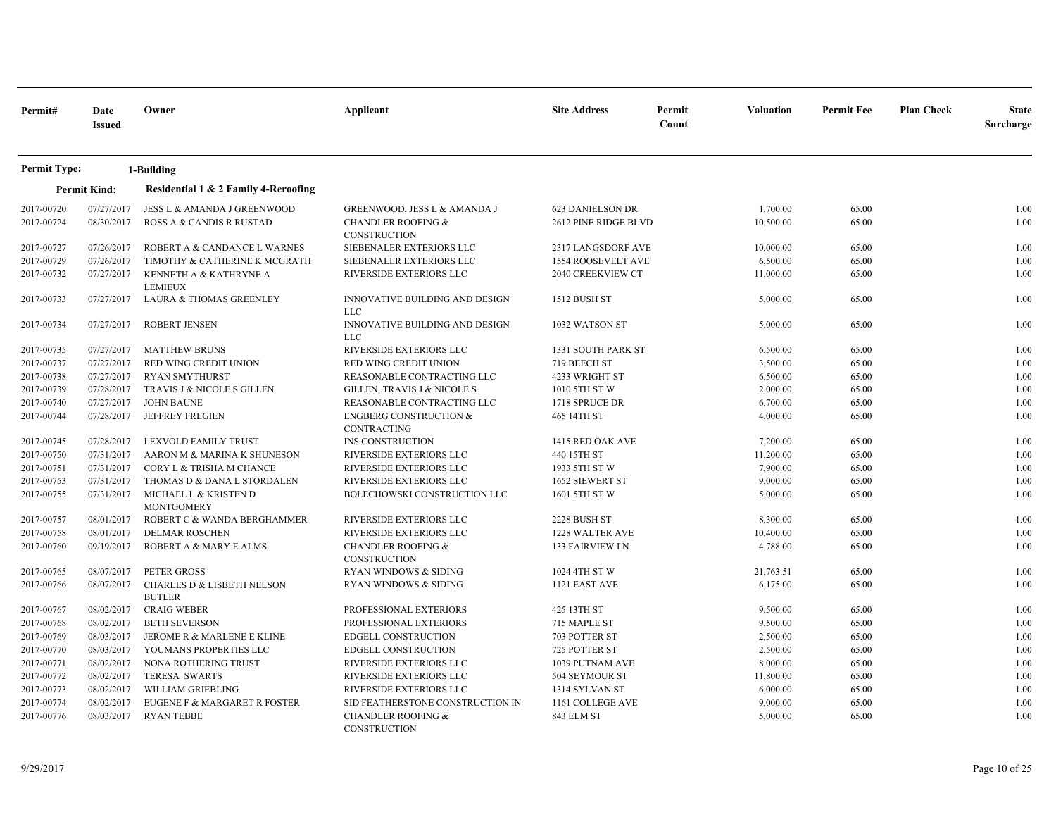| Permit# | Date Issued | Owner | Applicant | Site Address | Permit Count | Valuation | Permit Fee | Plan Check | State Surcharge |
|---|---|---|---|---|---|---|---|---|---|
| **Permit Type:** | | **1-Building** | | | | | | | |
| **Permit Kind:** | | **Residential 1 & 2 Family 4-Reroofing** | | | | | | | |
| 2017-00720 | 07/27/2017 | JESS L & AMANDA J GREENWOOD | GREENWOOD, JESS L & AMANDA J | 623 DANIELSON DR | | 1,700.00 | 65.00 | | 1.00 |
| 2017-00724 | 08/30/2017 | ROSS A & CANDIS R RUSTAD | CHANDLER ROOFING & CONSTRUCTION | 2612 PINE RIDGE BLVD | | 10,500.00 | 65.00 | | 1.00 |
| 2017-00727 | 07/26/2017 | ROBERT A & CANDANCE L WARNES | SIEBENALER EXTERIORS LLC | 2317 LANGSDORF AVE | | 10,000.00 | 65.00 | | 1.00 |
| 2017-00729 | 07/26/2017 | TIMOTHY & CATHERINE K MCGRATH | SIEBENALER EXTERIORS LLC | 1554 ROOSEVELT AVE | | 6,500.00 | 65.00 | | 1.00 |
| 2017-00732 | 07/27/2017 | KENNETH A & KATHRYNE A LEMIEUX | RIVERSIDE EXTERIORS LLC | 2040 CREEKVIEW CT | | 11,000.00 | 65.00 | | 1.00 |
| 2017-00733 | 07/27/2017 | LAURA & THOMAS GREENLEY | INNOVATIVE BUILDING AND DESIGN LLC | 1512 BUSH ST | | 5,000.00 | 65.00 | | 1.00 |
| 2017-00734 | 07/27/2017 | ROBERT JENSEN | INNOVATIVE BUILDING AND DESIGN LLC | 1032 WATSON ST | | 5,000.00 | 65.00 | | 1.00 |
| 2017-00735 | 07/27/2017 | MATTHEW BRUNS | RIVERSIDE EXTERIORS LLC | 1331 SOUTH PARK ST | | 6,500.00 | 65.00 | | 1.00 |
| 2017-00737 | 07/27/2017 | RED WING CREDIT UNION | RED WING CREDIT UNION | 719 BEECH ST | | 3,500.00 | 65.00 | | 1.00 |
| 2017-00738 | 07/27/2017 | RYAN SMYTHURST | REASONABLE CONTRACTING LLC | 4233 WRIGHT ST | | 6,500.00 | 65.00 | | 1.00 |
| 2017-00739 | 07/28/2017 | TRAVIS J & NICOLE S GILLEN | GILLEN, TRAVIS J & NICOLE S | 1010 5TH ST W | | 2,000.00 | 65.00 | | 1.00 |
| 2017-00740 | 07/27/2017 | JOHN BAUNE | REASONABLE CONTRACTING LLC | 1718 SPRUCE DR | | 6,700.00 | 65.00 | | 1.00 |
| 2017-00744 | 07/28/2017 | JEFFREY FREGIEN | ENGBERG CONSTRUCTION & CONTRACTING | 465 14TH ST | | 4,000.00 | 65.00 | | 1.00 |
| 2017-00745 | 07/28/2017 | LEXVOLD FAMILY TRUST | INS CONSTRUCTION | 1415 RED OAK AVE | | 7,200.00 | 65.00 | | 1.00 |
| 2017-00750 | 07/31/2017 | AARON M & MARINA K SHUNESON | RIVERSIDE EXTERIORS LLC | 440 15TH ST | | 11,200.00 | 65.00 | | 1.00 |
| 2017-00751 | 07/31/2017 | CORY L & TRISHA M CHANCE | RIVERSIDE EXTERIORS LLC | 1933 5TH ST W | | 7,900.00 | 65.00 | | 1.00 |
| 2017-00753 | 07/31/2017 | THOMAS D & DANA L STORDALEN | RIVERSIDE EXTERIORS LLC | 1652 SIEWERT ST | | 9,000.00 | 65.00 | | 1.00 |
| 2017-00755 | 07/31/2017 | MICHAEL L & KRISTEN D MONTGOMERY | BOLECHOWSKI CONSTRUCTION LLC | 1601 5TH ST W | | 5,000.00 | 65.00 | | 1.00 |
| 2017-00757 | 08/01/2017 | ROBERT C & WANDA BERGHAMMER | RIVERSIDE EXTERIORS LLC | 2228 BUSH ST | | 8,300.00 | 65.00 | | 1.00 |
| 2017-00758 | 08/01/2017 | DELMAR ROSCHEN | RIVERSIDE EXTERIORS LLC | 1228 WALTER AVE | | 10,400.00 | 65.00 | | 1.00 |
| 2017-00760 | 09/19/2017 | ROBERT A & MARY E ALMS | CHANDLER ROOFING & CONSTRUCTION | 133 FAIRVIEW LN | | 4,788.00 | 65.00 | | 1.00 |
| 2017-00765 | 08/07/2017 | PETER GROSS | RYAN WINDOWS & SIDING | 1024 4TH ST W | | 21,763.51 | 65.00 | | 1.00 |
| 2017-00766 | 08/07/2017 | CHARLES D & LISBETH NELSON BUTLER | RYAN WINDOWS & SIDING | 1121 EAST AVE | | 6,175.00 | 65.00 | | 1.00 |
| 2017-00767 | 08/02/2017 | CRAIG WEBER | PROFESSIONAL EXTERIORS | 425 13TH ST | | 9,500.00 | 65.00 | | 1.00 |
| 2017-00768 | 08/02/2017 | BETH SEVERSON | PROFESSIONAL EXTERIORS | 715 MAPLE ST | | 9,500.00 | 65.00 | | 1.00 |
| 2017-00769 | 08/03/2017 | JEROME R & MARLENE E KLINE | EDGELL CONSTRUCTION | 703 POTTER ST | | 2,500.00 | 65.00 | | 1.00 |
| 2017-00770 | 08/03/2017 | YOUMANS PROPERTIES LLC | EDGELL CONSTRUCTION | 725 POTTER ST | | 2,500.00 | 65.00 | | 1.00 |
| 2017-00771 | 08/02/2017 | NONA ROTHERING TRUST | RIVERSIDE EXTERIORS LLC | 1039 PUTNAM AVE | | 8,000.00 | 65.00 | | 1.00 |
| 2017-00772 | 08/02/2017 | TERESA SWARTS | RIVERSIDE EXTERIORS LLC | 504 SEYMOUR ST | | 11,800.00 | 65.00 | | 1.00 |
| 2017-00773 | 08/02/2017 | WILLIAM GRIEBLING | RIVERSIDE EXTERIORS LLC | 1314 SYLVAN ST | | 6,000.00 | 65.00 | | 1.00 |
| 2017-00774 | 08/02/2017 | EUGENE F & MARGARET R FOSTER | SID FEATHERSTONE CONSTRUCTION IN | 1161 COLLEGE AVE | | 9,000.00 | 65.00 | | 1.00 |
| 2017-00776 | 08/03/2017 | RYAN TEBBE | CHANDLER ROOFING & CONSTRUCTION | 843 ELM ST | | 5,000.00 | 65.00 | | 1.00 |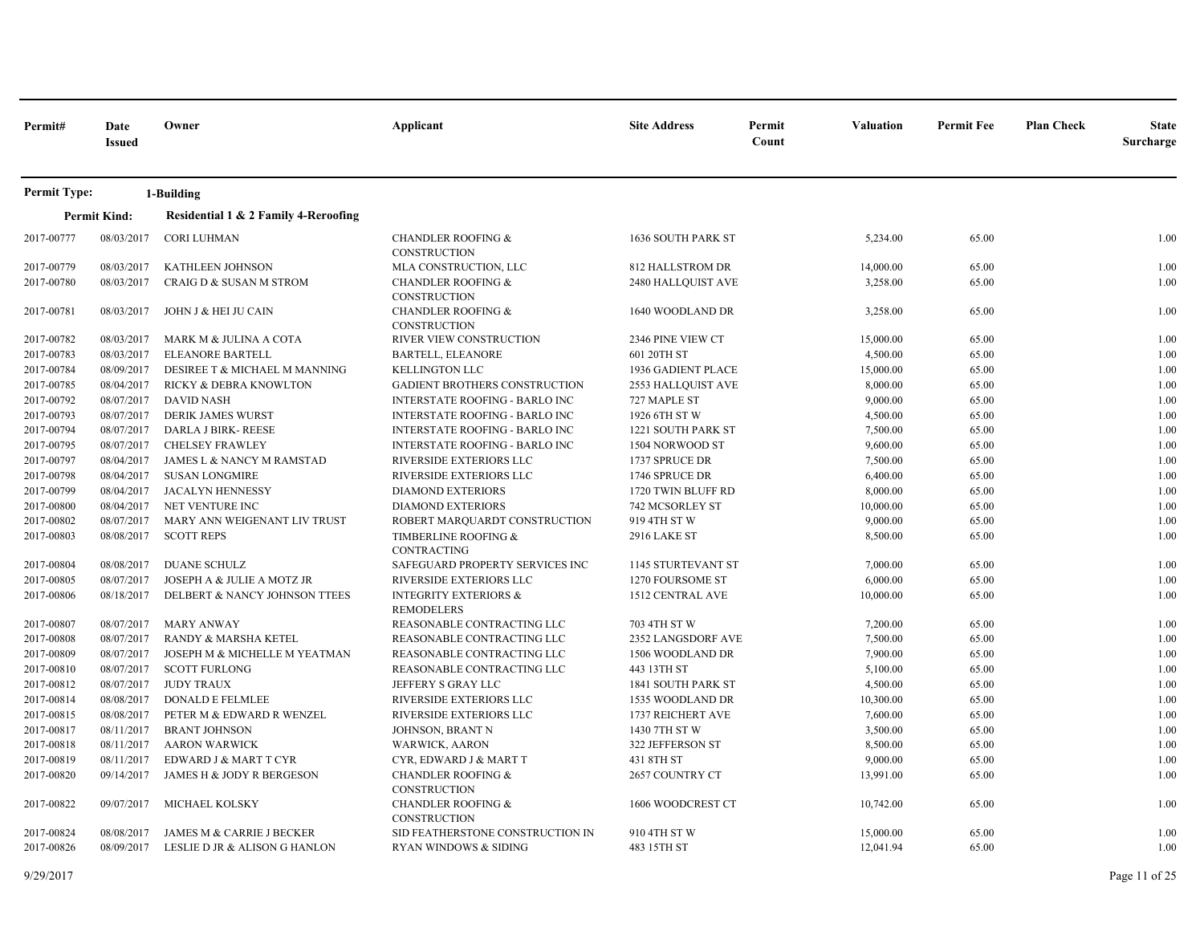**Permit Type:** 1-Building

**Permit Kind:** Residential 1 & 2 Family 4-Reroofing

| Permit# | Date Issued | Owner | Applicant | Site Address | Permit Count | Valuation | Permit Fee | Plan Check | State Surcharge |
|---|---|---|---|---|---|---|---|---|---|
| 2017-00777 | 08/03/2017 | CORI LUHMAN | CHANDLER ROOFING & CONSTRUCTION | 1636 SOUTH PARK ST | | 5,234.00 | 65.00 | | 1.00 |
| 2017-00779 | 08/03/2017 | KATHLEEN JOHNSON | MLA CONSTRUCTION, LLC | 812 HALLSTROM DR | | 14,000.00 | 65.00 | | 1.00 |
| 2017-00780 | 08/03/2017 | CRAIG D & SUSAN M STROM | CHANDLER ROOFING & CONSTRUCTION | 2480 HALLQUIST AVE | | 3,258.00 | 65.00 | | 1.00 |
| 2017-00781 | 08/03/2017 | JOHN J & HEI JU CAIN | CHANDLER ROOFING & CONSTRUCTION | 1640 WOODLAND DR | | 3,258.00 | 65.00 | | 1.00 |
| 2017-00782 | 08/03/2017 | MARK M & JULINA A COTA | RIVER VIEW CONSTRUCTION | 2346 PINE VIEW CT | | 15,000.00 | 65.00 | | 1.00 |
| 2017-00783 | 08/03/2017 | ELEANORE BARTELL | BARTELL, ELEANORE | 601 20TH ST | | 4,500.00 | 65.00 | | 1.00 |
| 2017-00784 | 08/09/2017 | DESIREE T & MICHAEL M MANNING | KELLINGTON LLC | 1936 GADIENT PLACE | | 15,000.00 | 65.00 | | 1.00 |
| 2017-00785 | 08/04/2017 | RICKY & DEBRA KNOWLTON | GADIENT BROTHERS CONSTRUCTION | 2553 HALLQUIST AVE | | 8,000.00 | 65.00 | | 1.00 |
| 2017-00792 | 08/07/2017 | DAVID NASH | INTERSTATE ROOFING - BARLO INC | 727 MAPLE ST | | 9,000.00 | 65.00 | | 1.00 |
| 2017-00793 | 08/07/2017 | DERIK JAMES WURST | INTERSTATE ROOFING - BARLO INC | 1926 6TH ST W | | 4,500.00 | 65.00 | | 1.00 |
| 2017-00794 | 08/07/2017 | DARLA J BIRK- REESE | INTERSTATE ROOFING - BARLO INC | 1221 SOUTH PARK ST | | 7,500.00 | 65.00 | | 1.00 |
| 2017-00795 | 08/07/2017 | CHELSEY FRAWLEY | INTERSTATE ROOFING - BARLO INC | 1504 NORWOOD ST | | 9,600.00 | 65.00 | | 1.00 |
| 2017-00797 | 08/04/2017 | JAMES L & NANCY M RAMSTAD | RIVERSIDE EXTERIORS LLC | 1737 SPRUCE DR | | 7,500.00 | 65.00 | | 1.00 |
| 2017-00798 | 08/04/2017 | SUSAN LONGMIRE | RIVERSIDE EXTERIORS LLC | 1746 SPRUCE DR | | 6,400.00 | 65.00 | | 1.00 |
| 2017-00799 | 08/04/2017 | JACALYN HENNESSY | DIAMOND EXTERIORS | 1720 TWIN BLUFF RD | | 8,000.00 | 65.00 | | 1.00 |
| 2017-00800 | 08/04/2017 | NET VENTURE INC | DIAMOND EXTERIORS | 742 MCSORLEY ST | | 10,000.00 | 65.00 | | 1.00 |
| 2017-00802 | 08/07/2017 | MARY ANN WEIGENANT LIV TRUST | ROBERT MARQUARDT CONSTRUCTION | 919 4TH ST W | | 9,000.00 | 65.00 | | 1.00 |
| 2017-00803 | 08/08/2017 | SCOTT REPS | TIMBERLINE ROOFING & CONTRACTING | 2916 LAKE ST | | 8,500.00 | 65.00 | | 1.00 |
| 2017-00804 | 08/08/2017 | DUANE SCHULZ | SAFEGUARD PROPERTY SERVICES INC | 1145 STURTEVANT ST | | 7,000.00 | 65.00 | | 1.00 |
| 2017-00805 | 08/07/2017 | JOSEPH A & JULIE A MOTZ JR | RIVERSIDE EXTERIORS LLC | 1270 FOURSOME ST | | 6,000.00 | 65.00 | | 1.00 |
| 2017-00806 | 08/18/2017 | DELBERT & NANCY JOHNSON TTEES | INTEGRITY EXTERIORS & REMODELERS | 1512 CENTRAL AVE | | 10,000.00 | 65.00 | | 1.00 |
| 2017-00807 | 08/07/2017 | MARY ANWAY | REASONABLE CONTRACTING LLC | 703 4TH ST W | | 7,200.00 | 65.00 | | 1.00 |
| 2017-00808 | 08/07/2017 | RANDY & MARSHA KETEL | REASONABLE CONTRACTING LLC | 2352 LANGSDORF AVE | | 7,500.00 | 65.00 | | 1.00 |
| 2017-00809 | 08/07/2017 | JOSEPH M & MICHELLE M YEATMAN | REASONABLE CONTRACTING LLC | 1506 WOODLAND DR | | 7,900.00 | 65.00 | | 1.00 |
| 2017-00810 | 08/07/2017 | SCOTT FURLONG | REASONABLE CONTRACTING LLC | 443 13TH ST | | 5,100.00 | 65.00 | | 1.00 |
| 2017-00812 | 08/07/2017 | JUDY TRAUX | JEFFERY S GRAY LLC | 1841 SOUTH PARK ST | | 4,500.00 | 65.00 | | 1.00 |
| 2017-00814 | 08/08/2017 | DONALD E FELMLEE | RIVERSIDE EXTERIORS LLC | 1535 WOODLAND DR | | 10,300.00 | 65.00 | | 1.00 |
| 2017-00815 | 08/08/2017 | PETER M & EDWARD R WENZEL | RIVERSIDE EXTERIORS LLC | 1737 REICHERT AVE | | 7,600.00 | 65.00 | | 1.00 |
| 2017-00817 | 08/11/2017 | BRANT JOHNSON | JOHNSON, BRANT N | 1430 7TH ST W | | 3,500.00 | 65.00 | | 1.00 |
| 2017-00818 | 08/11/2017 | AARON WARWICK | WARWICK, AARON | 322 JEFFERSON ST | | 8,500.00 | 65.00 | | 1.00 |
| 2017-00819 | 08/11/2017 | EDWARD J & MART T CYR | CYR, EDWARD J & MART T | 431 8TH ST | | 9,000.00 | 65.00 | | 1.00 |
| 2017-00820 | 09/14/2017 | JAMES H & JODY R BERGESON | CHANDLER ROOFING & CONSTRUCTION | 2657 COUNTRY CT | | 13,991.00 | 65.00 | | 1.00 |
| 2017-00822 | 09/07/2017 | MICHAEL KOLSKY | CHANDLER ROOFING & CONSTRUCTION | 1606 WOODCREST CT | | 10,742.00 | 65.00 | | 1.00 |
| 2017-00824 | 08/08/2017 | JAMES M & CARRIE J BECKER | SID FEATHERSTONE CONSTRUCTION IN | 910 4TH ST W | | 15,000.00 | 65.00 | | 1.00 |
| 2017-00826 | 08/09/2017 | LESLIE D JR & ALISON G HANLON | RYAN WINDOWS & SIDING | 483 15TH ST | | 12,041.94 | 65.00 | | 1.00 |

9/29/2017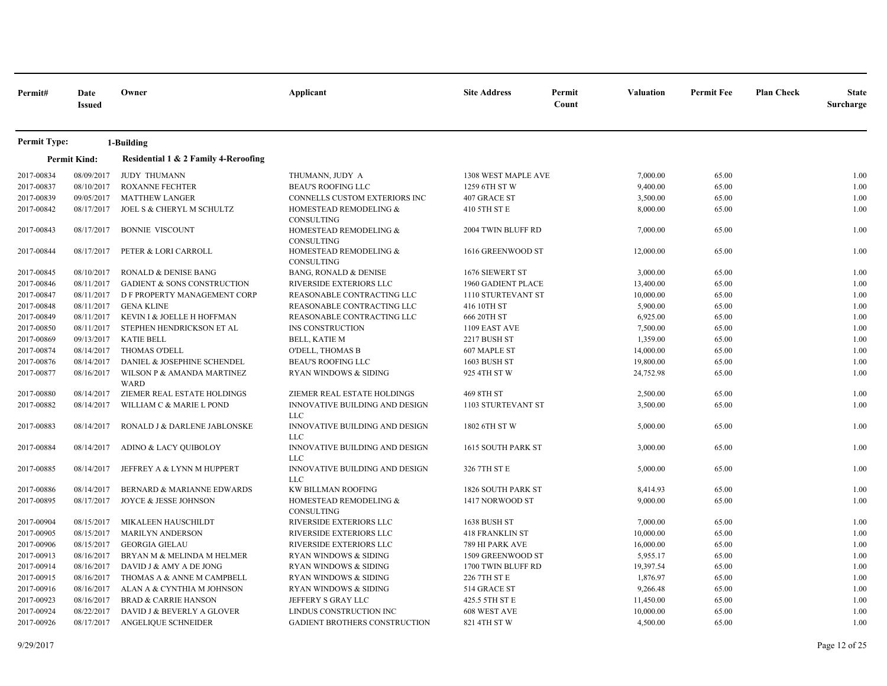| Permit# | Date Issued | Owner | Applicant | Site Address | Permit Count | Valuation | Permit Fee | Plan Check | State Surcharge |
|---|---|---|---|---|---|---|---|---|---|
| **Permit Type:** | | **1-Building** | | | | | | | |
| **Permit Kind:** | | **Residential 1 & 2 Family 4-Reroofing** | | | | | | | |
| 2017-00834 | 08/09/2017 | JUDY THUMANN | THUMANN, JUDY A | 1308 WEST MAPLE AVE | | 7,000.00 | 65.00 | | 1.00 |
| 2017-00837 | 08/10/2017 | ROXANNE FECHTER | BEAU'S ROOFING LLC | 1259 6TH ST W | | 9,400.00 | 65.00 | | 1.00 |
| 2017-00839 | 09/05/2017 | MATTHEW LANGER | CONNELLS CUSTOM EXTERIORS INC | 407 GRACE ST | | 3,500.00 | 65.00 | | 1.00 |
| 2017-00842 | 08/17/2017 | JOEL S & CHERYL M SCHULTZ | HOMESTEAD REMODELING & CONSULTING | 410 5TH ST E | | 8,000.00 | 65.00 | | 1.00 |
| 2017-00843 | 08/17/2017 | BONNIE VISCOUNT | HOMESTEAD REMODELING & CONSULTING | 2004 TWIN BLUFF RD | | 7,000.00 | 65.00 | | 1.00 |
| 2017-00844 | 08/17/2017 | PETER & LORI CARROLL | HOMESTEAD REMODELING & CONSULTING | 1616 GREENWOOD ST | | 12,000.00 | 65.00 | | 1.00 |
| 2017-00845 | 08/10/2017 | RONALD & DENISE BANG | BANG, RONALD & DENISE | 1676 SIEWERT ST | | 3,000.00 | 65.00 | | 1.00 |
| 2017-00846 | 08/11/2017 | GADIENT & SONS CONSTRUCTION | RIVERSIDE EXTERIORS LLC | 1960 GADIENT PLACE | | 13,400.00 | 65.00 | | 1.00 |
| 2017-00847 | 08/11/2017 | D F PROPERTY MANAGEMENT CORP | REASONABLE CONTRACTING LLC | 1110 STURTEVANT ST | | 10,000.00 | 65.00 | | 1.00 |
| 2017-00848 | 08/11/2017 | GENA KLINE | REASONABLE CONTRACTING LLC | 416 10TH ST | | 5,900.00 | 65.00 | | 1.00 |
| 2017-00849 | 08/11/2017 | KEVIN I & JOELLE H HOFFMAN | REASONABLE CONTRACTING LLC | 666 20TH ST | | 6,925.00 | 65.00 | | 1.00 |
| 2017-00850 | 08/11/2017 | STEPHEN HENDRICKSON ET AL | INS CONSTRUCTION | 1109 EAST AVE | | 7,500.00 | 65.00 | | 1.00 |
| 2017-00869 | 09/13/2017 | KATIE BELL | BELL, KATIE M | 2217 BUSH ST | | 1,359.00 | 65.00 | | 1.00 |
| 2017-00874 | 08/14/2017 | THOMAS O'DELL | O'DELL, THOMAS B | 607 MAPLE ST | | 14,000.00 | 65.00 | | 1.00 |
| 2017-00876 | 08/14/2017 | DANIEL & JOSEPHINE SCHENDEL | BEAU'S ROOFING LLC | 1603 BUSH ST | | 19,800.00 | 65.00 | | 1.00 |
| 2017-00877 | 08/16/2017 | WILSON P & AMANDA MARTINEZ WARD | RYAN WINDOWS & SIDING | 925 4TH ST W | | 24,752.98 | 65.00 | | 1.00 |
| 2017-00880 | 08/14/2017 | ZIEMER REAL ESTATE HOLDINGS | ZIEMER REAL ESTATE HOLDINGS | 469 8TH ST | | 2,500.00 | 65.00 | | 1.00 |
| 2017-00882 | 08/14/2017 | WILLIAM C & MARIE L POND | INNOVATIVE BUILDING AND DESIGN LLC | 1103 STURTEVANT ST | | 3,500.00 | 65.00 | | 1.00 |
| 2017-00883 | 08/14/2017 | RONALD J & DARLENE JABLONSKE | INNOVATIVE BUILDING AND DESIGN LLC | 1802 6TH ST W | | 5,000.00 | 65.00 | | 1.00 |
| 2017-00884 | 08/14/2017 | ADINO & LACY QUIBOLOY | INNOVATIVE BUILDING AND DESIGN LLC | 1615 SOUTH PARK ST | | 3,000.00 | 65.00 | | 1.00 |
| 2017-00885 | 08/14/2017 | JEFFREY A & LYNN M HUPPERT | INNOVATIVE BUILDING AND DESIGN LLC | 326 7TH ST E | | 5,000.00 | 65.00 | | 1.00 |
| 2017-00886 | 08/14/2017 | BERNARD & MARIANNE EDWARDS | KW BILLMAN ROOFING | 1826 SOUTH PARK ST | | 8,414.93 | 65.00 | | 1.00 |
| 2017-00895 | 08/17/2017 | JOYCE & JESSE JOHNSON | HOMESTEAD REMODELING & CONSULTING | 1417 NORWOOD ST | | 9,000.00 | 65.00 | | 1.00 |
| 2017-00904 | 08/15/2017 | MIKALEEN HAUSCHILDT | RIVERSIDE EXTERIORS LLC | 1638 BUSH ST | | 7,000.00 | 65.00 | | 1.00 |
| 2017-00905 | 08/15/2017 | MARILYN ANDERSON | RIVERSIDE EXTERIORS LLC | 418 FRANKLIN ST | | 10,000.00 | 65.00 | | 1.00 |
| 2017-00906 | 08/15/2017 | GEORGIA GIELAU | RIVERSIDE EXTERIORS LLC | 789 HI PARK AVE | | 16,000.00 | 65.00 | | 1.00 |
| 2017-00913 | 08/16/2017 | BRYAN M & MELINDA M HELMER | RYAN WINDOWS & SIDING | 1509 GREENWOOD ST | | 5,955.17 | 65.00 | | 1.00 |
| 2017-00914 | 08/16/2017 | DAVID J & AMY A DE JONG | RYAN WINDOWS & SIDING | 1700 TWIN BLUFF RD | | 19,397.54 | 65.00 | | 1.00 |
| 2017-00915 | 08/16/2017 | THOMAS A & ANNE M CAMPBELL | RYAN WINDOWS & SIDING | 226 7TH ST E | | 1,876.97 | 65.00 | | 1.00 |
| 2017-00916 | 08/16/2017 | ALAN A & CYNTHIA M JOHNSON | RYAN WINDOWS & SIDING | 514 GRACE ST | | 9,266.48 | 65.00 | | 1.00 |
| 2017-00923 | 08/16/2017 | BRAD & CARRIE HANSON | JEFFERY S GRAY LLC | 425.5 5TH ST E | | 11,450.00 | 65.00 | | 1.00 |
| 2017-00924 | 08/22/2017 | DAVID J & BEVERLY A GLOVER | LINDUS CONSTRUCTION INC | 608 WEST AVE | | 10,000.00 | 65.00 | | 1.00 |
| 2017-00926 | 08/17/2017 | ANGELIQUE SCHNEIDER | GADIENT BROTHERS CONSTRUCTION | 821 4TH ST W | | 4,500.00 | 65.00 | | 1.00 |

9/29/2017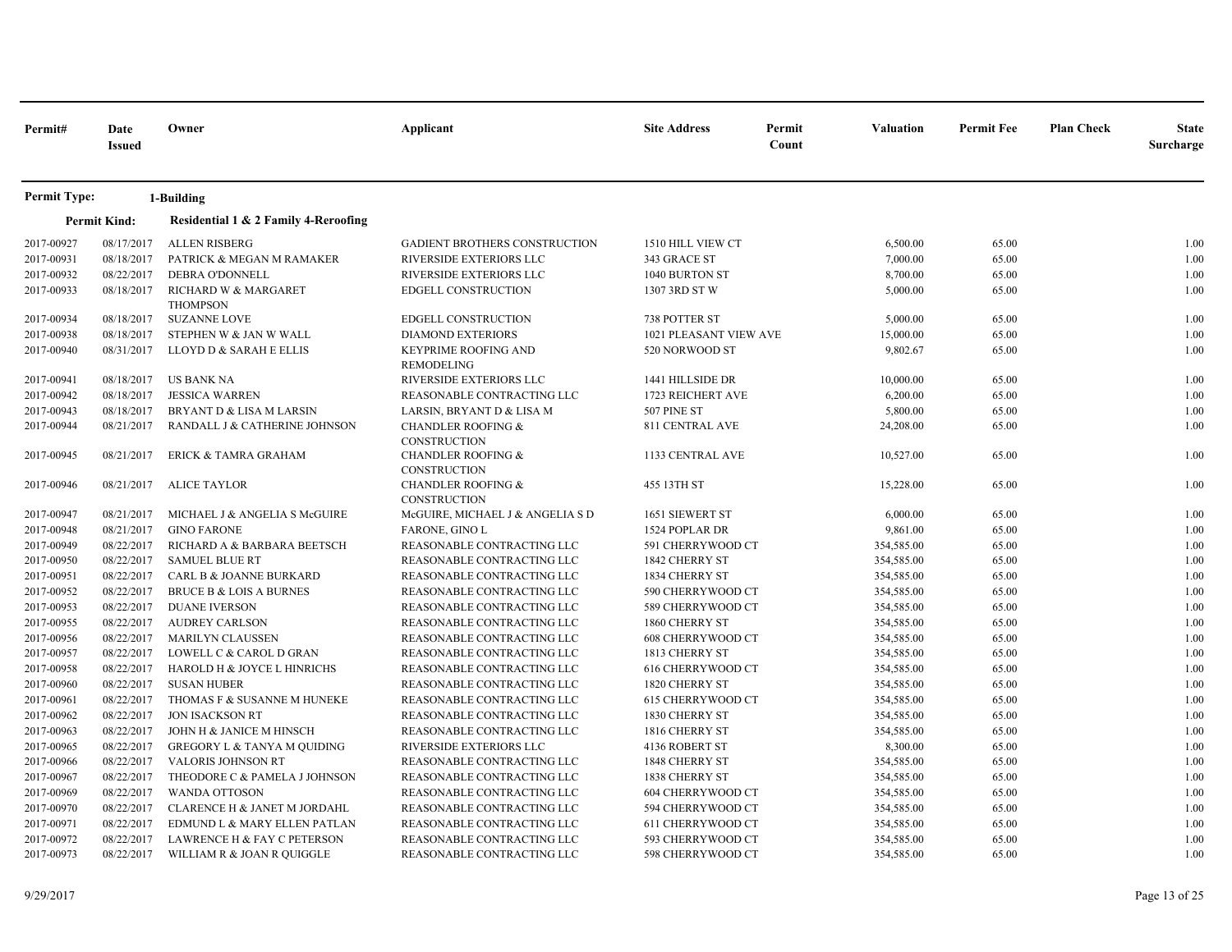| Permit# | Date Issued | Owner | Applicant | Site Address | Permit Count | Valuation | Permit Fee | Plan Check | State Surcharge |
|---|---|---|---|---|---|---|---|---|---|
| **Permit Type:** | | **1-Building** | | | | | | | |
| **Permit Kind:** | | **Residential 1 & 2 Family 4-Reroofing** | | | | | | | |
| 2017-00927 | 08/17/2017 | ALLEN RISBERG | GADIENT BROTHERS CONSTRUCTION | 1510 HILL VIEW CT | | 6,500.00 | 65.00 | | 1.00 |
| 2017-00931 | 08/18/2017 | PATRICK & MEGAN M RAMAKER | RIVERSIDE EXTERIORS LLC | 343 GRACE ST | | 7,000.00 | 65.00 | | 1.00 |
| 2017-00932 | 08/22/2017 | DEBRA O'DONNELL | RIVERSIDE EXTERIORS LLC | 1040 BURTON ST | | 8,700.00 | 65.00 | | 1.00 |
| 2017-00933 | 08/18/2017 | RICHARD W & MARGARET THOMPSON | EDGELL CONSTRUCTION | 1307 3RD ST W | | 5,000.00 | 65.00 | | 1.00 |
| 2017-00934 | 08/18/2017 | SUZANNE LOVE | EDGELL CONSTRUCTION | 738 POTTER ST | | 5,000.00 | 65.00 | | 1.00 |
| 2017-00938 | 08/18/2017 | STEPHEN W & JAN W WALL | DIAMOND EXTERIORS | 1021 PLEASANT VIEW AVE | | 15,000.00 | 65.00 | | 1.00 |
| 2017-00940 | 08/31/2017 | LLOYD D & SARAH E ELLIS | KEYPRIME ROOFING AND REMODELING | 520 NORWOOD ST | | 9,802.67 | 65.00 | | 1.00 |
| 2017-00941 | 08/18/2017 | US BANK NA | RIVERSIDE EXTERIORS LLC | 1441 HILLSIDE DR | | 10,000.00 | 65.00 | | 1.00 |
| 2017-00942 | 08/18/2017 | JESSICA WARREN | REASONABLE CONTRACTING LLC | 1723 REICHERT AVE | | 6,200.00 | 65.00 | | 1.00 |
| 2017-00943 | 08/18/2017 | BRYANT D & LISA M LARSIN | LARSIN, BRYANT D & LISA M | 507 PINE ST | | 5,800.00 | 65.00 | | 1.00 |
| 2017-00944 | 08/21/2017 | RANDALL J & CATHERINE JOHNSON | CHANDLER ROOFING & CONSTRUCTION | 811 CENTRAL AVE | | 24,208.00 | 65.00 | | 1.00 |
| 2017-00945 | 08/21/2017 | ERICK & TAMRA GRAHAM | CHANDLER ROOFING & CONSTRUCTION | 1133 CENTRAL AVE | | 10,527.00 | 65.00 | | 1.00 |
| 2017-00946 | 08/21/2017 | ALICE TAYLOR | CHANDLER ROOFING & CONSTRUCTION | 455 13TH ST | | 15,228.00 | 65.00 | | 1.00 |
| 2017-00947 | 08/21/2017 | MICHAEL J & ANGELIA S McGUIRE | McGUIRE, MICHAEL J & ANGELIA S D | 1651 SIEWERT ST | | 6,000.00 | 65.00 | | 1.00 |
| 2017-00948 | 08/21/2017 | GINO FARONE | FARONE, GINO L | 1524 POPLAR DR | | 9,861.00 | 65.00 | | 1.00 |
| 2017-00949 | 08/22/2017 | RICHARD A & BARBARA BEETSCH | REASONABLE CONTRACTING LLC | 591 CHERRYWOOD CT | | 354,585.00 | 65.00 | | 1.00 |
| 2017-00950 | 08/22/2017 | SAMUEL BLUE RT | REASONABLE CONTRACTING LLC | 1842 CHERRY ST | | 354,585.00 | 65.00 | | 1.00 |
| 2017-00951 | 08/22/2017 | CARL B & JOANNE BURKARD | REASONABLE CONTRACTING LLC | 1834 CHERRY ST | | 354,585.00 | 65.00 | | 1.00 |
| 2017-00952 | 08/22/2017 | BRUCE B & LOIS A BURNES | REASONABLE CONTRACTING LLC | 590 CHERRYWOOD CT | | 354,585.00 | 65.00 | | 1.00 |
| 2017-00953 | 08/22/2017 | DUANE IVERSON | REASONABLE CONTRACTING LLC | 589 CHERRYWOOD CT | | 354,585.00 | 65.00 | | 1.00 |
| 2017-00955 | 08/22/2017 | AUDREY CARLSON | REASONABLE CONTRACTING LLC | 1860 CHERRY ST | | 354,585.00 | 65.00 | | 1.00 |
| 2017-00956 | 08/22/2017 | MARILYN CLAUSSEN | REASONABLE CONTRACTING LLC | 608 CHERRYWOOD CT | | 354,585.00 | 65.00 | | 1.00 |
| 2017-00957 | 08/22/2017 | LOWELL C & CAROL D GRAN | REASONABLE CONTRACTING LLC | 1813 CHERRY ST | | 354,585.00 | 65.00 | | 1.00 |
| 2017-00958 | 08/22/2017 | HAROLD H & JOYCE L HINRICHS | REASONABLE CONTRACTING LLC | 616 CHERRYWOOD CT | | 354,585.00 | 65.00 | | 1.00 |
| 2017-00960 | 08/22/2017 | SUSAN HUBER | REASONABLE CONTRACTING LLC | 1820 CHERRY ST | | 354,585.00 | 65.00 | | 1.00 |
| 2017-00961 | 08/22/2017 | THOMAS F & SUSANNE M HUNEKE | REASONABLE CONTRACTING LLC | 615 CHERRYWOOD CT | | 354,585.00 | 65.00 | | 1.00 |
| 2017-00962 | 08/22/2017 | JON ISACKSON RT | REASONABLE CONTRACTING LLC | 1830 CHERRY ST | | 354,585.00 | 65.00 | | 1.00 |
| 2017-00963 | 08/22/2017 | JOHN H & JANICE M HINSCH | REASONABLE CONTRACTING LLC | 1816 CHERRY ST | | 354,585.00 | 65.00 | | 1.00 |
| 2017-00965 | 08/22/2017 | GREGORY L & TANYA M QUIDING | RIVERSIDE EXTERIORS LLC | 4136 ROBERT ST | | 8,300.00 | 65.00 | | 1.00 |
| 2017-00966 | 08/22/2017 | VALORIS JOHNSON RT | REASONABLE CONTRACTING LLC | 1848 CHERRY ST | | 354,585.00 | 65.00 | | 1.00 |
| 2017-00967 | 08/22/2017 | THEODORE C & PAMELA J JOHNSON | REASONABLE CONTRACTING LLC | 1838 CHERRY ST | | 354,585.00 | 65.00 | | 1.00 |
| 2017-00969 | 08/22/2017 | WANDA OTTOSON | REASONABLE CONTRACTING LLC | 604 CHERRYWOOD CT | | 354,585.00 | 65.00 | | 1.00 |
| 2017-00970 | 08/22/2017 | CLARENCE H & JANET M JORDAHL | REASONABLE CONTRACTING LLC | 594 CHERRYWOOD CT | | 354,585.00 | 65.00 | | 1.00 |
| 2017-00971 | 08/22/2017 | EDMUND L & MARY ELLEN PATLAN | REASONABLE CONTRACTING LLC | 611 CHERRYWOOD CT | | 354,585.00 | 65.00 | | 1.00 |
| 2017-00972 | 08/22/2017 | LAWRENCE H & FAY C PETERSON | REASONABLE CONTRACTING LLC | 593 CHERRYWOOD CT | | 354,585.00 | 65.00 | | 1.00 |
| 2017-00973 | 08/22/2017 | WILLIAM R & JOAN R QUIGGLE | REASONABLE CONTRACTING LLC | 598 CHERRYWOOD CT | | 354,585.00 | 65.00 | | 1.00 |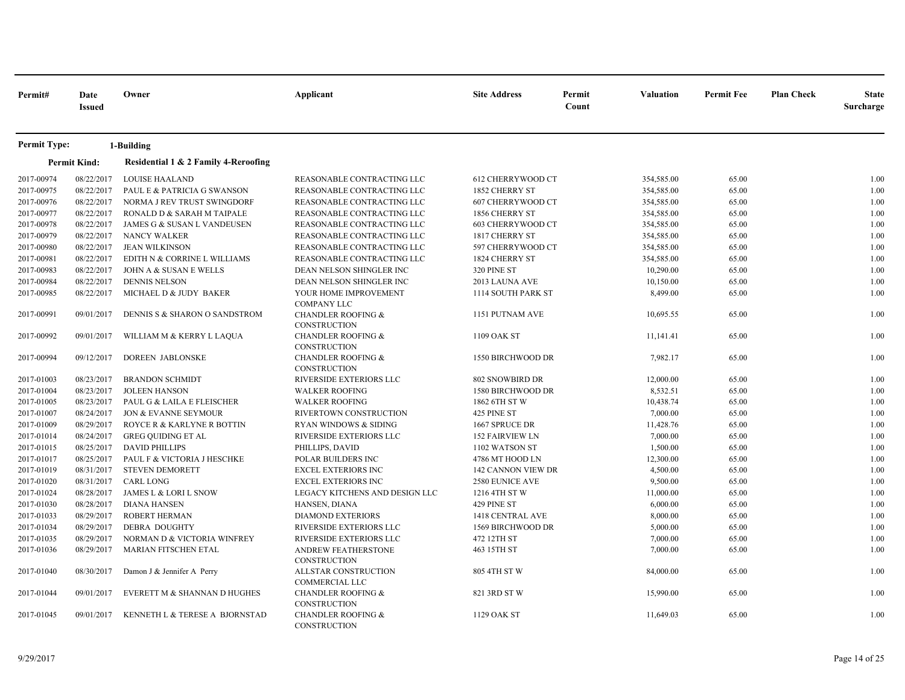| Permit# | Date Issued | Owner | Applicant | Site Address | Permit Count | Valuation | Permit Fee | Plan Check | State Surcharge |
|---|---|---|---|---|---|---|---|---|---|
| **Permit Type:** | | **1-Building** | | | | | | | |
| **Permit Kind:** | | **Residential 1 & 2 Family 4-Reroofing** | | | | | | | |
| 2017-00974 | 08/22/2017 | LOUISE HAALAND | REASONABLE CONTRACTING LLC | 612 CHERRYWOOD CT | | 354,585.00 | 65.00 | | 1.00 |
| 2017-00975 | 08/22/2017 | PAUL E & PATRICIA G SWANSON | REASONABLE CONTRACTING LLC | 1852 CHERRY ST | | 354,585.00 | 65.00 | | 1.00 |
| 2017-00976 | 08/22/2017 | NORMA J REV TRUST SWINGDORF | REASONABLE CONTRACTING LLC | 607 CHERRYWOOD CT | | 354,585.00 | 65.00 | | 1.00 |
| 2017-00977 | 08/22/2017 | RONALD D & SARAH M TAIPALE | REASONABLE CONTRACTING LLC | 1856 CHERRY ST | | 354,585.00 | 65.00 | | 1.00 |
| 2017-00978 | 08/22/2017 | JAMES G & SUSAN L VANDEUSEN | REASONABLE CONTRACTING LLC | 603 CHERRYWOOD CT | | 354,585.00 | 65.00 | | 1.00 |
| 2017-00979 | 08/22/2017 | NANCY WALKER | REASONABLE CONTRACTING LLC | 1817 CHERRY ST | | 354,585.00 | 65.00 | | 1.00 |
| 2017-00980 | 08/22/2017 | JEAN WILKINSON | REASONABLE CONTRACTING LLC | 597 CHERRYWOOD CT | | 354,585.00 | 65.00 | | 1.00 |
| 2017-00981 | 08/22/2017 | EDITH N & CORRINE L WILLIAMS | REASONABLE CONTRACTING LLC | 1824 CHERRY ST | | 354,585.00 | 65.00 | | 1.00 |
| 2017-00983 | 08/22/2017 | JOHN A & SUSAN E WELLS | DEAN NELSON SHINGLER INC | 320 PINE ST | | 10,290.00 | 65.00 | | 1.00 |
| 2017-00984 | 08/22/2017 | DENNIS NELSON | DEAN NELSON SHINGLER INC | 2013 LAUNA AVE | | 10,150.00 | 65.00 | | 1.00 |
| 2017-00985 | 08/22/2017 | MICHAEL D & JUDY BAKER | YOUR HOME IMPROVEMENT COMPANY LLC | 1114 SOUTH PARK ST | | 8,499.00 | 65.00 | | 1.00 |
| 2017-00991 | 09/01/2017 | DENNIS S & SHARON O SANDSTROM | CHANDLER ROOFING & CONSTRUCTION | 1151 PUTNAM AVE | | 10,695.55 | 65.00 | | 1.00 |
| 2017-00992 | 09/01/2017 | WILLIAM M & KERRY L LAQUA | CHANDLER ROOFING & CONSTRUCTION | 1109 OAK ST | | 11,141.41 | 65.00 | | 1.00 |
| 2017-00994 | 09/12/2017 | DOREEN JABLONSKE | CHANDLER ROOFING & CONSTRUCTION | 1550 BIRCHWOOD DR | | 7,982.17 | 65.00 | | 1.00 |
| 2017-01003 | 08/23/2017 | BRANDON SCHMIDT | RIVERSIDE EXTERIORS LLC | 802 SNOWBIRD DR | | 12,000.00 | 65.00 | | 1.00 |
| 2017-01004 | 08/23/2017 | JOLEEN HANSON | WALKER ROOFING | 1580 BIRCHWOOD DR | | 8,532.51 | 65.00 | | 1.00 |
| 2017-01005 | 08/23/2017 | PAUL G & LAILA E FLEISCHER | WALKER ROOFING | 1862 6TH ST W | | 10,438.74 | 65.00 | | 1.00 |
| 2017-01007 | 08/24/2017 | JON & EVANNE SEYMOUR | RIVERTOWN CONSTRUCTION | 425 PINE ST | | 7,000.00 | 65.00 | | 1.00 |
| 2017-01009 | 08/29/2017 | ROYCE R & KARLYNE R BOTTIN | RYAN WINDOWS & SIDING | 1667 SPRUCE DR | | 11,428.76 | 65.00 | | 1.00 |
| 2017-01014 | 08/24/2017 | GREG QUIDING ET AL | RIVERSIDE EXTERIORS LLC | 152 FAIRVIEW LN | | 7,000.00 | 65.00 | | 1.00 |
| 2017-01015 | 08/25/2017 | DAVID PHILLIPS | PHILLIPS, DAVID | 1102 WATSON ST | | 1,500.00 | 65.00 | | 1.00 |
| 2017-01017 | 08/25/2017 | PAUL F & VICTORIA J HESCHKE | POLAR BUILDERS INC | 4786 MT HOOD LN | | 12,300.00 | 65.00 | | 1.00 |
| 2017-01019 | 08/31/2017 | STEVEN DEMORETT | EXCEL EXTERIORS INC | 142 CANNON VIEW DR | | 4,500.00 | 65.00 | | 1.00 |
| 2017-01020 | 08/31/2017 | CARL LONG | EXCEL EXTERIORS INC | 2580 EUNICE AVE | | 9,500.00 | 65.00 | | 1.00 |
| 2017-01024 | 08/28/2017 | JAMES L & LORI L SNOW | LEGACY KITCHENS AND DESIGN LLC | 1216 4TH ST W | | 11,000.00 | 65.00 | | 1.00 |
| 2017-01030 | 08/28/2017 | DIANA HANSEN | HANSEN, DIANA | 429 PINE ST | | 6,000.00 | 65.00 | | 1.00 |
| 2017-01033 | 08/29/2017 | ROBERT HERMAN | DIAMOND EXTERIORS | 1418 CENTRAL AVE | | 8,000.00 | 65.00 | | 1.00 |
| 2017-01034 | 08/29/2017 | DEBRA DOUGHTY | RIVERSIDE EXTERIORS LLC | 1569 BIRCHWOOD DR | | 5,000.00 | 65.00 | | 1.00 |
| 2017-01035 | 08/29/2017 | NORMAN D & VICTORIA WINFREY | RIVERSIDE EXTERIORS LLC | 472 12TH ST | | 7,000.00 | 65.00 | | 1.00 |
| 2017-01036 | 08/29/2017 | MARIAN FITSCHEN ETAL | ANDREW FEATHERSTONE CONSTRUCTION | 463 15TH ST | | 7,000.00 | 65.00 | | 1.00 |
| 2017-01040 | 08/30/2017 | Damon J & Jennifer A Perry | ALLSTAR CONSTRUCTION COMMERCIAL LLC | 805 4TH ST W | | 84,000.00 | 65.00 | | 1.00 |
| 2017-01044 | 09/01/2017 | EVERETT M & SHANNAN D HUGHES | CHANDLER ROOFING & CONSTRUCTION | 821 3RD ST W | | 15,990.00 | 65.00 | | 1.00 |
| 2017-01045 | 09/01/2017 | KENNETH L & TERESE A BJORNSTAD | CHANDLER ROOFING & CONSTRUCTION | 1129 OAK ST | | 11,649.03 | 65.00 | | 1.00 |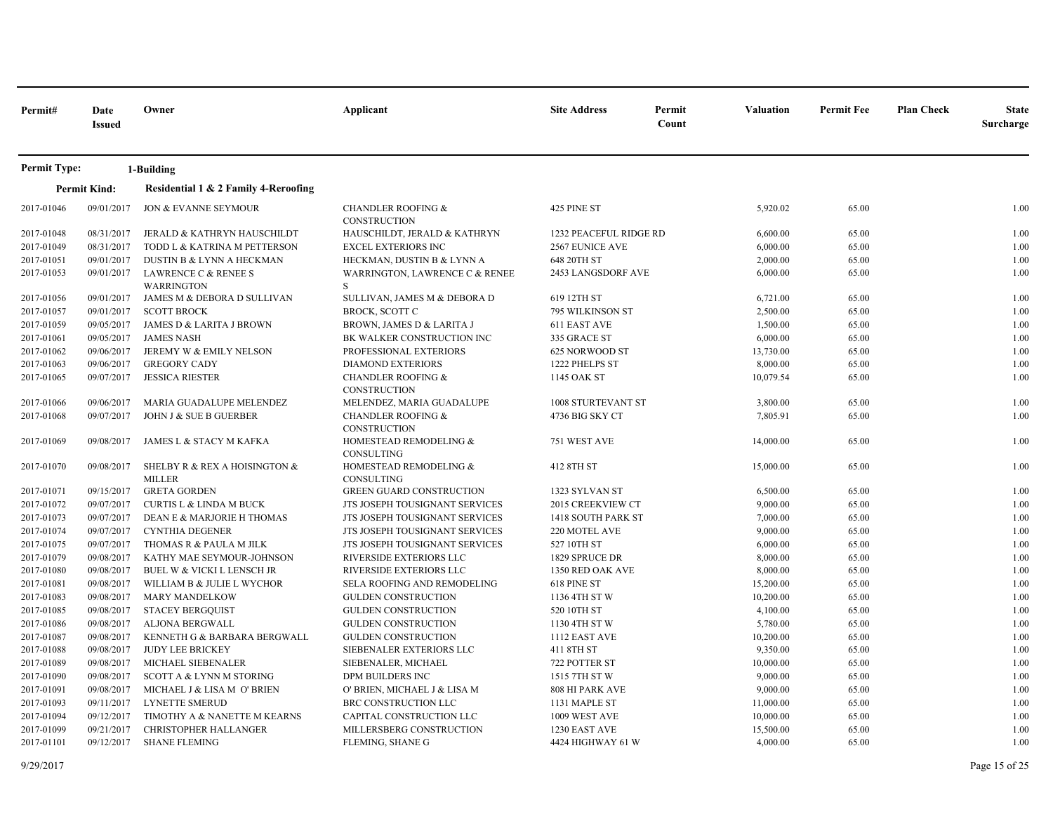| Permit# | Date Issued | Owner | Applicant | Site Address | Permit Count | Valuation | Permit Fee | Plan Check | State Surcharge |
|---|---|---|---|---|---|---|---|---|---|
| **Permit Type:** | | **1-Building** | | | | | | | |
| **Permit Kind:** | | **Residential 1 & 2 Family 4-Reroofing** | | | | | | | |
| 2017-01046 | 09/01/2017 | JON & EVANNE SEYMOUR | CHANDLER ROOFING & CONSTRUCTION | 425 PINE ST | | 5,920.02 | 65.00 | | 1.00 |
| 2017-01048 | 08/31/2017 | JERALD & KATHRYN HAUSCHILDT | HAUSCHILDT, JERALD & KATHRYN | 1232 PEACEFUL RIDGE RD | | 6,600.00 | 65.00 | | 1.00 |
| 2017-01049 | 08/31/2017 | TODD L & KATRINA M PETTERSON | EXCEL EXTERIORS INC | 2567 EUNICE AVE | | 6,000.00 | 65.00 | | 1.00 |
| 2017-01051 | 09/01/2017 | DUSTIN B & LYNN A HECKMAN | HECKMAN, DUSTIN B & LYNN A | 648 20TH ST | | 2,000.00 | 65.00 | | 1.00 |
| 2017-01053 | 09/01/2017 | LAWRENCE C & RENEE S WARRINGTON | WARRINGTON, LAWRENCE C & RENEE S | 2453 LANGSDORF AVE | | 6,000.00 | 65.00 | | 1.00 |
| 2017-01056 | 09/01/2017 | JAMES M & DEBORA D SULLIVAN | SULLIVAN, JAMES M & DEBORA D | 619 12TH ST | | 6,721.00 | 65.00 | | 1.00 |
| 2017-01057 | 09/01/2017 | SCOTT BROCK | BROCK, SCOTT C | 795 WILKINSON ST | | 2,500.00 | 65.00 | | 1.00 |
| 2017-01059 | 09/05/2017 | JAMES D & LARITA J BROWN | BROWN, JAMES D & LARITA J | 611 EAST AVE | | 1,500.00 | 65.00 | | 1.00 |
| 2017-01061 | 09/05/2017 | JAMES NASH | BK WALKER CONSTRUCTION INC | 335 GRACE ST | | 6,000.00 | 65.00 | | 1.00 |
| 2017-01062 | 09/06/2017 | JEREMY W & EMILY NELSON | PROFESSIONAL EXTERIORS | 625 NORWOOD ST | | 13,730.00 | 65.00 | | 1.00 |
| 2017-01063 | 09/06/2017 | GREGORY CADY | DIAMOND EXTERIORS | 1222 PHELPS ST | | 8,000.00 | 65.00 | | 1.00 |
| 2017-01065 | 09/07/2017 | JESSICA RIESTER | CHANDLER ROOFING & CONSTRUCTION | 1145 OAK ST | | 10,079.54 | 65.00 | | 1.00 |
| 2017-01066 | 09/06/2017 | MARIA GUADALUPE MELENDEZ | MELENDEZ, MARIA GUADALUPE | 1008 STURTEVANT ST | | 3,800.00 | 65.00 | | 1.00 |
| 2017-01068 | 09/07/2017 | JOHN J & SUE B GUERBER | CHANDLER ROOFING & CONSTRUCTION | 4736 BIG SKY CT | | 7,805.91 | 65.00 | | 1.00 |
| 2017-01069 | 09/08/2017 | JAMES L & STACY M KAFKA | HOMESTEAD REMODELING & CONSULTING | 751 WEST AVE | | 14,000.00 | 65.00 | | 1.00 |
| 2017-01070 | 09/08/2017 | SHELBY R & REX A HOISINGTON & MILLER | HOMESTEAD REMODELING & CONSULTING | 412 8TH ST | | 15,000.00 | 65.00 | | 1.00 |
| 2017-01071 | 09/15/2017 | GRETA GORDEN | GREEN GUARD CONSTRUCTION | 1323 SYLVAN ST | | 6,500.00 | 65.00 | | 1.00 |
| 2017-01072 | 09/07/2017 | CURTIS L & LINDA M BUCK | JTS JOSEPH TOUSIGNANT SERVICES | 2015 CREEKVIEW CT | | 9,000.00 | 65.00 | | 1.00 |
| 2017-01073 | 09/07/2017 | DEAN E & MARJORIE H THOMAS | JTS JOSEPH TOUSIGNANT SERVICES | 1418 SOUTH PARK ST | | 7,000.00 | 65.00 | | 1.00 |
| 2017-01074 | 09/07/2017 | CYNTHIA DEGENER | JTS JOSEPH TOUSIGNANT SERVICES | 220 MOTEL AVE | | 9,000.00 | 65.00 | | 1.00 |
| 2017-01075 | 09/07/2017 | THOMAS R & PAULA M JILK | JTS JOSEPH TOUSIGNANT SERVICES | 527 10TH ST | | 6,000.00 | 65.00 | | 1.00 |
| 2017-01079 | 09/08/2017 | KATHY MAE SEYMOUR-JOHNSON | RIVERSIDE EXTERIORS LLC | 1829 SPRUCE DR | | 8,000.00 | 65.00 | | 1.00 |
| 2017-01080 | 09/08/2017 | BUEL W & VICKI L LENSCH JR | RIVERSIDE EXTERIORS LLC | 1350 RED OAK AVE | | 8,000.00 | 65.00 | | 1.00 |
| 2017-01081 | 09/08/2017 | WILLIAM B & JULIE L WYCHOR | SELA ROOFING AND REMODELING | 618 PINE ST | | 15,200.00 | 65.00 | | 1.00 |
| 2017-01083 | 09/08/2017 | MARY MANDELKOW | GULDEN CONSTRUCTION | 1136 4TH ST W | | 10,200.00 | 65.00 | | 1.00 |
| 2017-01085 | 09/08/2017 | STACEY BERGQUIST | GULDEN CONSTRUCTION | 520 10TH ST | | 4,100.00 | 65.00 | | 1.00 |
| 2017-01086 | 09/08/2017 | ALJONA BERGWALL | GULDEN CONSTRUCTION | 1130 4TH ST W | | 5,780.00 | 65.00 | | 1.00 |
| 2017-01087 | 09/08/2017 | KENNETH G & BARBARA BERGWALL | GULDEN CONSTRUCTION | 1112 EAST AVE | | 10,200.00 | 65.00 | | 1.00 |
| 2017-01088 | 09/08/2017 | JUDY LEE BRICKEY | SIEBENALER EXTERIORS LLC | 411 8TH ST | | 9,350.00 | 65.00 | | 1.00 |
| 2017-01089 | 09/08/2017 | MICHAEL SIEBENALER | SIEBENALER, MICHAEL | 722 POTTER ST | | 10,000.00 | 65.00 | | 1.00 |
| 2017-01090 | 09/08/2017 | SCOTT A & LYNN M STORING | DPM BUILDERS INC | 1515 7TH ST W | | 9,000.00 | 65.00 | | 1.00 |
| 2017-01091 | 09/08/2017 | MICHAEL J & LISA M O' BRIEN | O' BRIEN, MICHAEL J & LISA M | 808 HI PARK AVE | | 9,000.00 | 65.00 | | 1.00 |
| 2017-01093 | 09/11/2017 | LYNETTE SMERUD | BRC CONSTRUCTION LLC | 1131 MAPLE ST | | 11,000.00 | 65.00 | | 1.00 |
| 2017-01094 | 09/12/2017 | TIMOTHY A & NANETTE M KEARNS | CAPITAL CONSTRUCTION LLC | 1009 WEST AVE | | 10,000.00 | 65.00 | | 1.00 |
| 2017-01099 | 09/21/2017 | CHRISTOPHER HALLANGER | MILLERSBERG CONSTRUCTION | 1230 EAST AVE | | 15,500.00 | 65.00 | | 1.00 |
| 2017-01101 | 09/12/2017 | SHANE FLEMING | FLEMING, SHANE G | 4424 HIGHWAY 61 W | | 4,000.00 | 65.00 | | 1.00 |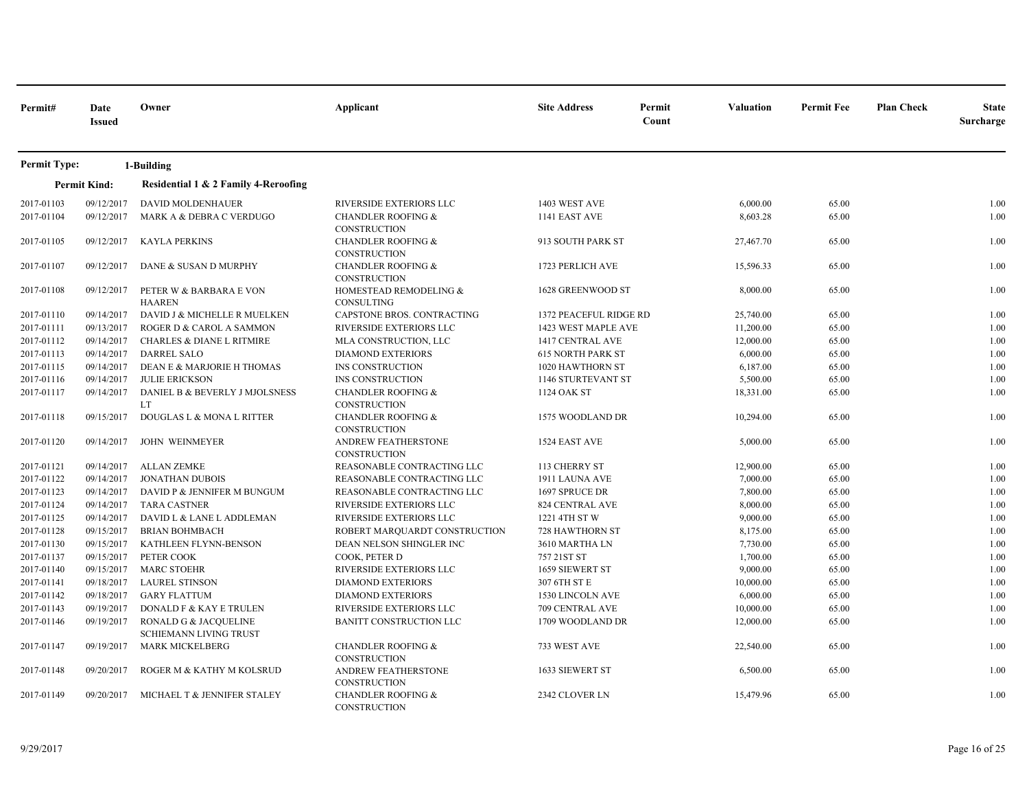| Permit# | Date Issued | Owner | Applicant | Site Address | Permit Count | Valuation | Permit Fee | Plan Check | State Surcharge |
|---|---|---|---|---|---|---|---|---|---|

**Permit Type:** 1-Building

**Permit Kind:** Residential 1 & 2 Family 4-Reroofing

| Permit# | Date Issued | Owner | Applicant | Site Address | Permit Count | Valuation | Permit Fee | Plan Check | State Surcharge |
|---|---|---|---|---|---|---|---|---|---|
| 2017-01103 | 09/12/2017 | DAVID MOLDENHAUER | RIVERSIDE EXTERIORS LLC | 1403 WEST AVE | | 6,000.00 | 65.00 | | 1.00 |
| 2017-01104 | 09/12/2017 | MARK A & DEBRA C VERDUGO | CHANDLER ROOFING & CONSTRUCTION | 1141 EAST AVE | | 8,603.28 | 65.00 | | 1.00 |
| 2017-01105 | 09/12/2017 | KAYLA PERKINS | CHANDLER ROOFING & CONSTRUCTION | 913 SOUTH PARK ST | | 27,467.70 | 65.00 | | 1.00 |
| 2017-01107 | 09/12/2017 | DANE & SUSAN D MURPHY | CHANDLER ROOFING & CONSTRUCTION | 1723 PERLICH AVE | | 15,596.33 | 65.00 | | 1.00 |
| 2017-01108 | 09/12/2017 | PETER W & BARBARA E VON HAAREN | HOMESTEAD REMODELING & CONSULTING | 1628 GREENWOOD ST | | 8,000.00 | 65.00 | | 1.00 |
| 2017-01110 | 09/14/2017 | DAVID J & MICHELLE R MUELKEN | CAPSTONE BROS. CONTRACTING | 1372 PEACEFUL RIDGE RD | | 25,740.00 | 65.00 | | 1.00 |
| 2017-01111 | 09/13/2017 | ROGER D & CAROL A SAMMON | RIVERSIDE EXTERIORS LLC | 1423 WEST MAPLE AVE | | 11,200.00 | 65.00 | | 1.00 |
| 2017-01112 | 09/14/2017 | CHARLES & DIANE L RITMIRE | MLA CONSTRUCTION, LLC | 1417 CENTRAL AVE | | 12,000.00 | 65.00 | | 1.00 |
| 2017-01113 | 09/14/2017 | DARREL SALO | DIAMOND EXTERIORS | 615 NORTH PARK ST | | 6,000.00 | 65.00 | | 1.00 |
| 2017-01115 | 09/14/2017 | DEAN E & MARJORIE H THOMAS | INS CONSTRUCTION | 1020 HAWTHORN ST | | 6,187.00 | 65.00 | | 1.00 |
| 2017-01116 | 09/14/2017 | JULIE ERICKSON | INS CONSTRUCTION | 1146 STURTEVANT ST | | 5,500.00 | 65.00 | | 1.00 |
| 2017-01117 | 09/14/2017 | DANIEL B & BEVERLY J MJOLSNESS LT | CHANDLER ROOFING & CONSTRUCTION | 1124 OAK ST | | 18,331.00 | 65.00 | | 1.00 |
| 2017-01118 | 09/15/2017 | DOUGLAS L & MONA L RITTER | CHANDLER ROOFING & CONSTRUCTION | 1575 WOODLAND DR | | 10,294.00 | 65.00 | | 1.00 |
| 2017-01120 | 09/14/2017 | JOHN WEINMEYER | ANDREW FEATHERSTONE CONSTRUCTION | 1524 EAST AVE | | 5,000.00 | 65.00 | | 1.00 |
| 2017-01121 | 09/14/2017 | ALLAN ZEMKE | REASONABLE CONTRACTING LLC | 113 CHERRY ST | | 12,900.00 | 65.00 | | 1.00 |
| 2017-01122 | 09/14/2017 | JONATHAN DUBOIS | REASONABLE CONTRACTING LLC | 1911 LAUNA AVE | | 7,000.00 | 65.00 | | 1.00 |
| 2017-01123 | 09/14/2017 | DAVID P & JENNIFER M BUNGUM | REASONABLE CONTRACTING LLC | 1697 SPRUCE DR | | 7,800.00 | 65.00 | | 1.00 |
| 2017-01124 | 09/14/2017 | TARA CASTNER | RIVERSIDE EXTERIORS LLC | 824 CENTRAL AVE | | 8,000.00 | 65.00 | | 1.00 |
| 2017-01125 | 09/14/2017 | DAVID L & LANE L ADDLEMAN | RIVERSIDE EXTERIORS LLC | 1221 4TH ST W | | 9,000.00 | 65.00 | | 1.00 |
| 2017-01128 | 09/15/2017 | BRIAN BOHMBACH | ROBERT MARQUARDT CONSTRUCTION | 728 HAWTHORN ST | | 8,175.00 | 65.00 | | 1.00 |
| 2017-01130 | 09/15/2017 | KATHLEEN FLYNN-BENSON | DEAN NELSON SHINGLER INC | 3610 MARTHA LN | | 7,730.00 | 65.00 | | 1.00 |
| 2017-01137 | 09/15/2017 | PETER COOK | COOK, PETER D | 757 21ST ST | | 1,700.00 | 65.00 | | 1.00 |
| 2017-01140 | 09/15/2017 | MARC STOEHR | RIVERSIDE EXTERIORS LLC | 1659 SIEWERT ST | | 9,000.00 | 65.00 | | 1.00 |
| 2017-01141 | 09/18/2017 | LAUREL STINSON | DIAMOND EXTERIORS | 307 6TH ST E | | 10,000.00 | 65.00 | | 1.00 |
| 2017-01142 | 09/18/2017 | GARY FLATTUM | DIAMOND EXTERIORS | 1530 LINCOLN AVE | | 6,000.00 | 65.00 | | 1.00 |
| 2017-01143 | 09/19/2017 | DONALD F & KAY E TRULEN | RIVERSIDE EXTERIORS LLC | 709 CENTRAL AVE | | 10,000.00 | 65.00 | | 1.00 |
| 2017-01146 | 09/19/2017 | RONALD G & JACQUELINE SCHIEMANN LIVING TRUST | BANITT CONSTRUCTION LLC | 1709 WOODLAND DR | | 12,000.00 | 65.00 | | 1.00 |
| 2017-01147 | 09/19/2017 | MARK MICKELBERG | CHANDLER ROOFING & CONSTRUCTION | 733 WEST AVE | | 22,540.00 | 65.00 | | 1.00 |
| 2017-01148 | 09/20/2017 | ROGER M & KATHY M KOLSRUD | ANDREW FEATHERSTONE CONSTRUCTION | 1633 SIEWERT ST | | 6,500.00 | 65.00 | | 1.00 |
| 2017-01149 | 09/20/2017 | MICHAEL T & JENNIFER STALEY | CHANDLER ROOFING & CONSTRUCTION | 2342 CLOVER LN | | 15,479.96 | 65.00 | | 1.00 |

9/29/2017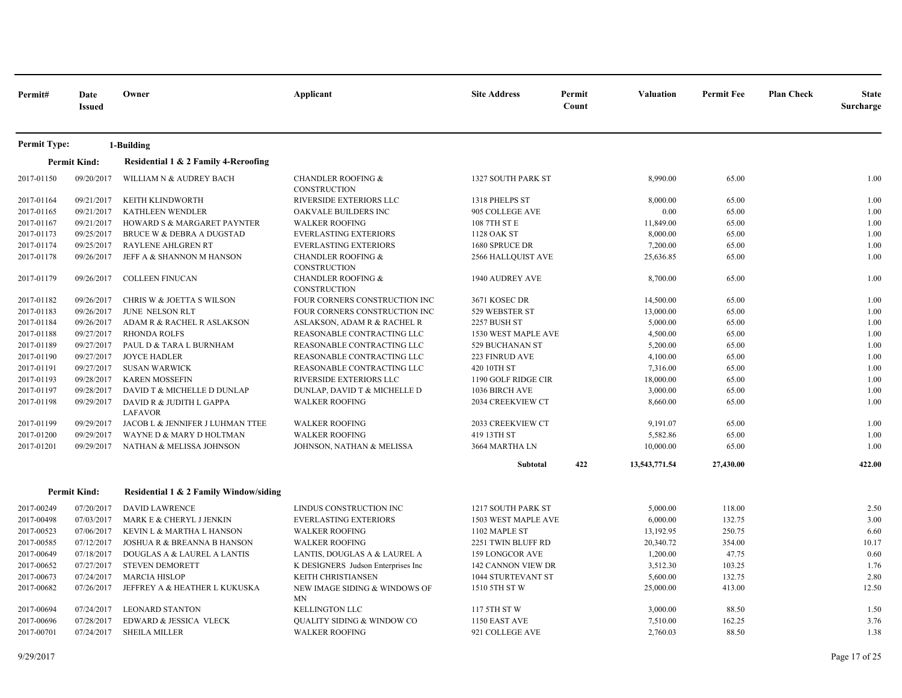| Permit# | Date Issued | Owner | Applicant | Site Address | Permit Count | Valuation | Permit Fee | Plan Check | State Surcharge |
|---|---|---|---|---|---|---|---|---|---|
| **Permit Type:** | | **1-Building** | | | | | | | |
| **Permit Kind:** | | **Residential 1 & 2 Family 4-Reroofing** | | | | | | | |
| 2017-01150 | 09/20/2017 | WILLIAM N & AUDREY BACH | CHANDLER ROOFING & CONSTRUCTION | 1327 SOUTH PARK ST | | 8,990.00 | 65.00 | | 1.00 |
| 2017-01164 | 09/21/2017 | KEITH KLINDWORTH | RIVERSIDE EXTERIORS LLC | 1318 PHELPS ST | | 8,000.00 | 65.00 | | 1.00 |
| 2017-01165 | 09/21/2017 | KATHLEEN WENDLER | OAKVALE BUILDERS INC | 905 COLLEGE AVE | | 0.00 | 65.00 | | 1.00 |
| 2017-01167 | 09/21/2017 | HOWARD S & MARGARET PAYNTER | WALKER ROOFING | 108 7TH ST E | | 11,849.00 | 65.00 | | 1.00 |
| 2017-01173 | 09/25/2017 | BRUCE W & DEBRA A DUGSTAD | EVERLASTING EXTERIORS | 1128 OAK ST | | 8,000.00 | 65.00 | | 1.00 |
| 2017-01174 | 09/25/2017 | RAYLENE AHLGREN RT | EVERLASTING EXTERIORS | 1680 SPRUCE DR | | 7,200.00 | 65.00 | | 1.00 |
| 2017-01178 | 09/26/2017 | JEFF A & SHANNON M HANSON | CHANDLER ROOFING & CONSTRUCTION | 2566 HALLQUIST AVE | | 25,636.85 | 65.00 | | 1.00 |
| 2017-01179 | 09/26/2017 | COLLEEN FINUCAN | CHANDLER ROOFING & CONSTRUCTION | 1940 AUDREY AVE | | 8,700.00 | 65.00 | | 1.00 |
| 2017-01182 | 09/26/2017 | CHRIS W & JOETTA S WILSON | FOUR CORNERS CONSTRUCTION INC | 3671 KOSEC DR | | 14,500.00 | 65.00 | | 1.00 |
| 2017-01183 | 09/26/2017 | JUNE NELSON RLT | FOUR CORNERS CONSTRUCTION INC | 529 WEBSTER ST | | 13,000.00 | 65.00 | | 1.00 |
| 2017-01184 | 09/26/2017 | ADAM R & RACHEL R ASLAKSON | ASLAKSON, ADAM R & RACHEL R | 2257 BUSH ST | | 5,000.00 | 65.00 | | 1.00 |
| 2017-01188 | 09/27/2017 | RHONDA ROLFS | REASONABLE CONTRACTING LLC | 1530 WEST MAPLE AVE | | 4,500.00 | 65.00 | | 1.00 |
| 2017-01189 | 09/27/2017 | PAUL D & TARA L BURNHAM | REASONABLE CONTRACTING LLC | 529 BUCHANAN ST | | 5,200.00 | 65.00 | | 1.00 |
| 2017-01190 | 09/27/2017 | JOYCE HADLER | REASONABLE CONTRACTING LLC | 223 FINRUD AVE | | 4,100.00 | 65.00 | | 1.00 |
| 2017-01191 | 09/27/2017 | SUSAN WARWICK | REASONABLE CONTRACTING LLC | 420 10TH ST | | 7,316.00 | 65.00 | | 1.00 |
| 2017-01193 | 09/28/2017 | KAREN MOSSEFIN | RIVERSIDE EXTERIORS LLC | 1190 GOLF RIDGE CIR | | 18,000.00 | 65.00 | | 1.00 |
| 2017-01197 | 09/28/2017 | DAVID T & MICHELLE D DUNLAP | DUNLAP, DAVID T & MICHELLE D | 1036 BIRCH AVE | | 3,000.00 | 65.00 | | 1.00 |
| 2017-01198 | 09/29/2017 | DAVID R & JUDITH L GAPPA LAFAVOR | WALKER ROOFING | 2034 CREEKVIEW CT | | 8,660.00 | 65.00 | | 1.00 |
| 2017-01199 | 09/29/2017 | JACOB L & JENNIFER J LUHMAN TTEE | WALKER ROOFING | 2033 CREEKVIEW CT | | 9,191.07 | 65.00 | | 1.00 |
| 2017-01200 | 09/29/2017 | WAYNE D & MARY D HOLTMAN | WALKER ROOFING | 419 13TH ST | | 5,582.86 | 65.00 | | 1.00 |
| 2017-01201 | 09/29/2017 | NATHAN & MELISSA JOHNSON | JOHNSON, NATHAN & MELISSA | 3664 MARTHA LN | | 10,000.00 | 65.00 | | 1.00 |
| | | | | **Subtotal** | **422** | **13,543,771.54** | **27,430.00** | | **422.00** |
| **Permit Kind:** | | **Residential 1 & 2 Family Window/siding** | | | | | | | |
| 2017-00249 | 07/20/2017 | DAVID LAWRENCE | LINDUS CONSTRUCTION INC | 1217 SOUTH PARK ST | | 5,000.00 | 118.00 | | 2.50 |
| 2017-00498 | 07/03/2017 | MARK E & CHERYL J JENKIN | EVERLASTING EXTERIORS | 1503 WEST MAPLE AVE | | 6,000.00 | 132.75 | | 3.00 |
| 2017-00523 | 07/06/2017 | KEVIN L & MARTHA L HANSON | WALKER ROOFING | 1102 MAPLE ST | | 13,192.95 | 250.75 | | 6.60 |
| 2017-00585 | 07/12/2017 | JOSHUA R & BREANNA B HANSON | WALKER ROOFING | 2251 TWIN BLUFF RD | | 20,340.72 | 354.00 | | 10.17 |
| 2017-00649 | 07/18/2017 | DOUGLAS A & LAUREL A LANTIS | LANTIS, DOUGLAS A & LAUREL A | 159 LONGCOR AVE | | 1,200.00 | 47.75 | | 0.60 |
| 2017-00652 | 07/27/2017 | STEVEN DEMORETT | K DESIGNERS Judson Enterprises Inc | 142 CANNON VIEW DR | | 3,512.30 | 103.25 | | 1.76 |
| 2017-00673 | 07/24/2017 | MARCIA HISLOP | KEITH CHRISTIANSEN | 1044 STURTEVANT ST | | 5,600.00 | 132.75 | | 2.80 |
| 2017-00682 | 07/26/2017 | JEFFREY A & HEATHER L KUKUSKA | NEW IMAGE SIDING & WINDOWS OF MN | 1510 5TH ST W | | 25,000.00 | 413.00 | | 12.50 |
| 2017-00694 | 07/24/2017 | LEONARD STANTON | KELLINGTON LLC | 117 5TH ST W | | 3,000.00 | 88.50 | | 1.50 |
| 2017-00696 | 07/28/2017 | EDWARD & JESSICA VLECK | QUALITY SIDING & WINDOW CO | 1150 EAST AVE | | 7,510.00 | 162.25 | | 3.76 |
| 2017-00701 | 07/24/2017 | SHEILA MILLER | WALKER ROOFING | 921 COLLEGE AVE | | 2,760.03 | 88.50 | | 1.38 |

9/29/2017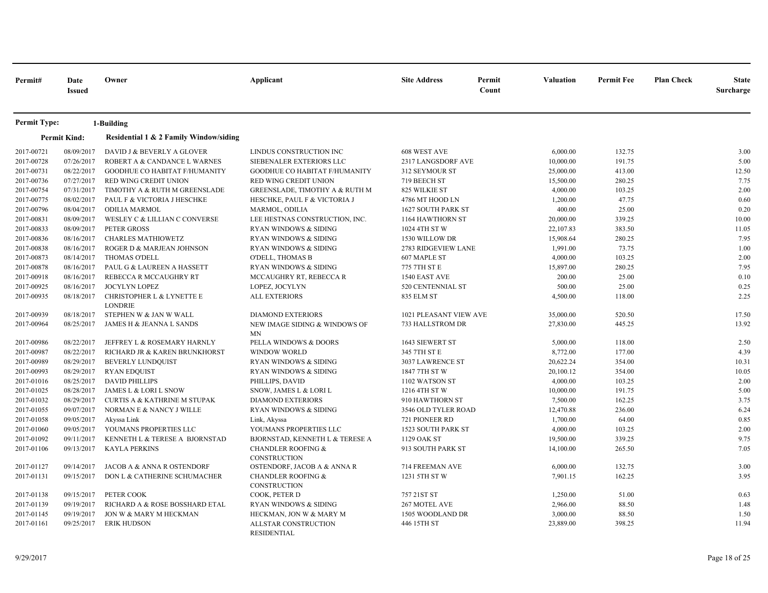| Permit# | Date Issued | Owner | Applicant | Site Address | Permit Count | Valuation | Permit Fee | Plan Check | State Surcharge |
|---|---|---|---|---|---|---|---|---|---|
| **Permit Type:** | | **1-Building** | | | | | | | |
| **Permit Kind:** | | **Residential 1 & 2 Family Window/siding** | | | | | | | |
| 2017-00721 | 08/09/2017 | DAVID J & BEVERLY A GLOVER | LINDUS CONSTRUCTION INC | 608 WEST AVE | | 6,000.00 | 132.75 | | 3.00 |
| 2017-00728 | 07/26/2017 | ROBERT A & CANDANCE L WARNES | SIEBENALER EXTERIORS LLC | 2317 LANGSDORF AVE | | 10,000.00 | 191.75 | | 5.00 |
| 2017-00731 | 08/22/2017 | GOODHUE CO HABITAT F/HUMANITY | GOODHUE CO HABITAT F/HUMANITY | 312 SEYMOUR ST | | 25,000.00 | 413.00 | | 12.50 |
| 2017-00736 | 07/27/2017 | RED WING CREDIT UNION | RED WING CREDIT UNION | 719 BEECH ST | | 15,500.00 | 280.25 | | 7.75 |
| 2017-00754 | 07/31/2017 | TIMOTHY A & RUTH M GREENSLADE | GREENSLADE, TIMOTHY A & RUTH M | 825 WILKIE ST | | 4,000.00 | 103.25 | | 2.00 |
| 2017-00775 | 08/02/2017 | PAUL F & VICTORIA J HESCHKE | HESCHKE, PAUL F & VICTORIA J | 4786 MT HOOD LN | | 1,200.00 | 47.75 | | 0.60 |
| 2017-00796 | 08/04/2017 | ODILIA MARMOL | MARMOL, ODILIA | 1627 SOUTH PARK ST | | 400.00 | 25.00 | | 0.20 |
| 2017-00831 | 08/09/2017 | WESLEY C & LILLIAN C CONVERSE | LEE HESTNAS CONSTRUCTION, INC. | 1164 HAWTHORN ST | | 20,000.00 | 339.25 | | 10.00 |
| 2017-00833 | 08/09/2017 | PETER GROSS | RYAN WINDOWS & SIDING | 1024 4TH ST W | | 22,107.83 | 383.50 | | 11.05 |
| 2017-00836 | 08/16/2017 | CHARLES MATHIOWETZ | RYAN WINDOWS & SIDING | 1530 WILLOW DR | | 15,908.64 | 280.25 | | 7.95 |
| 2017-00838 | 08/16/2017 | ROGER D & MARJEAN JOHNSON | RYAN WINDOWS & SIDING | 2783 RIDGEVIEW LANE | | 1,991.00 | 73.75 | | 1.00 |
| 2017-00873 | 08/14/2017 | THOMAS O'DELL | O'DELL, THOMAS B | 607 MAPLE ST | | 4,000.00 | 103.25 | | 2.00 |
| 2017-00878 | 08/16/2017 | PAUL G & LAUREEN A HASSETT | RYAN WINDOWS & SIDING | 775 7TH ST E | | 15,897.00 | 280.25 | | 7.95 |
| 2017-00918 | 08/16/2017 | REBECCA R MCCAUGHRY RT | MCCAUGHRY RT, REBECCA R | 1540 EAST AVE | | 200.00 | 25.00 | | 0.10 |
| 2017-00925 | 08/16/2017 | JOCYLYN LOPEZ | LOPEZ, JOCYLYN | 520 CENTENNIAL ST | | 500.00 | 25.00 | | 0.25 |
| 2017-00935 | 08/18/2017 | CHRISTOPHER L & LYNETTE E LONDRIE | ALL EXTERIORS | 835 ELM ST | | 4,500.00 | 118.00 | | 2.25 |
| 2017-00939 | 08/18/2017 | STEPHEN W & JAN W WALL | DIAMOND EXTERIORS | 1021 PLEASANT VIEW AVE | | 35,000.00 | 520.50 | | 17.50 |
| 2017-00964 | 08/25/2017 | JAMES H & JEANNA L SANDS | NEW IMAGE SIDING & WINDOWS OF MN | 733 HALLSTROM DR | | 27,830.00 | 445.25 | | 13.92 |
| 2017-00986 | 08/22/2017 | JEFFREY L & ROSEMARY HARNLY | PELLA WINDOWS & DOORS | 1643 SIEWERT ST | | 5,000.00 | 118.00 | | 2.50 |
| 2017-00987 | 08/22/2017 | RICHARD JR & KAREN BRUNKHORST | WINDOW WORLD | 345 7TH ST E | | 8,772.00 | 177.00 | | 4.39 |
| 2017-00989 | 08/29/2017 | BEVERLY LUNDQUIST | RYAN WINDOWS & SIDING | 3037 LAWRENCE ST | | 20,622.24 | 354.00 | | 10.31 |
| 2017-00993 | 08/29/2017 | RYAN EDQUIST | RYAN WINDOWS & SIDING | 1847 7TH ST W | | 20,100.12 | 354.00 | | 10.05 |
| 2017-01016 | 08/25/2017 | DAVID PHILLIPS | PHILLIPS, DAVID | 1102 WATSON ST | | 4,000.00 | 103.25 | | 2.00 |
| 2017-01025 | 08/28/2017 | JAMES L & LORI L SNOW | SNOW, JAMES L & LORI L | 1216 4TH ST W | | 10,000.00 | 191.75 | | 5.00 |
| 2017-01032 | 08/29/2017 | CURTIS A & KATHRINE M STUPAK | DIAMOND EXTERIORS | 910 HAWTHORN ST | | 7,500.00 | 162.25 | | 3.75 |
| 2017-01055 | 09/07/2017 | NORMAN E & NANCY J WILLE | RYAN WINDOWS & SIDING | 3546 OLD TYLER ROAD | | 12,470.88 | 236.00 | | 6.24 |
| 2017-01058 | 09/05/2017 | Akyssa Link | Link, Akyssa | 721 PIONEER RD | | 1,700.00 | 64.00 | | 0.85 |
| 2017-01060 | 09/05/2017 | YOUMANS PROPERTIES LLC | YOUMANS PROPERTIES LLC | 1523 SOUTH PARK ST | | 4,000.00 | 103.25 | | 2.00 |
| 2017-01092 | 09/11/2017 | KENNETH L & TERESE A BJORNSTAD | BJORNSTAD, KENNETH L & TERESE A | 1129 OAK ST | | 19,500.00 | 339.25 | | 9.75 |
| 2017-01106 | 09/13/2017 | KAYLA PERKINS | CHANDLER ROOFING & CONSTRUCTION | 913 SOUTH PARK ST | | 14,100.00 | 265.50 | | 7.05 |
| 2017-01127 | 09/14/2017 | JACOB A & ANNA R OSTENDORF | OSTENDORF, JACOB A & ANNA R | 714 FREEMAN AVE | | 6,000.00 | 132.75 | | 3.00 |
| 2017-01131 | 09/15/2017 | DON L & CATHERINE SCHUMACHER | CHANDLER ROOFING & CONSTRUCTION | 1231 5TH ST W | | 7,901.15 | 162.25 | | 3.95 |
| 2017-01138 | 09/15/2017 | PETER COOK | COOK, PETER D | 757 21ST ST | | 1,250.00 | 51.00 | | 0.63 |
| 2017-01139 | 09/19/2017 | RICHARD A & ROSE BOSSHARD ETAL | RYAN WINDOWS & SIDING | 267 MOTEL AVE | | 2,966.00 | 88.50 | | 1.48 |
| 2017-01145 | 09/19/2017 | JON W & MARY M HECKMAN | HECKMAN, JON W & MARY M | 1505 WOODLAND DR | | 3,000.00 | 88.50 | | 1.50 |
| 2017-01161 | 09/25/2017 | ERIK HUDSON | ALLSTAR CONSTRUCTION RESIDENTIAL | 446 15TH ST | | 23,889.00 | 398.25 | | 11.94 |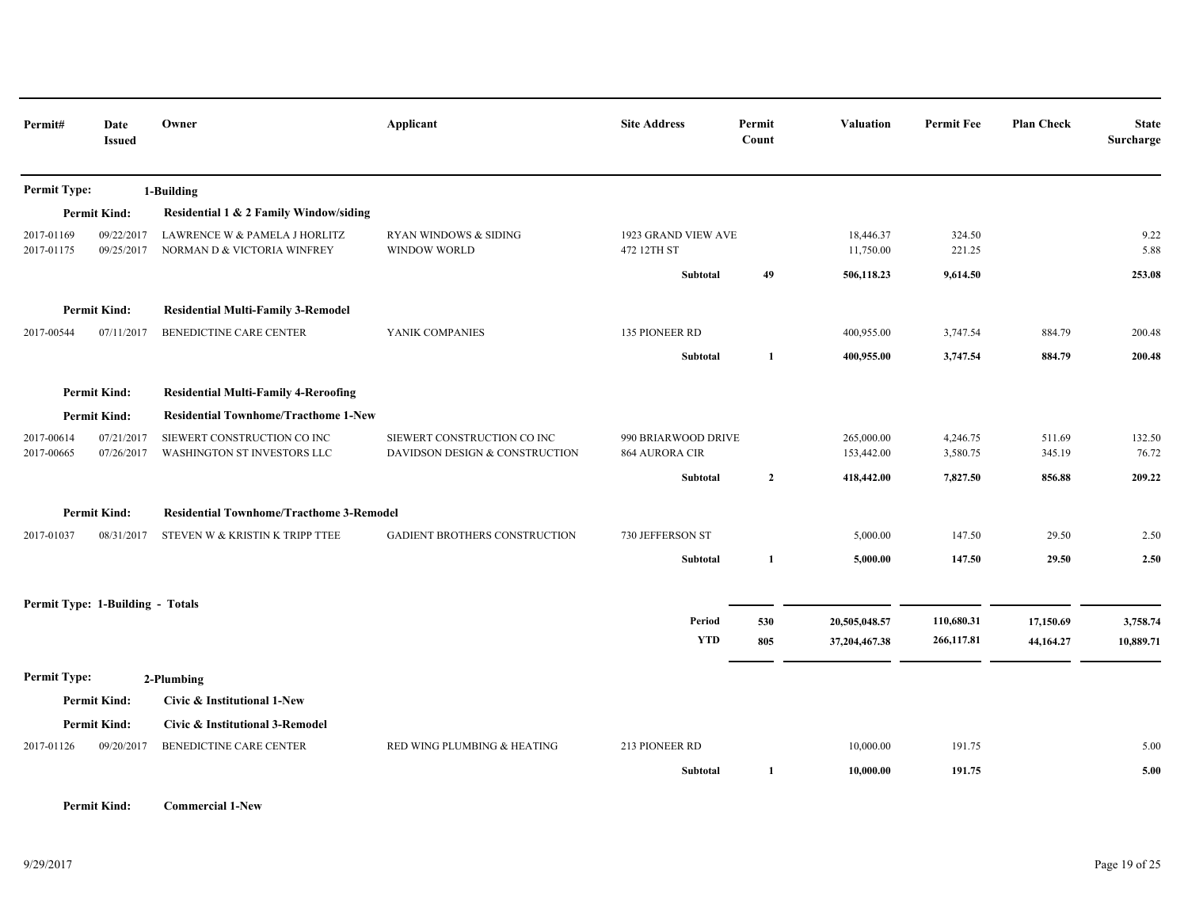| Permit# | Date Issued | Owner | Applicant | Site Address | Permit Count | Valuation | Permit Fee | Plan Check | State Surcharge |
|---|---|---|---|---|---|---|---|---|---|
| **Permit Type:** | | **1-Building** | | | | | | | |
| **Permit Kind:** | | **Residential 1 & 2 Family Window/siding** | | | | | | | |
| 2017-01169 | 09/22/2017 | LAWRENCE W & PAMELA J HORLITZ | RYAN WINDOWS & SIDING | 1923 GRAND VIEW AVE | | 18,446.37 | 324.50 | | 9.22 |
| 2017-01175 | 09/25/2017 | NORMAN D & VICTORIA WINFREY | WINDOW WORLD | 472 12TH ST | | 11,750.00 | 221.25 | | 5.88 |
| | | | | **Subtotal** | **49** | **506,118.23** | **9,614.50** | | **253.08** |
| **Permit Kind:** | | **Residential Multi-Family 3-Remodel** | | | | | | | |
| 2017-00544 | 07/11/2017 | BENEDICTINE CARE CENTER | YANIK COMPANIES | 135 PIONEER RD | | 400,955.00 | 3,747.54 | 884.79 | 200.48 |
| | | | | **Subtotal** | **1** | **400,955.00** | **3,747.54** | **884.79** | **200.48** |
| **Permit Kind:** | | **Residential Multi-Family 4-Reroofing** | | | | | | | |
| **Permit Kind:** | | **Residential Townhome/Tracthome 1-New** | | | | | | | |
| 2017-00614 | 07/21/2017 | SIEWERT CONSTRUCTION CO INC | SIEWERT CONSTRUCTION CO INC | 990 BRIARWOOD DRIVE | | 265,000.00 | 4,246.75 | 511.69 | 132.50 |
| 2017-00665 | 07/26/2017 | WASHINGTON ST INVESTORS LLC | DAVIDSON DESIGN & CONSTRUCTION | 864 AURORA CIR | | 153,442.00 | 3,580.75 | 345.19 | 76.72 |
| | | | | **Subtotal** | **2** | **418,442.00** | **7,827.50** | **856.88** | **209.22** |
| **Permit Kind:** | | **Residential Townhome/Tracthome 3-Remodel** | | | | | | | |
| 2017-01037 | 08/31/2017 | STEVEN W & KRISTIN K TRIPP TTEE | GADIENT BROTHERS CONSTRUCTION | 730 JEFFERSON ST | | 5,000.00 | 147.50 | 29.50 | 2.50 |
| | | | | **Subtotal** | **1** | **5,000.00** | **147.50** | **29.50** | **2.50** |
| **Permit Type: 1-Building - Totals** | | | | | | | | | |
| | | | | **Period** | **530** | **20,505,048.57** | **110,680.31** | **17,150.69** | **3,758.74** |
| | | | | **YTD** | **805** | **37,204,467.38** | **266,117.81** | **44,164.27** | **10,889.71** |
| **Permit Type:** | | **2-Plumbing** | | | | | | | |
| **Permit Kind:** | | **Civic & Institutional 1-New** | | | | | | | |
| **Permit Kind:** | | **Civic & Institutional 3-Remodel** | | | | | | | |
| 2017-01126 | 09/20/2017 | BENEDICTINE CARE CENTER | RED WING PLUMBING & HEATING | 213 PIONEER RD | | 10,000.00 | 191.75 | | 5.00 |
| | | | | **Subtotal** | **1** | **10,000.00** | **191.75** | | **5.00** |
| **Permit Kind:** | | **Commercial 1-New** | | | | | | | |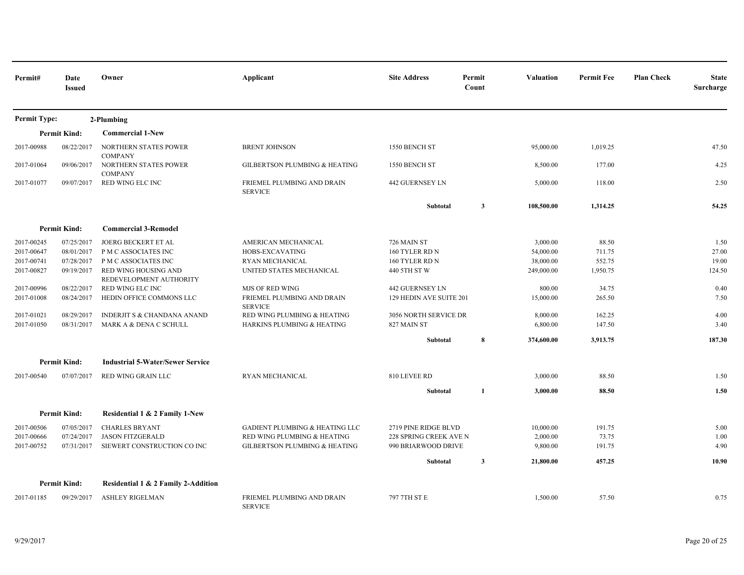| Permit# | Date Issued | Owner | Applicant | Site Address | Permit Count | Valuation | Permit Fee | Plan Check | State Surcharge |
|---|---|---|---|---|---|---|---|---|---|
| **Permit Type:** | | **2-Plumbing** | | | | | | | |
| **Permit Kind:** | | **Commercial 1-New** | | | | | | | |
| 2017-00988 | 08/22/2017 | NORTHERN STATES POWER COMPANY | BRENT JOHNSON | 1550 BENCH ST | | 95,000.00 | 1,019.25 | | 47.50 |
| 2017-01064 | 09/06/2017 | NORTHERN STATES POWER COMPANY | GILBERTSON PLUMBING & HEATING | 1550 BENCH ST | | 8,500.00 | 177.00 | | 4.25 |
| 2017-01077 | 09/07/2017 | RED WING ELC INC | FRIEMEL PLUMBING AND DRAIN SERVICE | 442 GUERNSEY LN | | 5,000.00 | 118.00 | | 2.50 |
| | | | | **Subtotal** | **3** | **108,500.00** | **1,314.25** | | **54.25** |
| **Permit Kind:** | | **Commercial 3-Remodel** | | | | | | | |
| 2017-00245 | 07/25/2017 | JOERG BECKERT ET AL | AMERICAN MECHANICAL | 726 MAIN ST | | 3,000.00 | 88.50 | | 1.50 |
| 2017-00647 | 08/01/2017 | P M C ASSOCIATES INC | HOBS-EXCAVATING | 160 TYLER RD N | | 54,000.00 | 711.75 | | 27.00 |
| 2017-00741 | 07/28/2017 | P M C ASSOCIATES INC | RYAN MECHANICAL | 160 TYLER RD N | | 38,000.00 | 552.75 | | 19.00 |
| 2017-00827 | 09/19/2017 | RED WING HOUSING AND REDEVELOPMENT AUTHORITY | UNITED STATES MECHANICAL | 440 5TH ST W | | 249,000.00 | 1,950.75 | | 124.50 |
| 2017-00996 | 08/22/2017 | RED WING ELC INC | MJS OF RED WING | 442 GUERNSEY LN | | 800.00 | 34.75 | | 0.40 |
| 2017-01008 | 08/24/2017 | HEDIN OFFICE COMMONS LLC | FRIEMEL PLUMBING AND DRAIN SERVICE | 129 HEDIN AVE SUITE 201 | | 15,000.00 | 265.50 | | 7.50 |
| 2017-01021 | 08/29/2017 | INDERJIT S & CHANDANA ANAND | RED WING PLUMBING & HEATING | 3056 NORTH SERVICE DR | | 8,000.00 | 162.25 | | 4.00 |
| 2017-01050 | 08/31/2017 | MARK A & DENA C SCHULL | HARKINS PLUMBING & HEATING | 827 MAIN ST | | 6,800.00 | 147.50 | | 3.40 |
| | | | | **Subtotal** | **8** | **374,600.00** | **3,913.75** | | **187.30** |
| **Permit Kind:** | | **Industrial 5-Water/Sewer Service** | | | | | | | |
| 2017-00540 | 07/07/2017 | RED WING GRAIN LLC | RYAN MECHANICAL | 810 LEVEE RD | | 3,000.00 | 88.50 | | 1.50 |
| | | | | **Subtotal** | **1** | **3,000.00** | **88.50** | | **1.50** |
| **Permit Kind:** | | **Residential 1 & 2 Family 1-New** | | | | | | | |
| 2017-00506 | 07/05/2017 | CHARLES BRYANT | GADIENT PLUMBING & HEATING LLC | 2719 PINE RIDGE BLVD | | 10,000.00 | 191.75 | | 5.00 |
| 2017-00666 | 07/24/2017 | JASON FITZGERALD | RED WING PLUMBING & HEATING | 228 SPRING CREEK AVE N | | 2,000.00 | 73.75 | | 1.00 |
| 2017-00752 | 07/31/2017 | SIEWERT CONSTRUCTION CO INC | GILBERTSON PLUMBING & HEATING | 990 BRIARWOOD DRIVE | | 9,800.00 | 191.75 | | 4.90 |
| | | | | **Subtotal** | **3** | **21,800.00** | **457.25** | | **10.90** |
| **Permit Kind:** | | **Residential 1 & 2 Family 2-Addition** | | | | | | | |
| 2017-01185 | 09/29/2017 | ASHLEY RIGELMAN | FRIEMEL PLUMBING AND DRAIN SERVICE | 797 7TH ST E | | 1,500.00 | 57.50 | | 0.75 |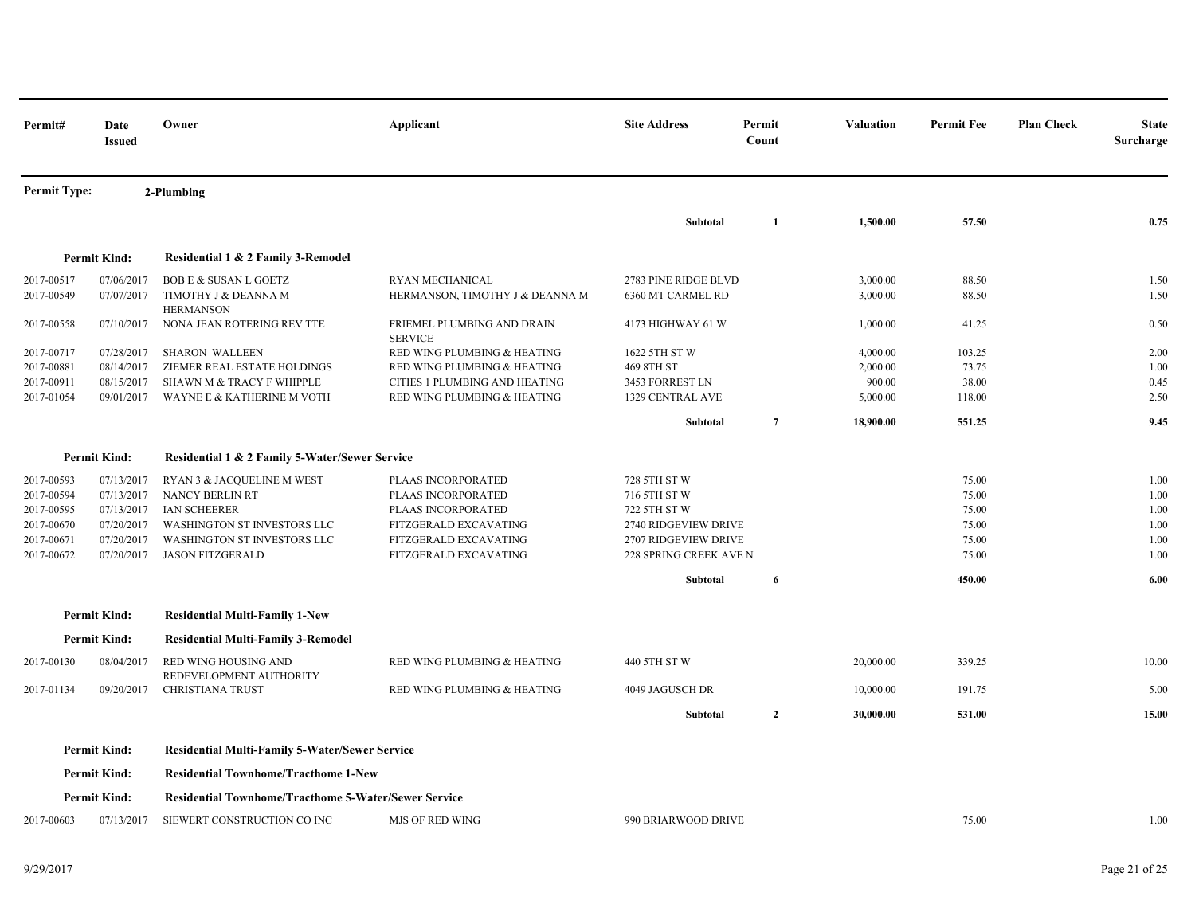| Permit# | Date Issued | Owner | Applicant | Site Address | Permit Count | Valuation | Permit Fee | Plan Check | State Surcharge |
|---|---|---|---|---|---|---|---|---|---|
| **Permit Type:** | | **2-Plumbing** | | | | | | | |
| | | | | **Subtotal** | **1** | **1,500.00** | **57.50** | | **0.75** |
| **Permit Kind:** | | **Residential 1 & 2 Family 3-Remodel** | | | | | | | |
| 2017-00517 | 07/06/2017 | BOB E & SUSAN L GOETZ | RYAN MECHANICAL | 2783 PINE RIDGE BLVD | | 3,000.00 | 88.50 | | 1.50 |
| 2017-00549 | 07/07/2017 | TIMOTHY J & DEANNA M HERMANSON | HERMANSON, TIMOTHY J & DEANNA M | 6360 MT CARMEL RD | | 3,000.00 | 88.50 | | 1.50 |
| 2017-00558 | 07/10/2017 | NONA JEAN ROTERING REV TTE | FRIEMEL PLUMBING AND DRAIN SERVICE | 4173 HIGHWAY 61 W | | 1,000.00 | 41.25 | | 0.50 |
| 2017-00717 | 07/28/2017 | SHARON WALLEEN | RED WING PLUMBING & HEATING | 1622 5TH ST W | | 4,000.00 | 103.25 | | 2.00 |
| 2017-00881 | 08/14/2017 | ZIEMER REAL ESTATE HOLDINGS | RED WING PLUMBING & HEATING | 469 8TH ST | | 2,000.00 | 73.75 | | 1.00 |
| 2017-00911 | 08/15/2017 | SHAWN M & TRACY F WHIPPLE | CITIES 1 PLUMBING AND HEATING | 3453 FORREST LN | | 900.00 | 38.00 | | 0.45 |
| 2017-01054 | 09/01/2017 | WAYNE E & KATHERINE M VOTH | RED WING PLUMBING & HEATING | 1329 CENTRAL AVE | | 5,000.00 | 118.00 | | 2.50 |
| | | | | **Subtotal** | **7** | **18,900.00** | **551.25** | | **9.45** |
| **Permit Kind:** | | **Residential 1 & 2 Family 5-Water/Sewer Service** | | | | | | | |
| 2017-00593 | 07/13/2017 | RYAN 3 & JACQUELINE M WEST | PLAAS INCORPORATED | 728 5TH ST W | | | 75.00 | | 1.00 |
| 2017-00594 | 07/13/2017 | NANCY BERLIN RT | PLAAS INCORPORATED | 716 5TH ST W | | | 75.00 | | 1.00 |
| 2017-00595 | 07/13/2017 | IAN SCHEERER | PLAAS INCORPORATED | 722 5TH ST W | | | 75.00 | | 1.00 |
| 2017-00670 | 07/20/2017 | WASHINGTON ST INVESTORS LLC | FITZGERALD EXCAVATING | 2740 RIDGEVIEW DRIVE | | | 75.00 | | 1.00 |
| 2017-00671 | 07/20/2017 | WASHINGTON ST INVESTORS LLC | FITZGERALD EXCAVATING | 2707 RIDGEVIEW DRIVE | | | 75.00 | | 1.00 |
| 2017-00672 | 07/20/2017 | JASON FITZGERALD | FITZGERALD EXCAVATING | 228 SPRING CREEK AVE N | | | 75.00 | | 1.00 |
| | | | | **Subtotal** | **6** | | **450.00** | | **6.00** |
| **Permit Kind:** | | **Residential Multi-Family 1-New** | | | | | | | |
| **Permit Kind:** | | **Residential Multi-Family 3-Remodel** | | | | | | | |
| 2017-00130 | 08/04/2017 | RED WING HOUSING AND REDEVELOPMENT AUTHORITY | RED WING PLUMBING & HEATING | 440 5TH ST W | | 20,000.00 | 339.25 | | 10.00 |
| 2017-01134 | 09/20/2017 | CHRISTIANA TRUST | RED WING PLUMBING & HEATING | 4049 JAGUSCH DR | | 10,000.00 | 191.75 | | 5.00 |
| | | | | **Subtotal** | **2** | **30,000.00** | **531.00** | | **15.00** |
| **Permit Kind:** | | **Residential Multi-Family 5-Water/Sewer Service** | | | | | | | |
| **Permit Kind:** | | **Residential Townhome/Tracthome 1-New** | | | | | | | |
| **Permit Kind:** | | **Residential Townhome/Tracthome 5-Water/Sewer Service** | | | | | | | |
| 2017-00603 | 07/13/2017 | SIEWERT CONSTRUCTION CO INC | MJS OF RED WING | 990 BRIARWOOD DRIVE | | | 75.00 | | 1.00 |

9/29/2017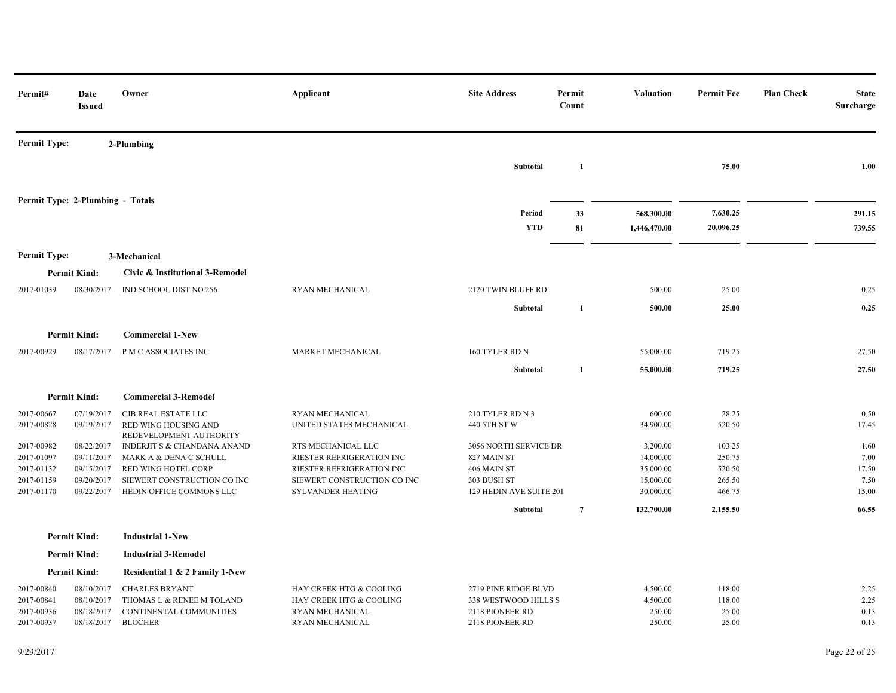| Permit# | Date Issued | Owner | Applicant | Site Address | Permit Count | Valuation | Permit Fee | Plan Check | State Surcharge |
|---|---|---|---|---|---|---|---|---|---|
| **Permit Type:** | | **2-Plumbing** | | | | | | | |
| | | | | **Subtotal** | **1** | | **75.00** | | **1.00** |
| **Permit Type: 2-Plumbing - Totals** | | | | | | | | | |
| | | | | **Period** | **33** | **568,300.00** | **7,630.25** | | **291.15** |
| | | | | **YTD** | **81** | **1,446,470.00** | **20,096.25** | | **739.55** |
| **Permit Type:** | | **3-Mechanical** | | | | | | | |
| **Permit Kind:** | | **Civic & Institutional 3-Remodel** | | | | | | | |
| 2017-01039 | 08/30/2017 | IND SCHOOL DIST NO 256 | RYAN MECHANICAL | 2120 TWIN BLUFF RD | | 500.00 | 25.00 | | 0.25 |
| | | | | **Subtotal** | **1** | **500.00** | **25.00** | | **0.25** |
| **Permit Kind:** | | **Commercial 1-New** | | | | | | | |
| 2017-00929 | 08/17/2017 | P M C ASSOCIATES INC | MARKET MECHANICAL | 160 TYLER RD N | | 55,000.00 | 719.25 | | 27.50 |
| | | | | **Subtotal** | **1** | **55,000.00** | **719.25** | | **27.50** |
| **Permit Kind:** | | **Commercial 3-Remodel** | | | | | | | |
| 2017-00667 | 07/19/2017 | CJB REAL ESTATE LLC | RYAN MECHANICAL | 210 TYLER RD N 3 | | 600.00 | 28.25 | | 0.50 |
| 2017-00828 | 09/19/2017 | RED WING HOUSING AND REDEVELOPMENT AUTHORITY | UNITED STATES MECHANICAL | 440 5TH ST W | | 34,900.00 | 520.50 | | 17.45 |
| 2017-00982 | 08/22/2017 | INDERJIT S & CHANDANA ANAND | RTS MECHANICAL LLC | 3056 NORTH SERVICE DR | | 3,200.00 | 103.25 | | 1.60 |
| 2017-01097 | 09/11/2017 | MARK A & DENA C SCHULL | RIESTER REFRIGERATION INC | 827 MAIN ST | | 14,000.00 | 250.75 | | 7.00 |
| 2017-01132 | 09/15/2017 | RED WING HOTEL CORP | RIESTER REFRIGERATION INC | 406 MAIN ST | | 35,000.00 | 520.50 | | 17.50 |
| 2017-01159 | 09/20/2017 | SIEWERT CONSTRUCTION CO INC | SIEWERT CONSTRUCTION CO INC | 303 BUSH ST | | 15,000.00 | 265.50 | | 7.50 |
| 2017-01170 | 09/22/2017 | HEDIN OFFICE COMMONS LLC | SYLVANDER HEATING | 129 HEDIN AVE SUITE 201 | | 30,000.00 | 466.75 | | 15.00 |
| | | | | **Subtotal** | **7** | **132,700.00** | **2,155.50** | | **66.55** |
| **Permit Kind:** | | **Industrial 1-New** | | | | | | | |
| **Permit Kind:** | | **Industrial 3-Remodel** | | | | | | | |
| **Permit Kind:** | | **Residential 1 & 2 Family 1-New** | | | | | | | |
| 2017-00840 | 08/10/2017 | CHARLES BRYANT | HAY CREEK HTG & COOLING | 2719 PINE RIDGE BLVD | | 4,500.00 | 118.00 | | 2.25 |
| 2017-00841 | 08/10/2017 | THOMAS L & RENEE M TOLAND | HAY CREEK HTG & COOLING | 338 WESTWOOD HILLS S | | 4,500.00 | 118.00 | | 2.25 |
| 2017-00936 | 08/18/2017 | CONTINENTAL COMMUNITIES | RYAN MECHANICAL | 2118 PIONEER RD | | 250.00 | 25.00 | | 0.13 |
| 2017-00937 | 08/18/2017 | BLOCHER | RYAN MECHANICAL | 2118 PIONEER RD | | 250.00 | 25.00 | | 0.13 |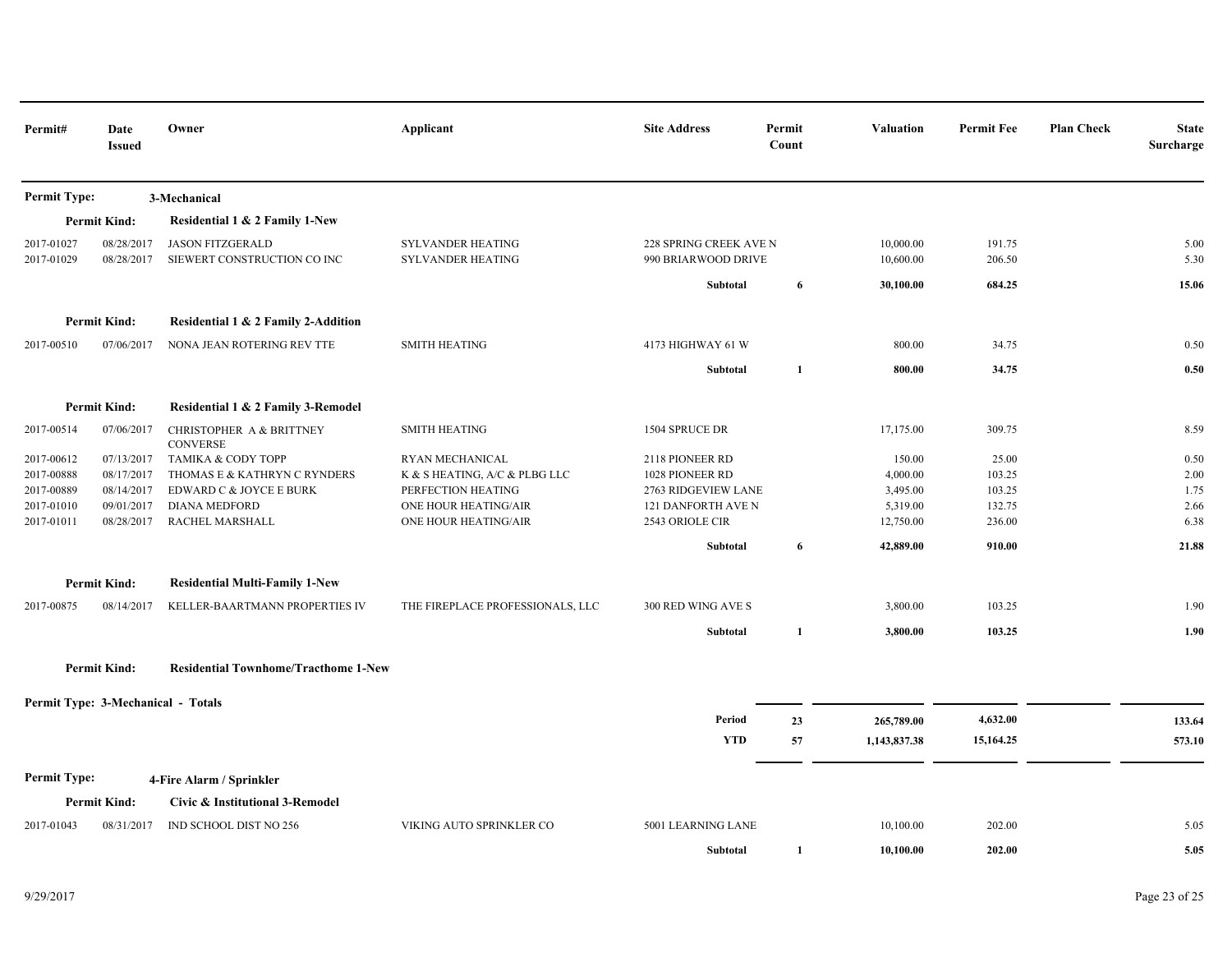| Permit# | Date Issued | Owner | Applicant | Site Address | Permit Count | Valuation | Permit Fee | Plan Check | State Surcharge |
|---|---|---|---|---|---|---|---|---|---|
| **Permit Type:** | | **3-Mechanical** | | | | | | | |
| **Permit Kind:** | | **Residential 1 & 2 Family 1-New** | | | | | | | |
| 2017-01027 | 08/28/2017 | JASON FITZGERALD | SYLVANDER HEATING | 228 SPRING CREEK AVE N | | 10,000.00 | 191.75 | | 5.00 |
| 2017-01029 | 08/28/2017 | SIEWERT CONSTRUCTION CO INC | SYLVANDER HEATING | 990 BRIARWOOD DRIVE | | 10,600.00 | 206.50 | | 5.30 |
| | | | | **Subtotal** | **6** | **30,100.00** | **684.25** | | **15.06** |
| **Permit Kind:** | | **Residential 1 & 2 Family 2-Addition** | | | | | | | |
| 2017-00510 | 07/06/2017 | NONA JEAN ROTERING REV TTE | SMITH HEATING | 4173 HIGHWAY 61 W | | 800.00 | 34.75 | | 0.50 |
| | | | | **Subtotal** | **1** | **800.00** | **34.75** | | **0.50** |
| **Permit Kind:** | | **Residential 1 & 2 Family 3-Remodel** | | | | | | | |
| 2017-00514 | 07/06/2017 | CHRISTOPHER A & BRITTNEY CONVERSE | SMITH HEATING | 1504 SPRUCE DR | | 17,175.00 | 309.75 | | 8.59 |
| 2017-00612 | 07/13/2017 | TAMIKA & CODY TOPP | RYAN MECHANICAL | 2118 PIONEER RD | | 150.00 | 25.00 | | 0.50 |
| 2017-00888 | 08/17/2017 | THOMAS E & KATHRYN C RYNDERS | K & S HEATING, A/C & PLBG LLC | 1028 PIONEER RD | | 4,000.00 | 103.25 | | 2.00 |
| 2017-00889 | 08/14/2017 | EDWARD C & JOYCE E BURK | PERFECTION HEATING | 2763 RIDGEVIEW LANE | | 3,495.00 | 103.25 | | 1.75 |
| 2017-01010 | 09/01/2017 | DIANA MEDFORD | ONE HOUR HEATING/AIR | 121 DANFORTH AVE N | | 5,319.00 | 132.75 | | 2.66 |
| 2017-01011 | 08/28/2017 | RACHEL MARSHALL | ONE HOUR HEATING/AIR | 2543 ORIOLE CIR | | 12,750.00 | 236.00 | | 6.38 |
| | | | | **Subtotal** | **6** | **42,889.00** | **910.00** | | **21.88** |
| **Permit Kind:** | | **Residential Multi-Family 1-New** | | | | | | | |
| 2017-00875 | 08/14/2017 | KELLER-BAARTMANN PROPERTIES IV | THE FIREPLACE PROFESSIONALS, LLC | 300 RED WING AVE S | | 3,800.00 | 103.25 | | 1.90 |
| | | | | **Subtotal** | **1** | **3,800.00** | **103.25** | | **1.90** |
| **Permit Kind:** | | **Residential Townhome/Tracthome 1-New** | | | | | | | |
| **Permit Type: 3-Mechanical - Totals** | | | | | | | | | |
| | | | | **Period** | **23** | **265,789.00** | **4,632.00** | | **133.64** |
| | | | | **YTD** | **57** | **1,143,837.38** | **15,164.25** | | **573.10** |
| **Permit Type:** | | **4-Fire Alarm / Sprinkler** | | | | | | | |
| **Permit Kind:** | | **Civic & Institutional 3-Remodel** | | | | | | | |
| 2017-01043 | 08/31/2017 | IND SCHOOL DIST NO 256 | VIKING AUTO SPRINKLER CO | 5001 LEARNING LANE | | 10,100.00 | 202.00 | | 5.05 |
| | | | | **Subtotal** | **1** | **10,100.00** | **202.00** | | **5.05** |

9/29/2017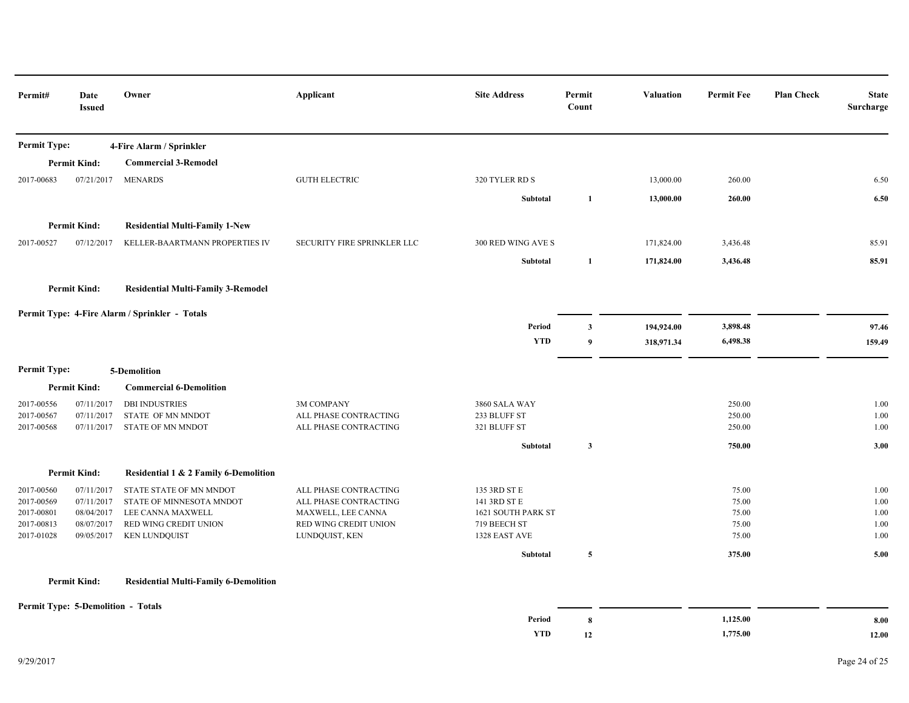| Permit# | Date Issued | Owner | Applicant | Site Address | Permit Count | Valuation | Permit Fee | Plan Check | State Surcharge |
|---|---|---|---|---|---|---|---|---|---|
| **Permit Type:** | | **4-Fire Alarm / Sprinkler** | | | | | | | |
| **Permit Kind:** | | **Commercial 3-Remodel** | | | | | | | |
| 2017-00683 | 07/21/2017 | MENARDS | GUTH ELECTRIC | 320 TYLER RD S | | 13,000.00 | 260.00 | | 6.50 |
| | | | | **Subtotal** | **1** | **13,000.00** | **260.00** | | **6.50** |
| **Permit Kind:** | | **Residential Multi-Family 1-New** | | | | | | | |
| 2017-00527 | 07/12/2017 | KELLER-BAARTMANN PROPERTIES IV | SECURITY FIRE SPRINKLER LLC | 300 RED WING AVE S | | 171,824.00 | 3,436.48 | | 85.91 |
| | | | | **Subtotal** | **1** | **171,824.00** | **3,436.48** | | **85.91** |
| **Permit Kind:** | | **Residential Multi-Family 3-Remodel** | | | | | | | |
| **Permit Type: 4-Fire Alarm / Sprinkler - Totals** | | | | | | | | | |
| | | | | **Period** | **3** | **194,924.00** | **3,898.48** | | **97.46** |
| | | | | **YTD** | **9** | **318,971.34** | **6,498.38** | | **159.49** |
| **Permit Type:** | | **5-Demolition** | | | | | | | |
| **Permit Kind:** | | **Commercial 6-Demolition** | | | | | | | |
| 2017-00556 | 07/11/2017 | DBI INDUSTRIES | 3M COMPANY | 3860 SALA WAY | | | 250.00 | | 1.00 |
| 2017-00567 | 07/11/2017 | STATE OF MN MNDOT | ALL PHASE CONTRACTING | 233 BLUFF ST | | | 250.00 | | 1.00 |
| 2017-00568 | 07/11/2017 | STATE OF MN MNDOT | ALL PHASE CONTRACTING | 321 BLUFF ST | | | 250.00 | | 1.00 |
| | | | | **Subtotal** | **3** | | **750.00** | | **3.00** |
| **Permit Kind:** | | **Residential 1 & 2 Family 6-Demolition** | | | | | | | |
| 2017-00560 | 07/11/2017 | STATE STATE OF MN MNDOT | ALL PHASE CONTRACTING | 135 3RD ST E | | | 75.00 | | 1.00 |
| 2017-00569 | 07/11/2017 | STATE OF MINNESOTA MNDOT | ALL PHASE CONTRACTING | 141 3RD ST E | | | 75.00 | | 1.00 |
| 2017-00801 | 08/04/2017 | LEE CANNA MAXWELL | MAXWELL, LEE CANNA | 1621 SOUTH PARK ST | | | 75.00 | | 1.00 |
| 2017-00813 | 08/07/2017 | RED WING CREDIT UNION | RED WING CREDIT UNION | 719 BEECH ST | | | 75.00 | | 1.00 |
| 2017-01028 | 09/05/2017 | KEN LUNDQUIST | LUNDQUIST, KEN | 1328 EAST AVE | | | 75.00 | | 1.00 |
| | | | | **Subtotal** | **5** | | **375.00** | | **5.00** |
| **Permit Kind:** | | **Residential Multi-Family 6-Demolition** | | | | | | | |
| **Permit Type: 5-Demolition - Totals** | | | | | | | | | |
| | | | | **Period** | **8** | | **1,125.00** | | **8.00** |
| | | | | **YTD** | **12** | | **1,775.00** | | **12.00** |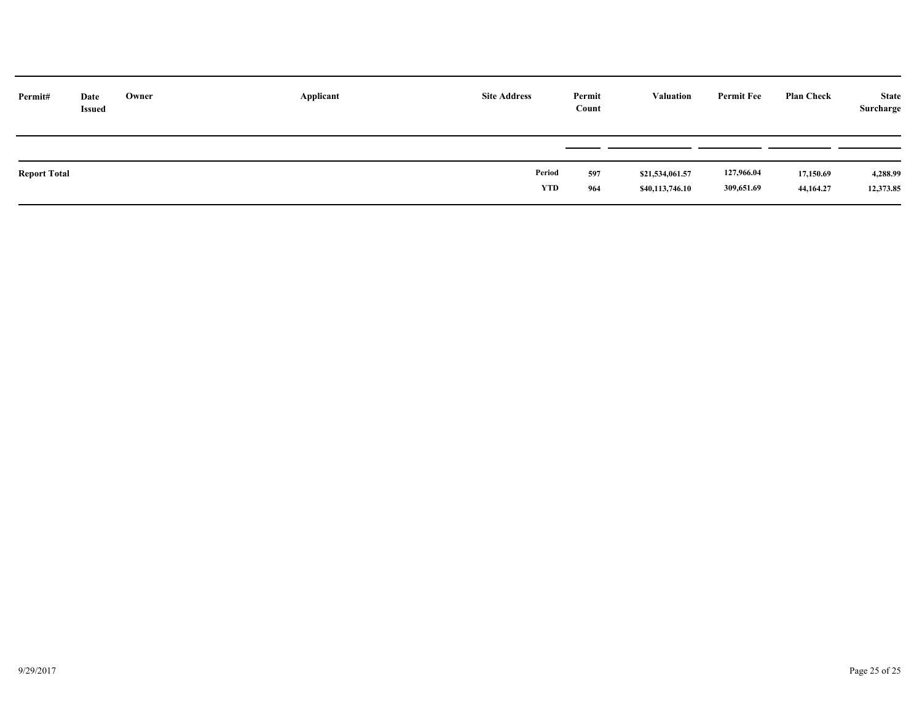| Permit# | Date Issued | Owner | Applicant | Site Address | | Permit Count | Valuation | Permit Fee | Plan Check | State Surcharge |
|---|---|---|---|---|---|---|---|---|---|---|
| **Report Total** | | | | | **Period** | **597** | **$21,534,061.57** | **127,966.04** | **17,150.69** | **4,288.99** |
| | | | | | **YTD** | **964** | **$40,113,746.10** | **309,651.69** | **44,164.27** | **12,373.85** |

9/29/2017